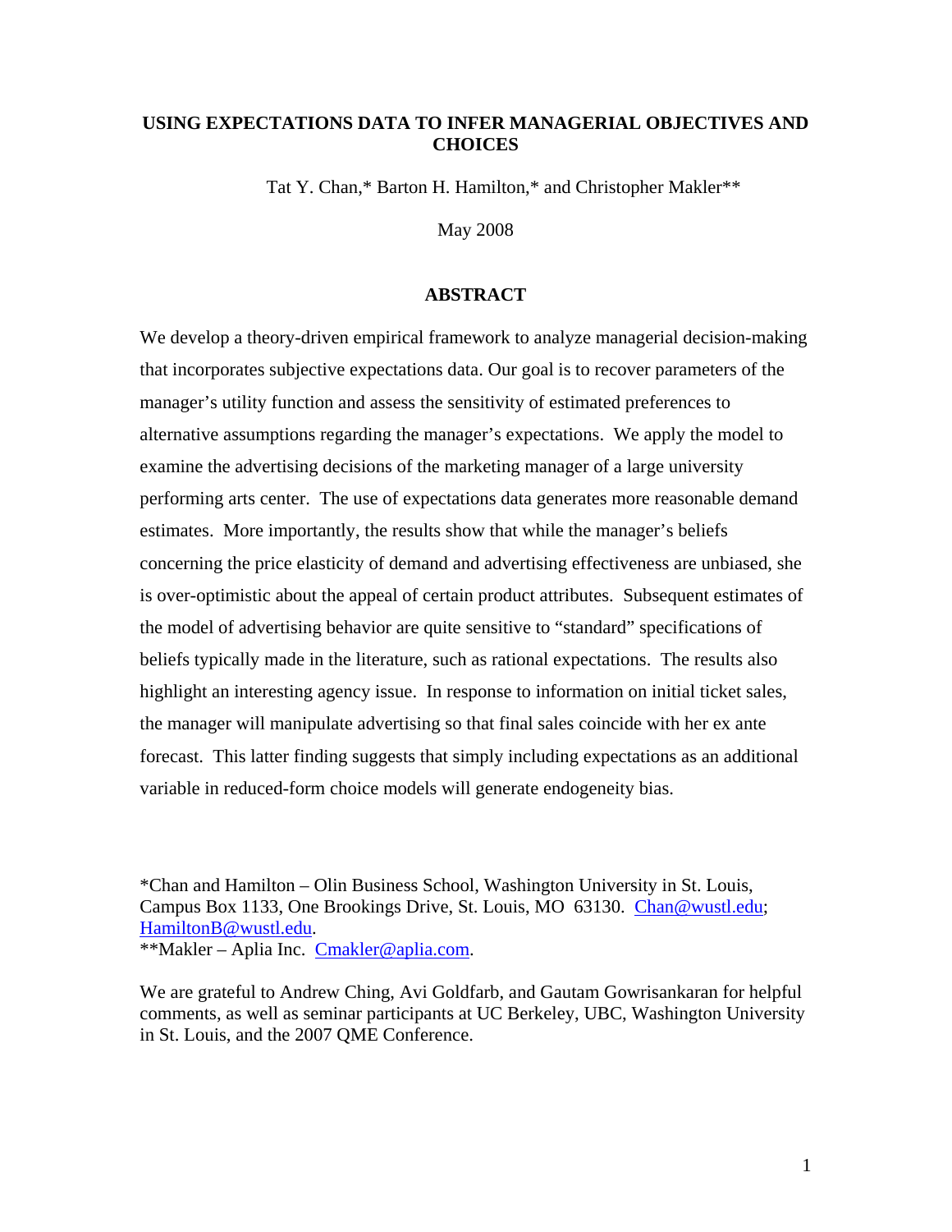# USING EXPECTATIONS DATA TO INFER MANAGERIAL OBJECTIVES AND CHOICES

Tat Y. Chan,* Barton H. Hamilton,* and Christopher Makler**

May 2008

## ABSTRACT

We develop a theory-driven empirical framework to analyze managerial decision-making that incorporates subjective expectations data. Our goal is to recover parameters of the manager's utility function and assess the sensitivity of estimated preferences to alternative assumptions regarding the manager's expectations. We apply the model to examine the advertising decisions of the marketing manager of a large university performing arts center. The use of expectations data generates more reasonable demand estimates. More importantly, the results show that while the manager's beliefs concerning the price elasticity of demand and advertising effectiveness are unbiased, she is over-optimistic about the appeal of certain product attributes. Subsequent estimates of the model of advertising behavior are quite sensitive to "standard" specifications of beliefs typically made in the literature, such as rational expectations. The results also highlight an interesting agency issue. In response to information on initial ticket sales, the manager will manipulate advertising so that final sales coincide with her ex ante forecast. This latter finding suggests that simply including expectations as an additional variable in reduced-form choice models will generate endogeneity bias.

*Chan and Hamilton – Olin Business School, Washington University in St. Louis, Campus Box 1133, One Brookings Drive, St. Louis, MO 63130. Chan@wustl.edu; HamiltonB@wustl.edu.
**Makler – Aplia Inc. Cmakler@aplia.com.

We are grateful to Andrew Ching, Avi Goldfarb, and Gautam Gowrisankaran for helpful comments, as well as seminar participants at UC Berkeley, UBC, Washington University in St. Louis, and the 2007 QME Conference.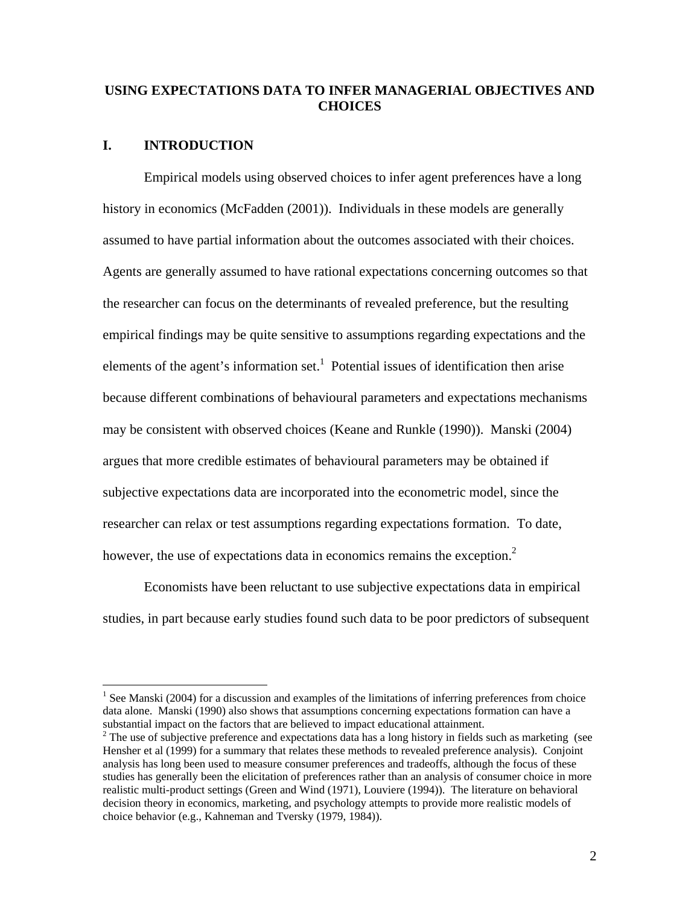# USING EXPECTATIONS DATA TO INFER MANAGERIAL OBJECTIVES AND CHOICES

## I. INTRODUCTION

Empirical models using observed choices to infer agent preferences have a long history in economics (McFadden (2001)). Individuals in these models are generally assumed to have partial information about the outcomes associated with their choices. Agents are generally assumed to have rational expectations concerning outcomes so that the researcher can focus on the determinants of revealed preference, but the resulting empirical findings may be quite sensitive to assumptions regarding expectations and the elements of the agent's information set.[1] Potential issues of identification then arise because different combinations of behavioural parameters and expectations mechanisms may be consistent with observed choices (Keane and Runkle (1990)). Manski (2004) argues that more credible estimates of behavioural parameters may be obtained if subjective expectations data are incorporated into the econometric model, since the researcher can relax or test assumptions regarding expectations formation. To date, however, the use of expectations data in economics remains the exception.[2]

Economists have been reluctant to use subjective expectations data in empirical studies, in part because early studies found such data to be poor predictors of subsequent

---

[1] See Manski (2004) for a discussion and examples of the limitations of inferring preferences from choice data alone. Manski (1990) also shows that assumptions concerning expectations formation can have a substantial impact on the factors that are believed to impact educational attainment.

[2] The use of subjective preference and expectations data has a long history in fields such as marketing (see Hensher et al (1999) for a summary that relates these methods to revealed preference analysis). Conjoint analysis has long been used to measure consumer preferences and tradeoffs, although the focus of these studies has generally been the elicitation of preferences rather than an analysis of consumer choice in more realistic multi-product settings (Green and Wind (1971), Louviere (1994)). The literature on behavioral decision theory in economics, marketing, and psychology attempts to provide more realistic models of choice behavior (e.g., Kahneman and Tversky (1979, 1984)).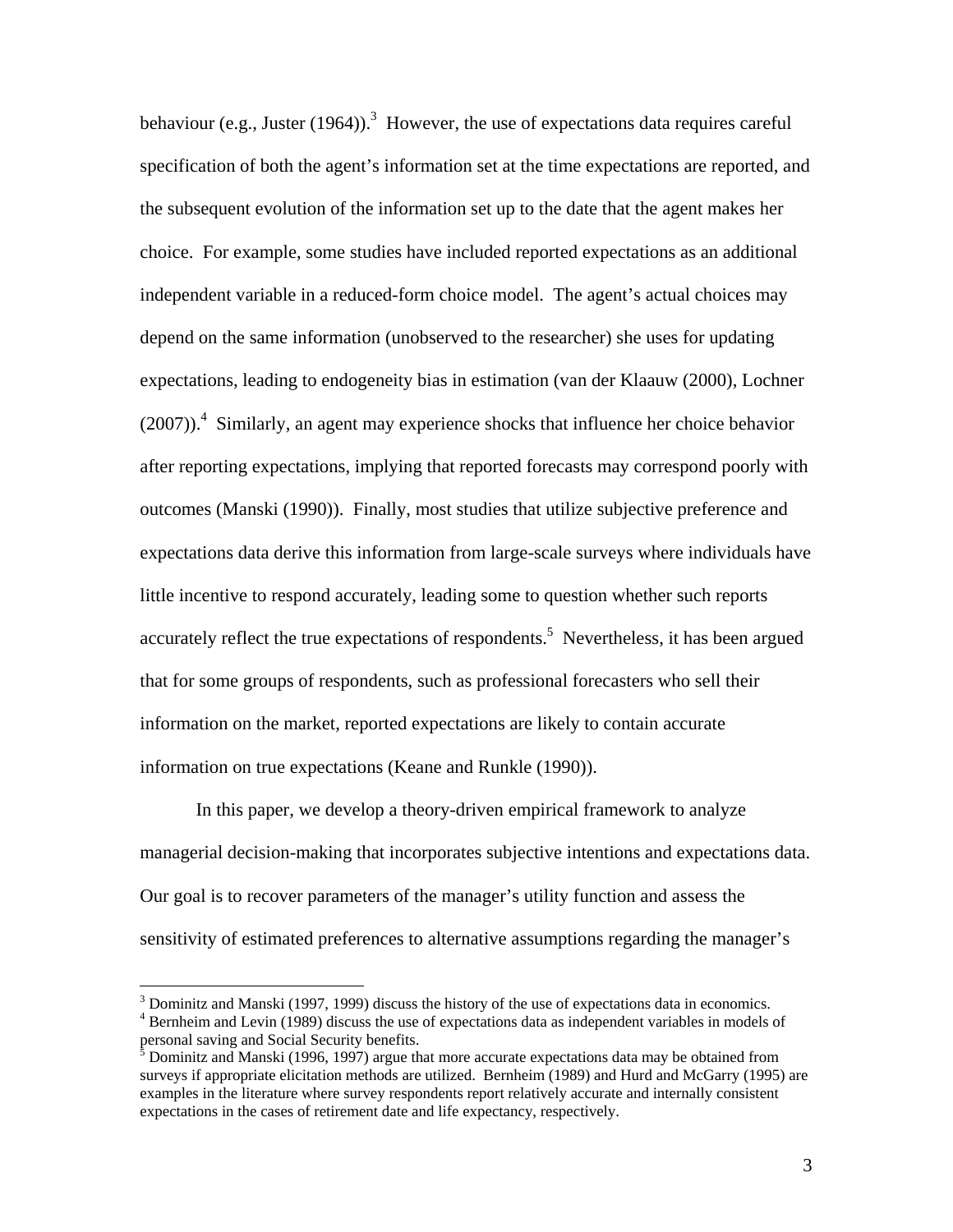behaviour (e.g., Juster (1964)).[3] However, the use of expectations data requires careful specification of both the agent's information set at the time expectations are reported, and the subsequent evolution of the information set up to the date that the agent makes her choice. For example, some studies have included reported expectations as an additional independent variable in a reduced-form choice model. The agent's actual choices may depend on the same information (unobserved to the researcher) she uses for updating expectations, leading to endogeneity bias in estimation (van der Klaauw (2000), Lochner (2007)).[4] Similarly, an agent may experience shocks that influence her choice behavior after reporting expectations, implying that reported forecasts may correspond poorly with outcomes (Manski (1990)). Finally, most studies that utilize subjective preference and expectations data derive this information from large-scale surveys where individuals have little incentive to respond accurately, leading some to question whether such reports accurately reflect the true expectations of respondents.[5] Nevertheless, it has been argued that for some groups of respondents, such as professional forecasters who sell their information on the market, reported expectations are likely to contain accurate information on true expectations (Keane and Runkle (1990)).

In this paper, we develop a theory-driven empirical framework to analyze managerial decision-making that incorporates subjective intentions and expectations data. Our goal is to recover parameters of the manager's utility function and assess the sensitivity of estimated preferences to alternative assumptions regarding the manager's

---

[3] Dominitz and Manski (1997, 1999) discuss the history of the use of expectations data in economics.

[4] Bernheim and Levin (1989) discuss the use of expectations data as independent variables in models of personal saving and Social Security benefits.

[5] Dominitz and Manski (1996, 1997) argue that more accurate expectations data may be obtained from surveys if appropriate elicitation methods are utilized. Bernheim (1989) and Hurd and McGarry (1995) are examples in the literature where survey respondents report relatively accurate and internally consistent expectations in the cases of retirement date and life expectancy, respectively.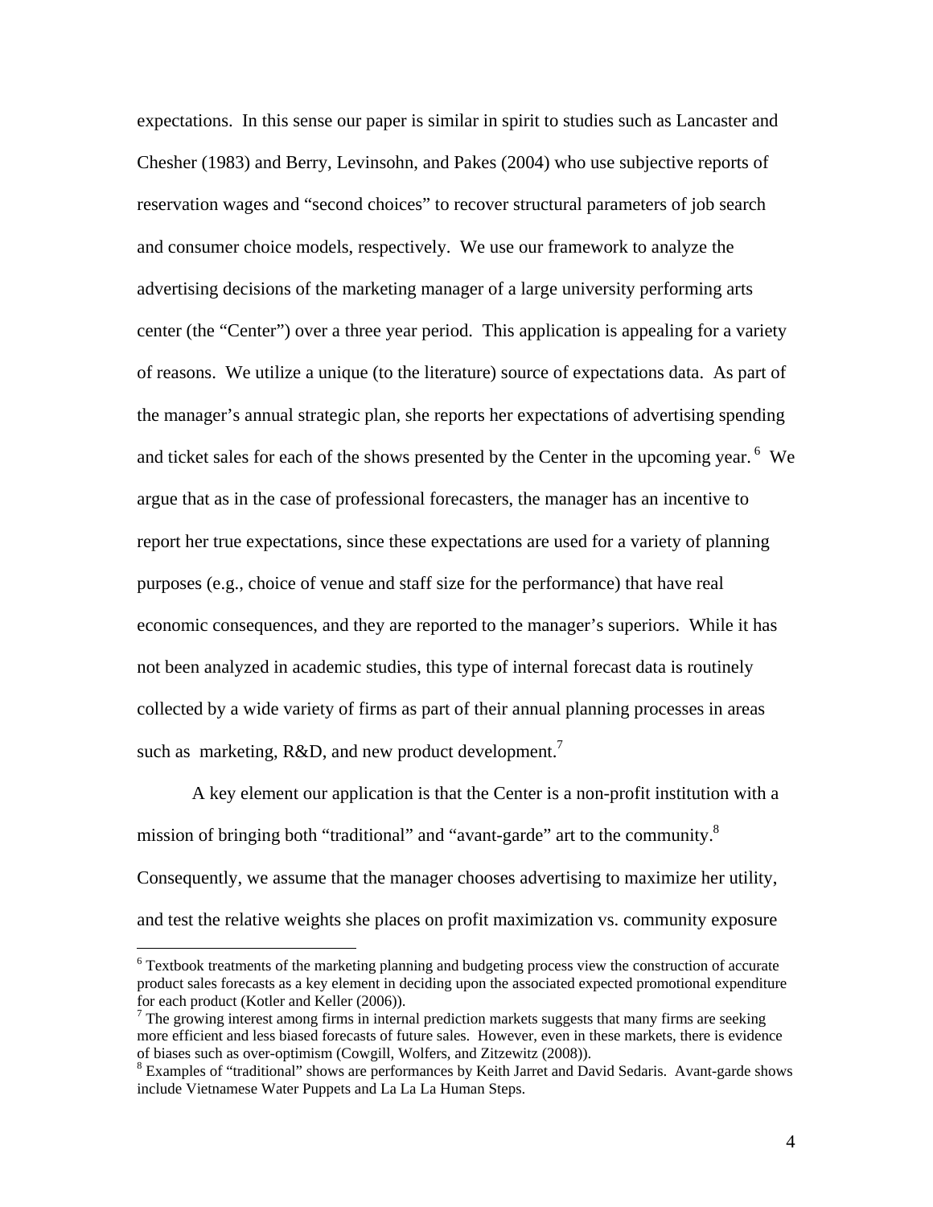expectations. In this sense our paper is similar in spirit to studies such as Lancaster and Chesher (1983) and Berry, Levinsohn, and Pakes (2004) who use subjective reports of reservation wages and "second choices" to recover structural parameters of job search and consumer choice models, respectively. We use our framework to analyze the advertising decisions of the marketing manager of a large university performing arts center (the "Center") over a three year period. This application is appealing for a variety of reasons. We utilize a unique (to the literature) source of expectations data. As part of the manager's annual strategic plan, she reports her expectations of advertising spending and ticket sales for each of the shows presented by the Center in the upcoming year.[6] We argue that as in the case of professional forecasters, the manager has an incentive to report her true expectations, since these expectations are used for a variety of planning purposes (e.g., choice of venue and staff size for the performance) that have real economic consequences, and they are reported to the manager's superiors. While it has not been analyzed in academic studies, this type of internal forecast data is routinely collected by a wide variety of firms as part of their annual planning processes in areas such as marketing, R&D, and new product development.[7]

A key element our application is that the Center is a non-profit institution with a mission of bringing both "traditional" and "avant-garde" art to the community.[8] Consequently, we assume that the manager chooses advertising to maximize her utility, and test the relative weights she places on profit maximization vs. community exposure

---

[6] Textbook treatments of the marketing planning and budgeting process view the construction of accurate product sales forecasts as a key element in deciding upon the associated expected promotional expenditure for each product (Kotler and Keller (2006)).

[7] The growing interest among firms in internal prediction markets suggests that many firms are seeking more efficient and less biased forecasts of future sales. However, even in these markets, there is evidence of biases such as over-optimism (Cowgill, Wolfers, and Zitzewitz (2008)).

[8] Examples of "traditional" shows are performances by Keith Jarret and David Sedaris. Avant-garde shows include Vietnamese Water Puppets and La La La Human Steps.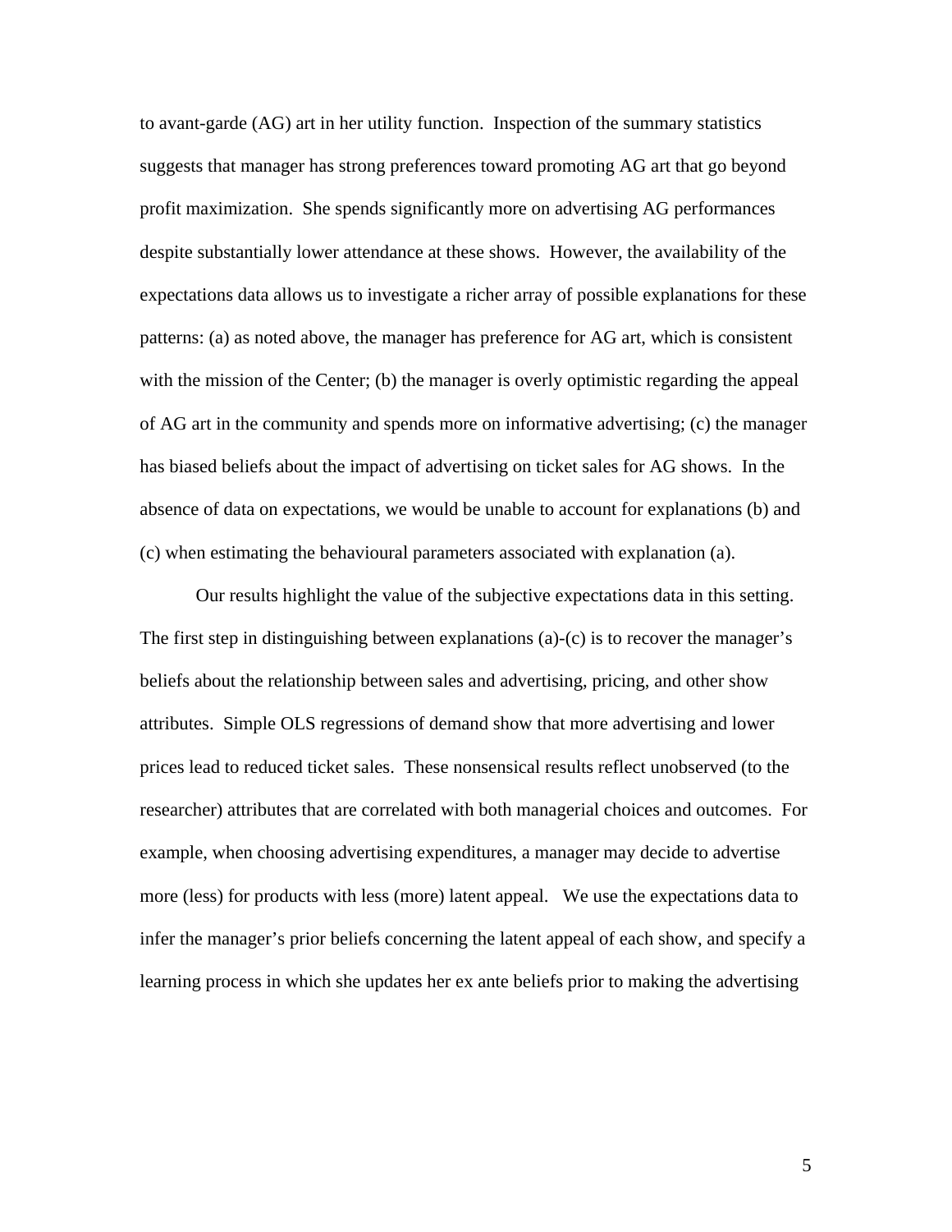to avant-garde (AG) art in her utility function. Inspection of the summary statistics suggests that manager has strong preferences toward promoting AG art that go beyond profit maximization. She spends significantly more on advertising AG performances despite substantially lower attendance at these shows. However, the availability of the expectations data allows us to investigate a richer array of possible explanations for these patterns: (a) as noted above, the manager has preference for AG art, which is consistent with the mission of the Center; (b) the manager is overly optimistic regarding the appeal of AG art in the community and spends more on informative advertising; (c) the manager has biased beliefs about the impact of advertising on ticket sales for AG shows. In the absence of data on expectations, we would be unable to account for explanations (b) and (c) when estimating the behavioural parameters associated with explanation (a).

Our results highlight the value of the subjective expectations data in this setting. The first step in distinguishing between explanations (a)-(c) is to recover the manager's beliefs about the relationship between sales and advertising, pricing, and other show attributes. Simple OLS regressions of demand show that more advertising and lower prices lead to reduced ticket sales. These nonsensical results reflect unobserved (to the researcher) attributes that are correlated with both managerial choices and outcomes. For example, when choosing advertising expenditures, a manager may decide to advertise more (less) for products with less (more) latent appeal. We use the expectations data to infer the manager's prior beliefs concerning the latent appeal of each show, and specify a learning process in which she updates her ex ante beliefs prior to making the advertising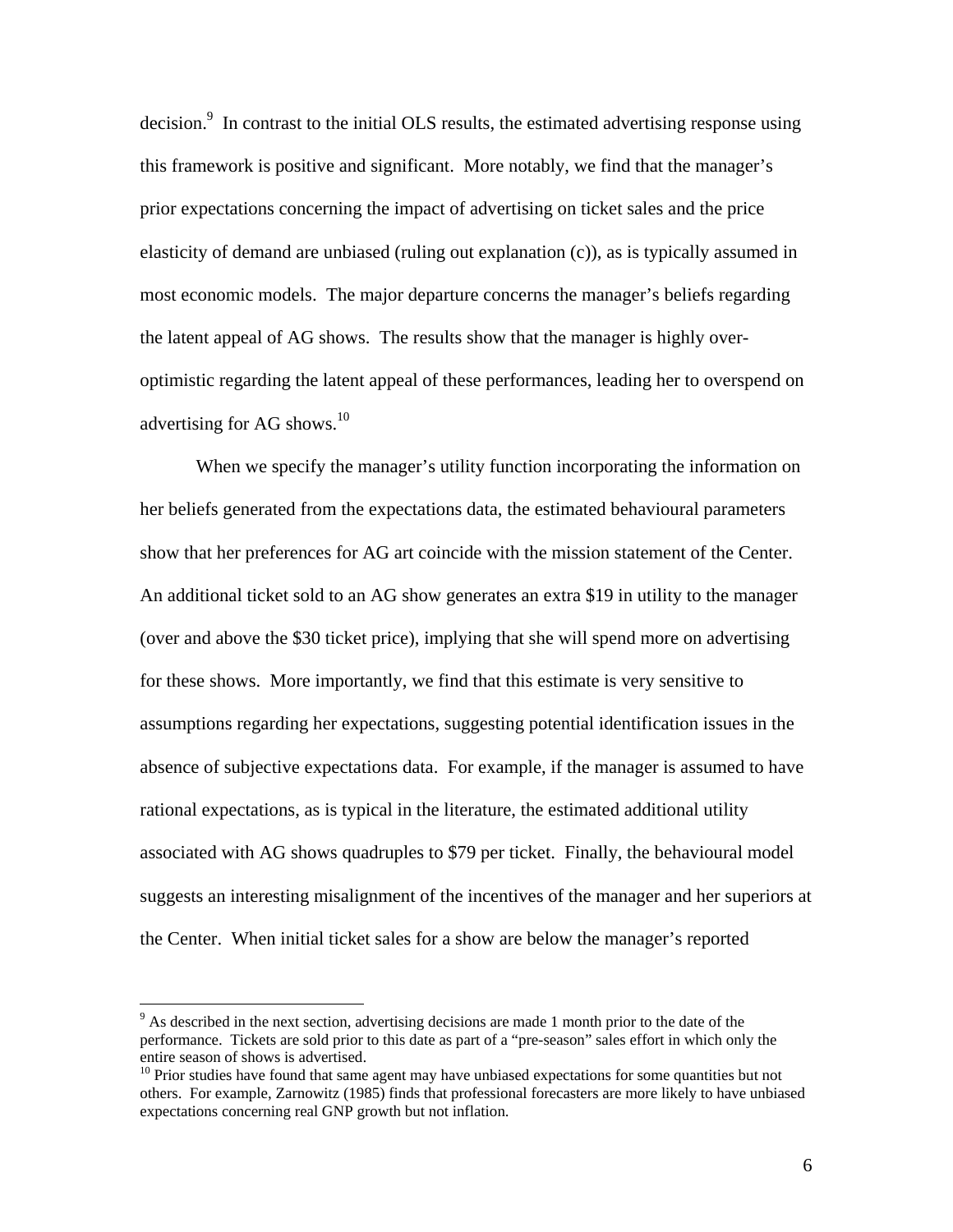decision.[9] In contrast to the initial OLS results, the estimated advertising response using this framework is positive and significant. More notably, we find that the manager's prior expectations concerning the impact of advertising on ticket sales and the price elasticity of demand are unbiased (ruling out explanation (c)), as is typically assumed in most economic models. The major departure concerns the manager's beliefs regarding the latent appeal of AG shows. The results show that the manager is highly over-optimistic regarding the latent appeal of these performances, leading her to overspend on advertising for AG shows.[10]

When we specify the manager's utility function incorporating the information on her beliefs generated from the expectations data, the estimated behavioural parameters show that her preferences for AG art coincide with the mission statement of the Center. An additional ticket sold to an AG show generates an extra \$19 in utility to the manager (over and above the \$30 ticket price), implying that she will spend more on advertising for these shows. More importantly, we find that this estimate is very sensitive to assumptions regarding her expectations, suggesting potential identification issues in the absence of subjective expectations data. For example, if the manager is assumed to have rational expectations, as is typical in the literature, the estimated additional utility associated with AG shows quadruples to \$79 per ticket. Finally, the behavioural model suggests an interesting misalignment of the incentives of the manager and her superiors at the Center. When initial ticket sales for a show are below the manager's reported

---

[9] As described in the next section, advertising decisions are made 1 month prior to the date of the performance. Tickets are sold prior to this date as part of a "pre-season" sales effort in which only the entire season of shows is advertised.

[10] Prior studies have found that same agent may have unbiased expectations for some quantities but not others. For example, Zarnowitz (1985) finds that professional forecasters are more likely to have unbiased expectations concerning real GNP growth but not inflation.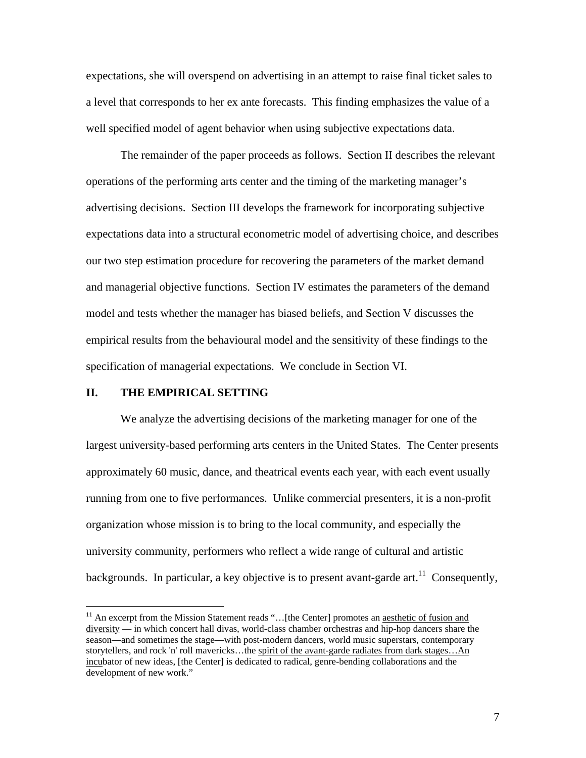expectations, she will overspend on advertising in an attempt to raise final ticket sales to a level that corresponds to her ex ante forecasts. This finding emphasizes the value of a well specified model of agent behavior when using subjective expectations data.

The remainder of the paper proceeds as follows. Section II describes the relevant operations of the performing arts center and the timing of the marketing manager's advertising decisions. Section III develops the framework for incorporating subjective expectations data into a structural econometric model of advertising choice, and describes our two step estimation procedure for recovering the parameters of the market demand and managerial objective functions. Section IV estimates the parameters of the demand model and tests whether the manager has biased beliefs, and Section V discusses the empirical results from the behavioural model and the sensitivity of these findings to the specification of managerial expectations. We conclude in Section VI.

## II. THE EMPIRICAL SETTING

We analyze the advertising decisions of the marketing manager for one of the largest university-based performing arts centers in the United States. The Center presents approximately 60 music, dance, and theatrical events each year, with each event usually running from one to five performances. Unlike commercial presenters, it is a non-profit organization whose mission is to bring to the local community, and especially the university community, performers who reflect a wide range of cultural and artistic backgrounds. In particular, a key objective is to present avant-garde art.[11] Consequently,

---

[11] An excerpt from the Mission Statement reads "…[the Center] promotes an aesthetic of fusion and diversity — in which concert hall divas, world-class chamber orchestras and hip-hop dancers share the season—and sometimes the stage—with post-modern dancers, world music superstars, contemporary storytellers, and rock 'n' roll mavericks…the spirit of the avant-garde radiates from dark stages…An incubator of new ideas, [the Center] is dedicated to radical, genre-bending collaborations and the development of new work."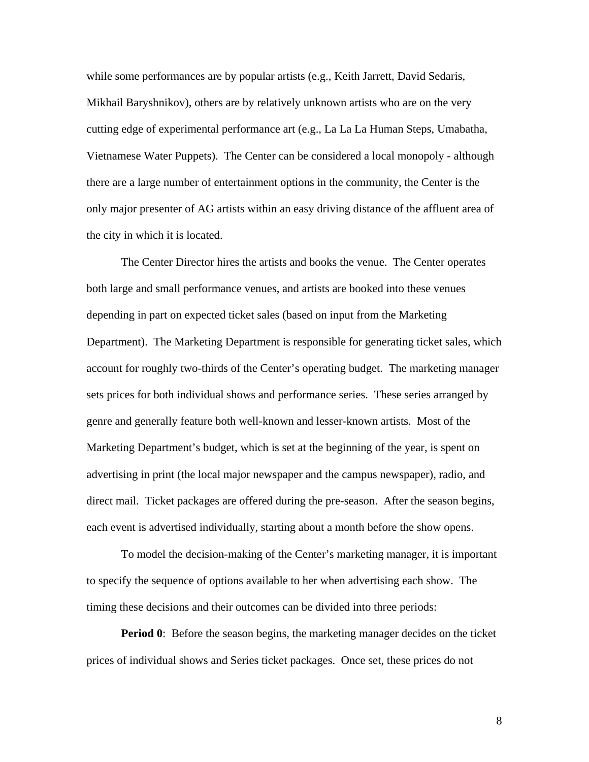while some performances are by popular artists (e.g., Keith Jarrett, David Sedaris, Mikhail Baryshnikov), others are by relatively unknown artists who are on the very cutting edge of experimental performance art (e.g., La La La Human Steps, Umabatha, Vietnamese Water Puppets). The Center can be considered a local monopoly - although there are a large number of entertainment options in the community, the Center is the only major presenter of AG artists within an easy driving distance of the affluent area of the city in which it is located.

The Center Director hires the artists and books the venue. The Center operates both large and small performance venues, and artists are booked into these venues depending in part on expected ticket sales (based on input from the Marketing Department). The Marketing Department is responsible for generating ticket sales, which account for roughly two-thirds of the Center's operating budget. The marketing manager sets prices for both individual shows and performance series. These series arranged by genre and generally feature both well-known and lesser-known artists. Most of the Marketing Department's budget, which is set at the beginning of the year, is spent on advertising in print (the local major newspaper and the campus newspaper), radio, and direct mail. Ticket packages are offered during the pre-season. After the season begins, each event is advertised individually, starting about a month before the show opens.

To model the decision-making of the Center's marketing manager, it is important to specify the sequence of options available to her when advertising each show. The timing these decisions and their outcomes can be divided into three periods:

**Period 0**: Before the season begins, the marketing manager decides on the ticket prices of individual shows and Series ticket packages. Once set, these prices do not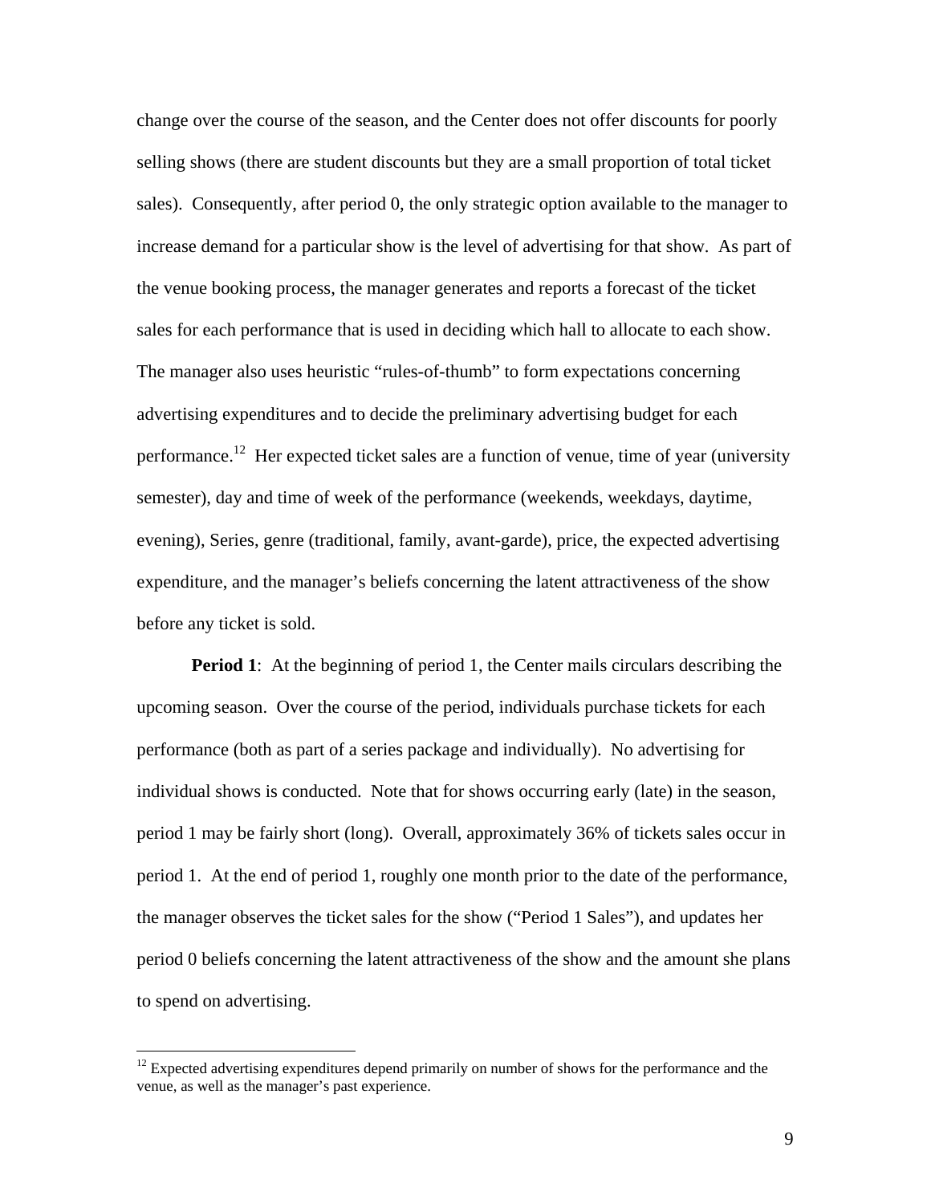change over the course of the season, and the Center does not offer discounts for poorly selling shows (there are student discounts but they are a small proportion of total ticket sales). Consequently, after period 0, the only strategic option available to the manager to increase demand for a particular show is the level of advertising for that show. As part of the venue booking process, the manager generates and reports a forecast of the ticket sales for each performance that is used in deciding which hall to allocate to each show. The manager also uses heuristic "rules-of-thumb" to form expectations concerning advertising expenditures and to decide the preliminary advertising budget for each performance.[12] Her expected ticket sales are a function of venue, time of year (university semester), day and time of week of the performance (weekends, weekdays, daytime, evening), Series, genre (traditional, family, avant-garde), price, the expected advertising expenditure, and the manager's beliefs concerning the latent attractiveness of the show before any ticket is sold.

**Period 1**: At the beginning of period 1, the Center mails circulars describing the upcoming season. Over the course of the period, individuals purchase tickets for each performance (both as part of a series package and individually). No advertising for individual shows is conducted. Note that for shows occurring early (late) in the season, period 1 may be fairly short (long). Overall, approximately 36% of tickets sales occur in period 1. At the end of period 1, roughly one month prior to the date of the performance, the manager observes the ticket sales for the show ("Period 1 Sales"), and updates her period 0 beliefs concerning the latent attractiveness of the show and the amount she plans to spend on advertising.

---

[12] Expected advertising expenditures depend primarily on number of shows for the performance and the venue, as well as the manager's past experience.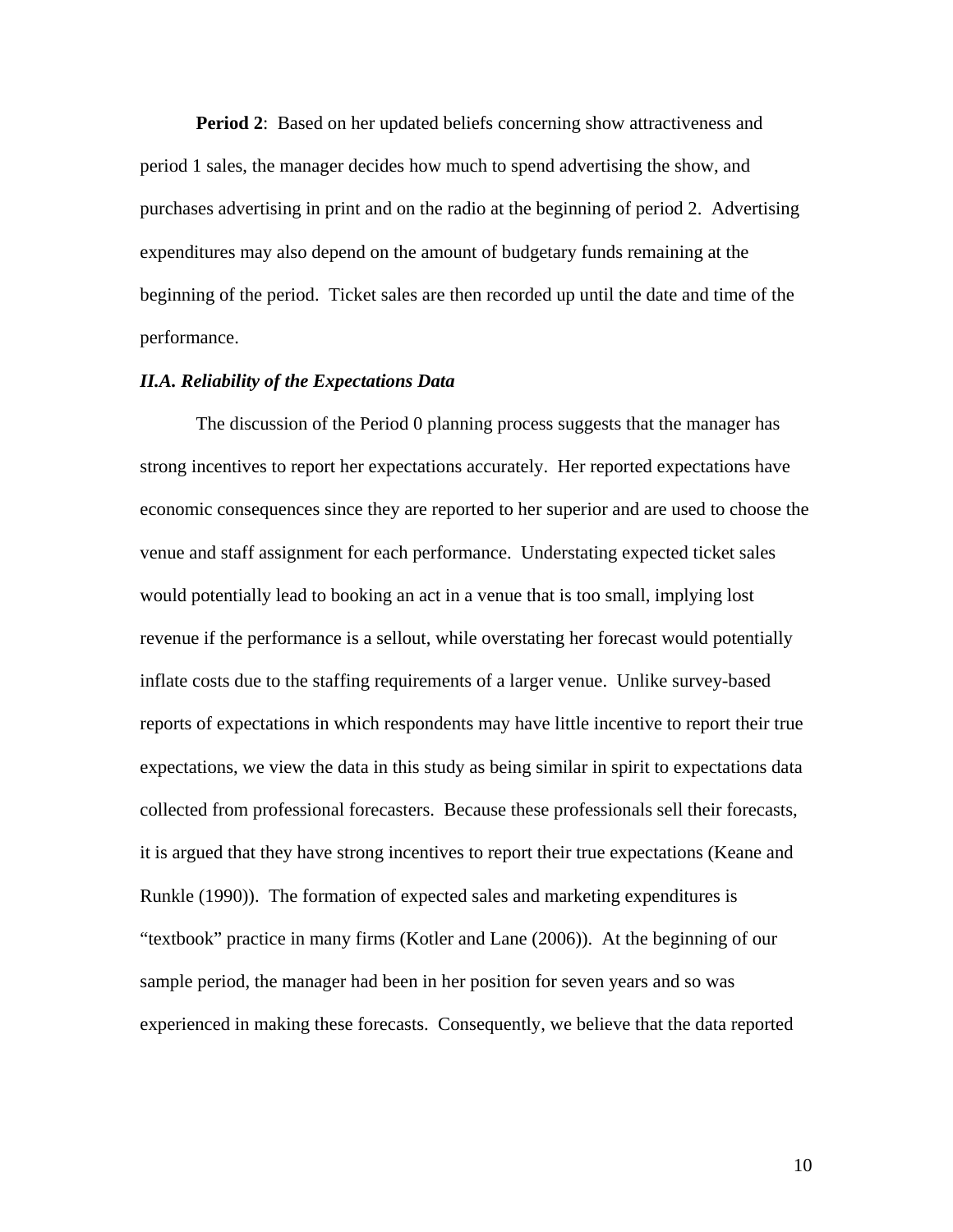**Period 2**: Based on her updated beliefs concerning show attractiveness and period 1 sales, the manager decides how much to spend advertising the show, and purchases advertising in print and on the radio at the beginning of period 2. Advertising expenditures may also depend on the amount of budgetary funds remaining at the beginning of the period. Ticket sales are then recorded up until the date and time of the performance.

### *II.A. Reliability of the Expectations Data*

The discussion of the Period 0 planning process suggests that the manager has strong incentives to report her expectations accurately. Her reported expectations have economic consequences since they are reported to her superior and are used to choose the venue and staff assignment for each performance. Understating expected ticket sales would potentially lead to booking an act in a venue that is too small, implying lost revenue if the performance is a sellout, while overstating her forecast would potentially inflate costs due to the staffing requirements of a larger venue. Unlike survey-based reports of expectations in which respondents may have little incentive to report their true expectations, we view the data in this study as being similar in spirit to expectations data collected from professional forecasters. Because these professionals sell their forecasts, it is argued that they have strong incentives to report their true expectations (Keane and Runkle (1990)). The formation of expected sales and marketing expenditures is "textbook" practice in many firms (Kotler and Lane (2006)). At the beginning of our sample period, the manager had been in her position for seven years and so was experienced in making these forecasts. Consequently, we believe that the data reported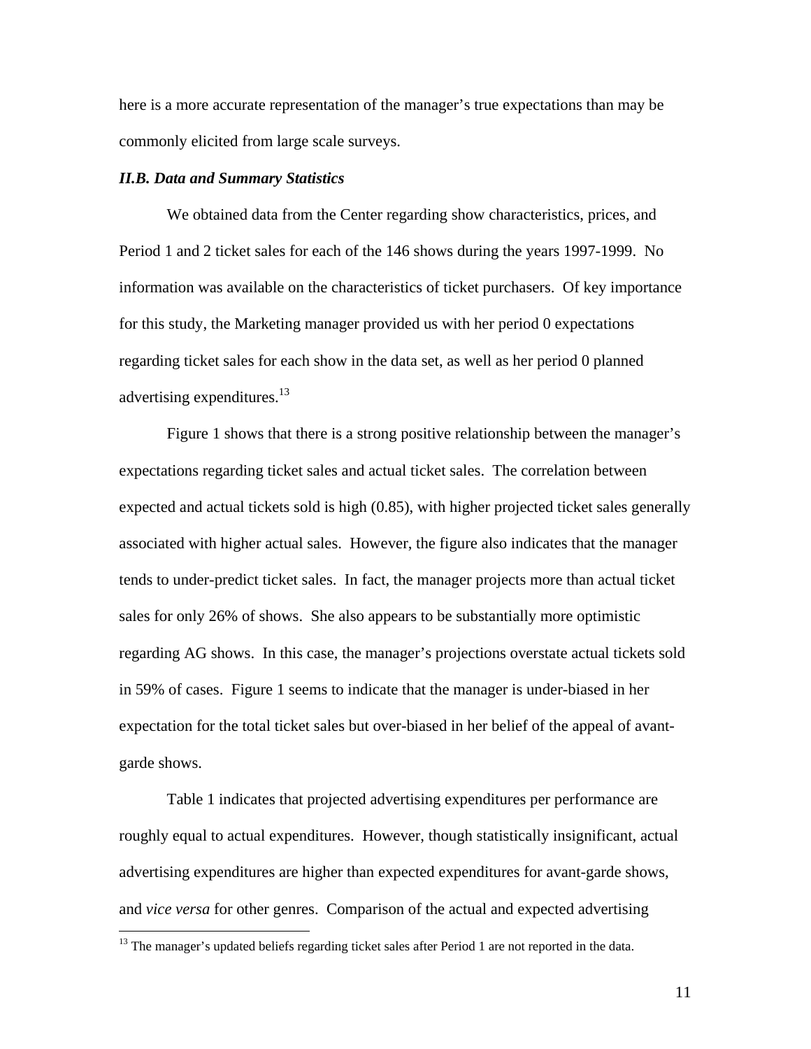here is a more accurate representation of the manager's true expectations than may be commonly elicited from large scale surveys.

### *II.B. Data and Summary Statistics*

We obtained data from the Center regarding show characteristics, prices, and Period 1 and 2 ticket sales for each of the 146 shows during the years 1997-1999. No information was available on the characteristics of ticket purchasers. Of key importance for this study, the Marketing manager provided us with her period 0 expectations regarding ticket sales for each show in the data set, as well as her period 0 planned advertising expenditures.[13]

Figure 1 shows that there is a strong positive relationship between the manager's expectations regarding ticket sales and actual ticket sales. The correlation between expected and actual tickets sold is high (0.85), with higher projected ticket sales generally associated with higher actual sales. However, the figure also indicates that the manager tends to under-predict ticket sales. In fact, the manager projects more than actual ticket sales for only 26% of shows. She also appears to be substantially more optimistic regarding AG shows. In this case, the manager's projections overstate actual tickets sold in 59% of cases. Figure 1 seems to indicate that the manager is under-biased in her expectation for the total ticket sales but over-biased in her belief of the appeal of avant-garde shows.

Table 1 indicates that projected advertising expenditures per performance are roughly equal to actual expenditures. However, though statistically insignificant, actual advertising expenditures are higher than expected expenditures for avant-garde shows, and *vice versa* for other genres. Comparison of the actual and expected advertising

[13] The manager's updated beliefs regarding ticket sales after Period 1 are not reported in the data.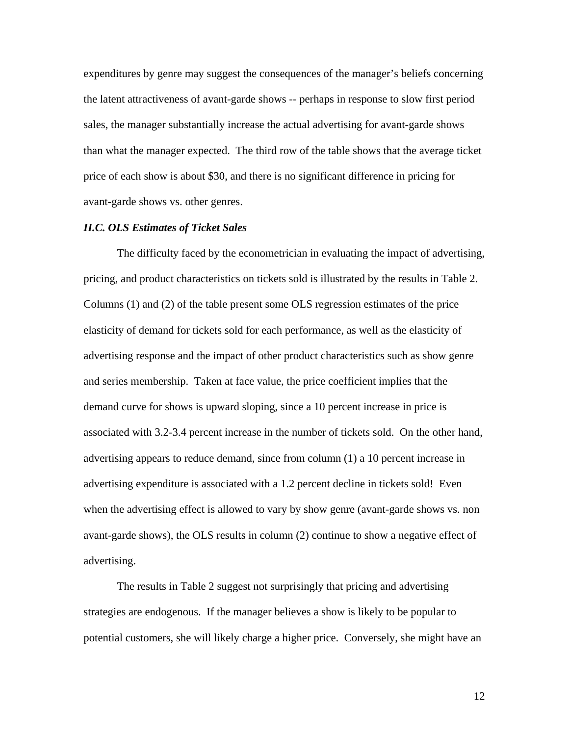expenditures by genre may suggest the consequences of the manager's beliefs concerning the latent attractiveness of avant-garde shows -- perhaps in response to slow first period sales, the manager substantially increase the actual advertising for avant-garde shows than what the manager expected. The third row of the table shows that the average ticket price of each show is about $30, and there is no significant difference in pricing for avant-garde shows vs. other genres.

### *II.C. OLS Estimates of Ticket Sales*

The difficulty faced by the econometrician in evaluating the impact of advertising, pricing, and product characteristics on tickets sold is illustrated by the results in Table 2. Columns (1) and (2) of the table present some OLS regression estimates of the price elasticity of demand for tickets sold for each performance, as well as the elasticity of advertising response and the impact of other product characteristics such as show genre and series membership. Taken at face value, the price coefficient implies that the demand curve for shows is upward sloping, since a 10 percent increase in price is associated with 3.2-3.4 percent increase in the number of tickets sold. On the other hand, advertising appears to reduce demand, since from column (1) a 10 percent increase in advertising expenditure is associated with a 1.2 percent decline in tickets sold! Even when the advertising effect is allowed to vary by show genre (avant-garde shows vs. non avant-garde shows), the OLS results in column (2) continue to show a negative effect of advertising.

The results in Table 2 suggest not surprisingly that pricing and advertising strategies are endogenous. If the manager believes a show is likely to be popular to potential customers, she will likely charge a higher price. Conversely, she might have an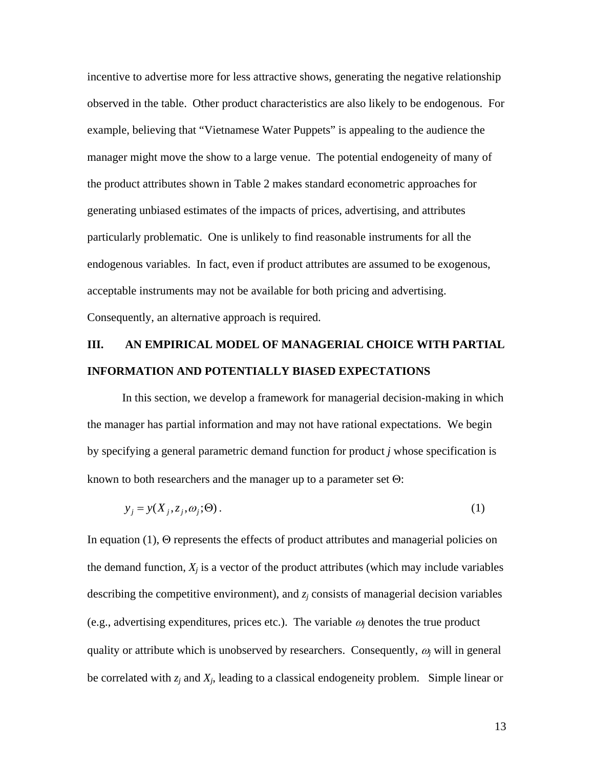incentive to advertise more for less attractive shows, generating the negative relationship observed in the table. Other product characteristics are also likely to be endogenous. For example, believing that "Vietnamese Water Puppets" is appealing to the audience the manager might move the show to a large venue. The potential endogeneity of many of the product attributes shown in Table 2 makes standard econometric approaches for generating unbiased estimates of the impacts of prices, advertising, and attributes particularly problematic. One is unlikely to find reasonable instruments for all the endogenous variables. In fact, even if product attributes are assumed to be exogenous, acceptable instruments may not be available for both pricing and advertising. Consequently, an alternative approach is required.

## III. AN EMPIRICAL MODEL OF MANAGERIAL CHOICE WITH PARTIAL INFORMATION AND POTENTIALLY BIASED EXPECTATIONS

In this section, we develop a framework for managerial decision-making in which the manager has partial information and may not have rational expectations. We begin by specifying a general parametric demand function for product *j* whose specification is known to both researchers and the manager up to a parameter set Θ:

$$y_j = y(X_j, z_j, \omega_j; \Theta). \tag{1}$$

In equation (1), Θ represents the effects of product attributes and managerial policies on the demand function, $X_j$ is a vector of the product attributes (which may include variables describing the competitive environment), and $z_j$ consists of managerial decision variables (e.g., advertising expenditures, prices etc.). The variable $\omega_j$ denotes the true product quality or attribute which is unobserved by researchers. Consequently, $\omega_j$ will in general be correlated with $z_j$ and $X_j$, leading to a classical endogeneity problem. Simple linear or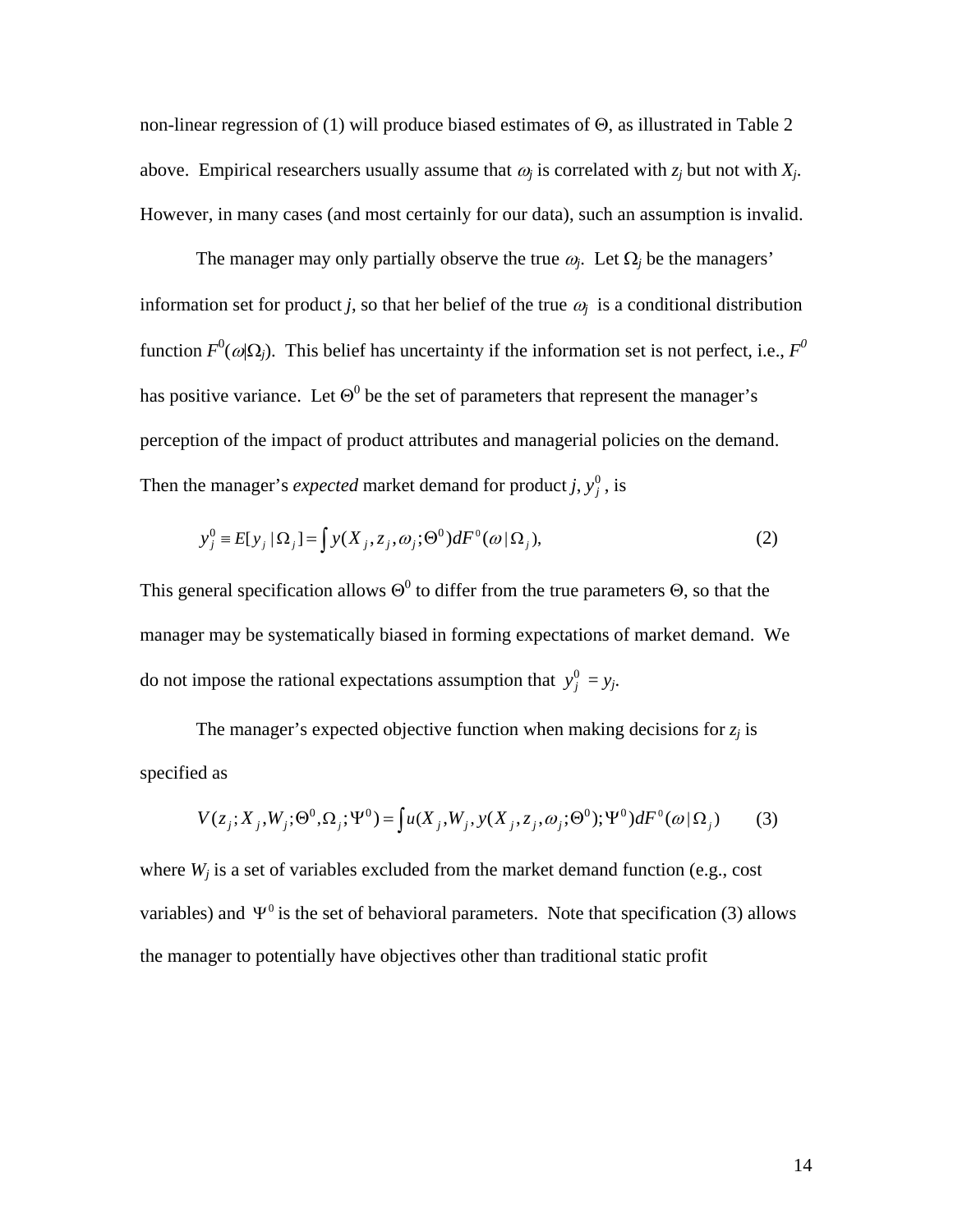non-linear regression of (1) will produce biased estimates of Θ, as illustrated in Table 2 above. Empirical researchers usually assume that $\omega_j$ is correlated with $z_j$ but not with $X_j$. However, in many cases (and most certainly for our data), such an assumption is invalid.

The manager may only partially observe the true $\omega_j$. Let $\Omega_j$ be the managers' information set for product *j*, so that her belief of the true $\omega_j$ is a conditional distribution function $F^0(\omega|\Omega_j)$. This belief has uncertainty if the information set is not perfect, i.e., $F^0$ has positive variance. Let $\Theta^0$ be the set of parameters that represent the manager's perception of the impact of product attributes and managerial policies on the demand. Then the manager's *expected* market demand for product *j*, $y_j^0$, is

$$y_j^0 \equiv E[y_j \mid \Omega_j] = \int y(X_j, z_j, \omega_j; \Theta^0) dF^0(\omega \mid \Omega_j), \tag{2}$$

This general specification allows $\Theta^0$ to differ from the true parameters Θ, so that the manager may be systematically biased in forming expectations of market demand. We do not impose the rational expectations assumption that $y_j^0 = y_j$.

The manager's expected objective function when making decisions for $z_j$ is specified as

$$V(z_j; X_j, W_j; \Theta^0, \Omega_j; \Psi^0) = \int u(X_j, W_j, y(X_j, z_j, \omega_j; \Theta^0); \Psi^0) dF^0(\omega \mid \Omega_j) \tag{3}$$

where $W_j$ is a set of variables excluded from the market demand function (e.g., cost variables) and $\Psi^0$ is the set of behavioral parameters. Note that specification (3) allows the manager to potentially have objectives other than traditional static profit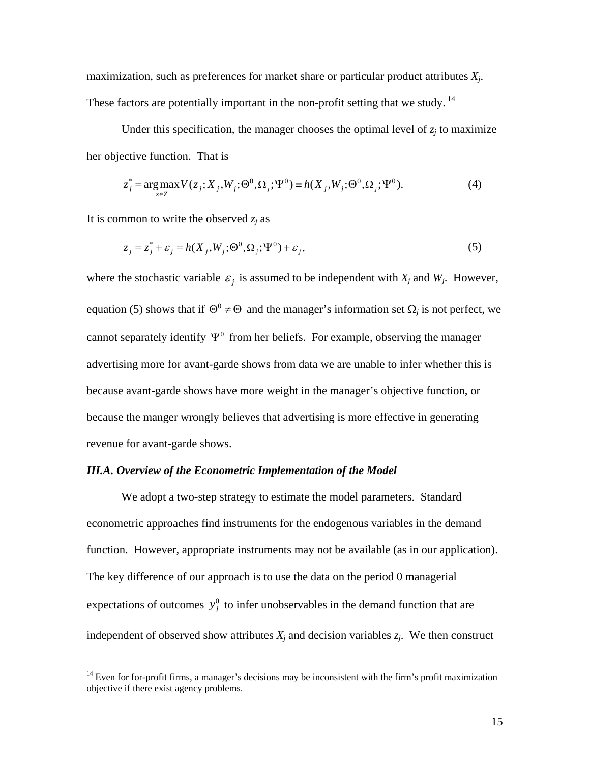maximization, such as preferences for market share or particular product attributes $X_j$. These factors are potentially important in the non-profit setting that we study.[14]

Under this specification, the manager chooses the optimal level of $z_j$ to maximize her objective function. That is

$$z_j^* = \arg\max_{z \in Z} V(z_j; X_j, W_j; \Theta^0, \Omega_j; \Psi^0) \equiv h(X_j, W_j; \Theta^0, \Omega_j; \Psi^0). \tag{4}$$

It is common to write the observed $z_j$ as

$$z_j = z_j^* + \varepsilon_j = h(X_j, W_j; \Theta^0, \Omega_j; \Psi^0) + \varepsilon_j, \tag{5}$$

where the stochastic variable $\varepsilon_j$ is assumed to be independent with $X_j$ and $W_j$. However, equation (5) shows that if $\Theta^0 \neq \Theta$ and the manager's information set $\Omega_j$ is not perfect, we cannot separately identify $\Psi^0$ from her beliefs. For example, observing the manager advertising more for avant-garde shows from data we are unable to infer whether this is because avant-garde shows have more weight in the manager's objective function, or because the manger wrongly believes that advertising is more effective in generating revenue for avant-garde shows.

### *III.A. Overview of the Econometric Implementation of the Model*

We adopt a two-step strategy to estimate the model parameters. Standard econometric approaches find instruments for the endogenous variables in the demand function. However, appropriate instruments may not be available (as in our application). The key difference of our approach is to use the data on the period 0 managerial expectations of outcomes $y_j^0$ to infer unobservables in the demand function that are independent of observed show attributes $X_j$ and decision variables $z_j$. We then construct

[14] Even for for-profit firms, a manager's decisions may be inconsistent with the firm's profit maximization objective if there exist agency problems.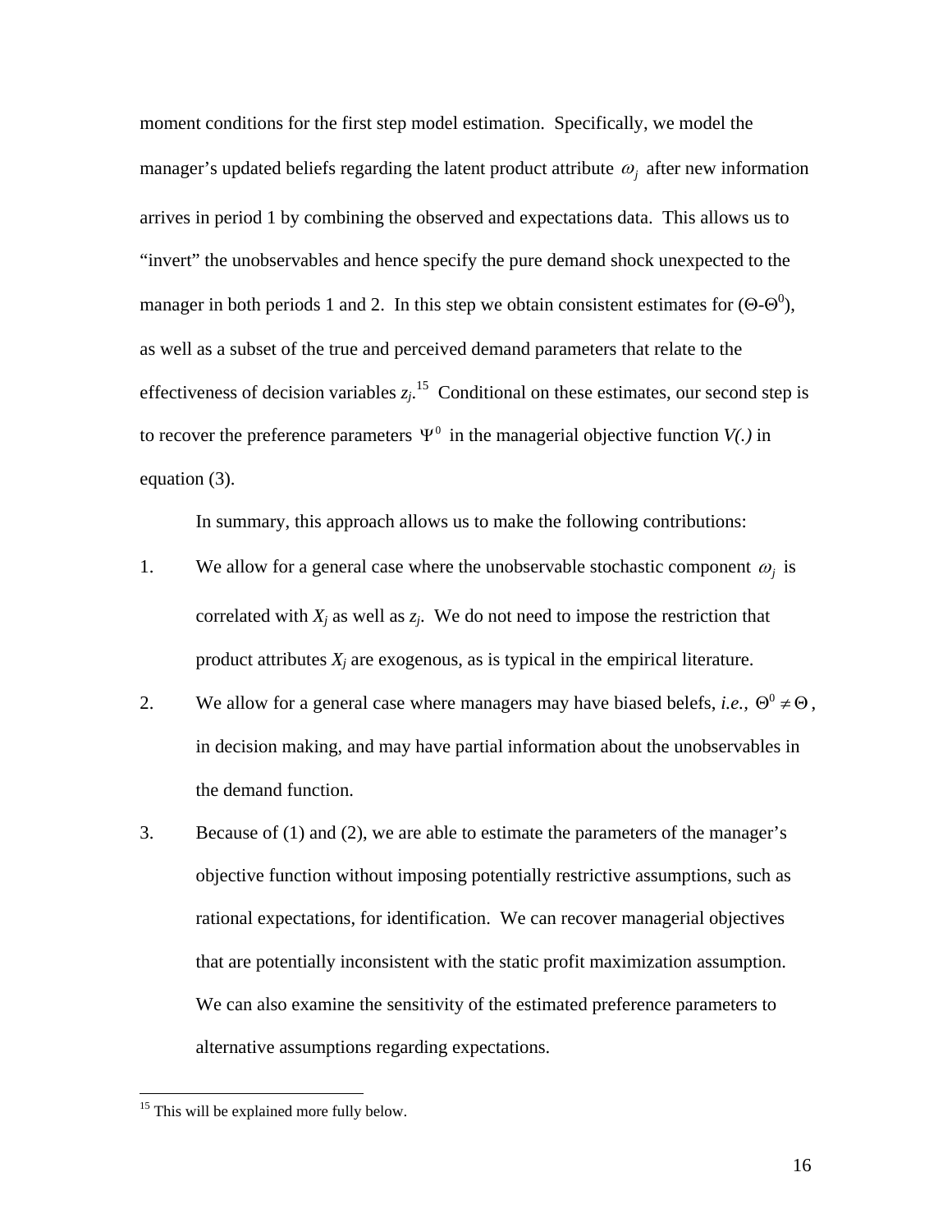moment conditions for the first step model estimation. Specifically, we model the manager's updated beliefs regarding the latent product attribute $\omega_j$ after new information arrives in period 1 by combining the observed and expectations data. This allows us to "invert" the unobservables and hence specify the pure demand shock unexpected to the manager in both periods 1 and 2. In this step we obtain consistent estimates for ($\Theta$-$\Theta^0$), as well as a subset of the true and perceived demand parameters that relate to the effectiveness of decision variables $z_j$.[15] Conditional on these estimates, our second step is to recover the preference parameters $\Psi^0$ in the managerial objective function *V(.)* in equation (3).

In summary, this approach allows us to make the following contributions:

1. We allow for a general case where the unobservable stochastic component $\omega_j$ is correlated with $X_j$ as well as $z_j$. We do not need to impose the restriction that product attributes $X_j$ are exogenous, as is typical in the empirical literature.
2. We allow for a general case where managers may have biased befels, *i.e.*, $\Theta^0 \neq \Theta$, in decision making, and may have partial information about the unobservables in the demand function.
3. Because of (1) and (2), we are able to estimate the parameters of the manager's objective function without imposing potentially restrictive assumptions, such as rational expectations, for identification. We can recover managerial objectives that are potentially inconsistent with the static profit maximization assumption. We can also examine the sensitivity of the estimated preference parameters to alternative assumptions regarding expectations.

[15] This will be explained more fully below.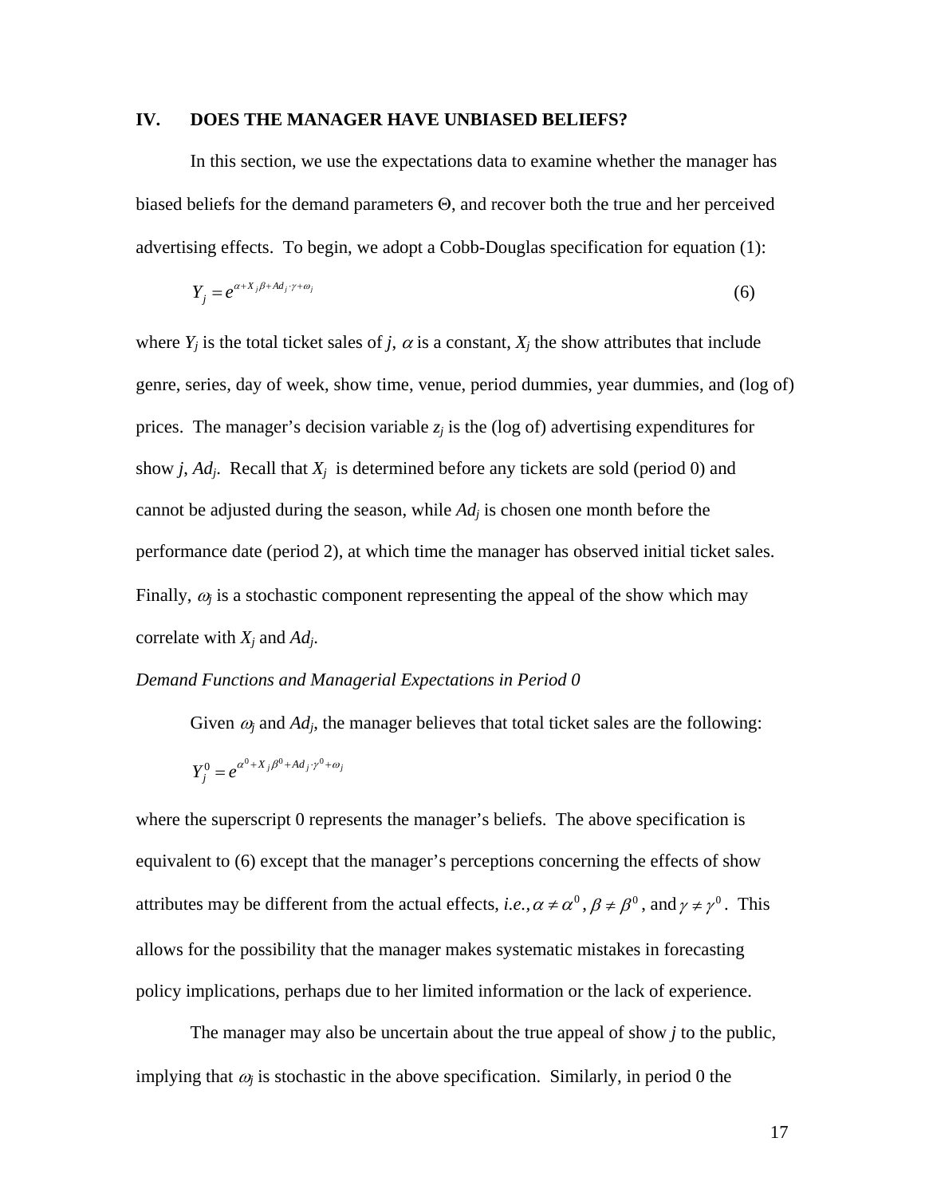## IV. DOES THE MANAGER HAVE UNBIASED BELIEFS?

In this section, we use the expectations data to examine whether the manager has biased beliefs for the demand parameters Θ, and recover both the true and her perceived advertising effects. To begin, we adopt a Cobb-Douglas specification for equation (1):

$$Y_j = e^{\alpha + X_j\beta + Ad_j \cdot \gamma + \omega_j} \tag{6}$$

where $Y_j$ is the total ticket sales of $j$, $\alpha$ is a constant, $X_j$ the show attributes that include genre, series, day of week, show time, venue, period dummies, year dummies, and (log of) prices. The manager's decision variable $z_j$ is the (log of) advertising expenditures for show $j$, $Ad_j$. Recall that $X_j$ is determined before any tickets are sold (period 0) and cannot be adjusted during the season, while $Ad_j$ is chosen one month before the performance date (period 2), at which time the manager has observed initial ticket sales. Finally, $\omega_j$ is a stochastic component representing the appeal of the show which may correlate with $X_j$ and $Ad_j$.

*Demand Functions and Managerial Expectations in Period 0*

Given $\omega_j$ and $Ad_j$, the manager believes that total ticket sales are the following:

$$Y_j^0 = e^{\alpha^0 + X_j\beta^0 + Ad_j \cdot \gamma^0 + \omega_j}$$

where the superscript 0 represents the manager's beliefs. The above specification is equivalent to (6) except that the manager's perceptions concerning the effects of show attributes may be different from the actual effects, *i.e.*, $\alpha \neq \alpha^0$, $\beta \neq \beta^0$, and $\gamma \neq \gamma^0$. This allows for the possibility that the manager makes systematic mistakes in forecasting policy implications, perhaps due to her limited information or the lack of experience.

The manager may also be uncertain about the true appeal of show $j$ to the public, implying that $\omega_j$ is stochastic in the above specification. Similarly, in period 0 the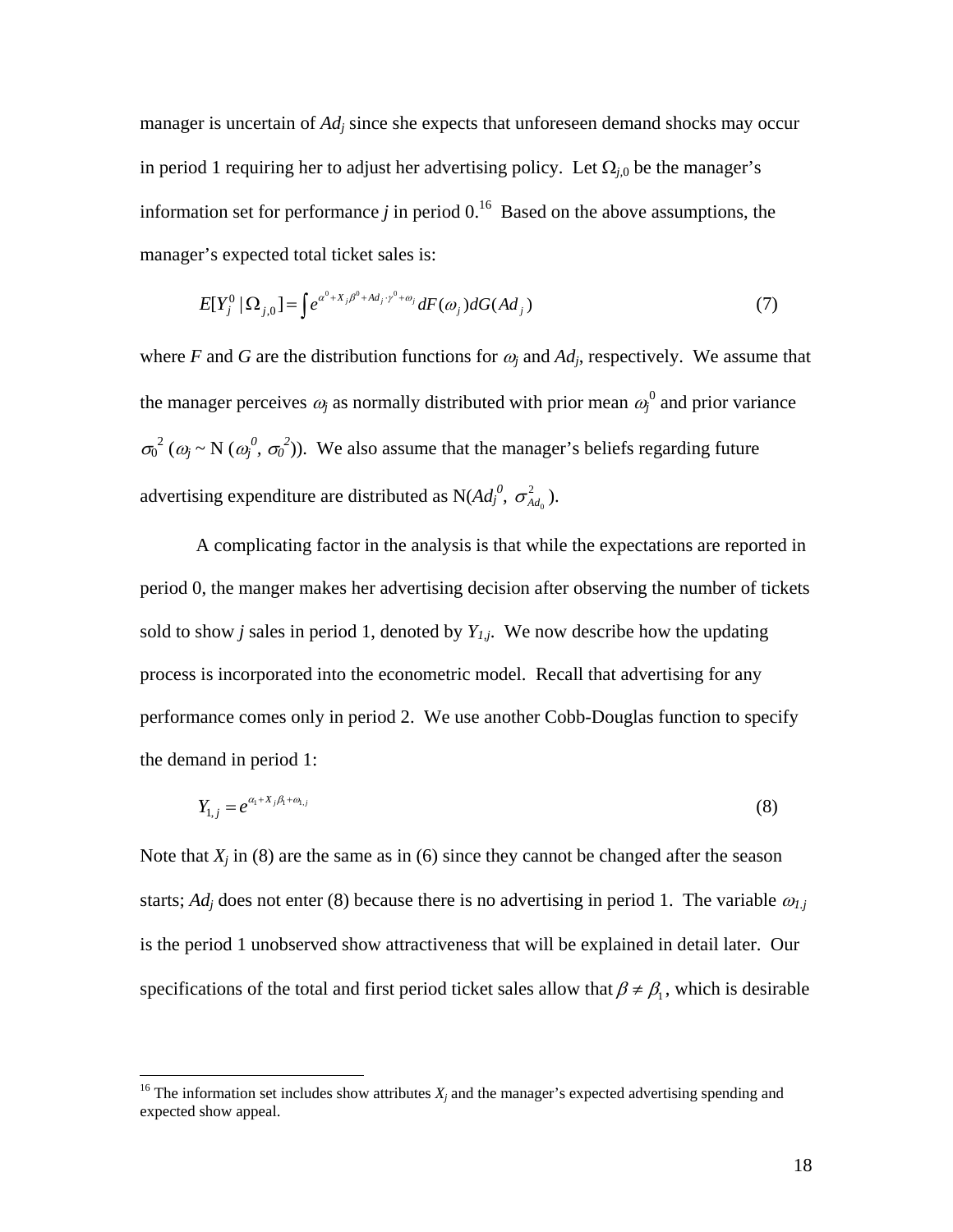manager is uncertain of $Ad_j$ since she expects that unforeseen demand shocks may occur in period 1 requiring her to adjust her advertising policy. Let $\Omega_{j,0}$ be the manager's information set for performance $j$ in period 0.[16] Based on the above assumptions, the manager's expected total ticket sales is:

$$E[Y_j^0 \mid \Omega_{j,0}] = \int e^{\alpha^0 + X_j\beta^0 + Ad_j \cdot \gamma^0 + \omega_j} dF(\omega_j) dG(Ad_j) \tag{7}$$

where $F$ and $G$ are the distribution functions for $\omega_j$ and $Ad_j$, respectively. We assume that the manager perceives $\omega_j$ as normally distributed with prior mean $\omega_j^0$ and prior variance $\sigma_0^2$ ($\omega_j \sim N(\omega_j^0, \sigma_0^2)$). We also assume that the manager's beliefs regarding future advertising expenditure are distributed as $N(Ad_j^0, \sigma_{Ad_0}^2)$.

A complicating factor in the analysis is that while the expectations are reported in period 0, the manger makes her advertising decision after observing the number of tickets sold to show $j$ sales in period 1, denoted by $Y_{1,j}$. We now describe how the updating process is incorporated into the econometric model. Recall that advertising for any performance comes only in period 2. We use another Cobb-Douglas function to specify the demand in period 1:

$$Y_{1,j} = e^{\alpha_1 + X_j\beta_1 + \omega_{1,j}} \tag{8}$$

Note that $X_j$ in (8) are the same as in (6) since they cannot be changed after the season starts; $Ad_j$ does not enter (8) because there is no advertising in period 1. The variable $\omega_{1,j}$ is the period 1 unobserved show attractiveness that will be explained in detail later. Our specifications of the total and first period ticket sales allow that $\beta \neq \beta_1$, which is desirable

[16] The information set includes show attributes $X_j$ and the manager's expected advertising spending and expected show appeal.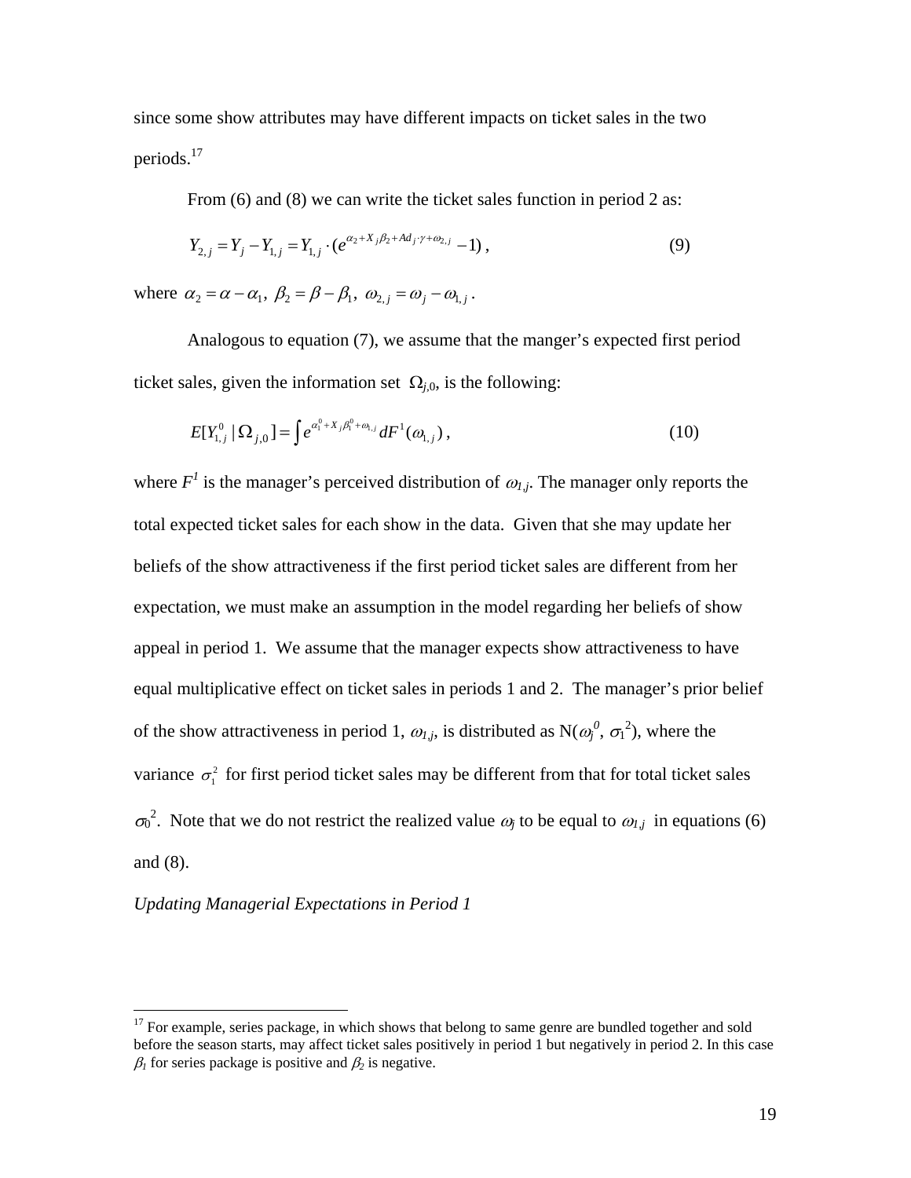since some show attributes may have different impacts on ticket sales in the two periods.[17]

From (6) and (8) we can write the ticket sales function in period 2 as:

$$Y_{2,j} = Y_j - Y_{1,j} = Y_{1,j} \cdot (e^{\alpha_2 + X_j \beta_2 + Ad_j \cdot \gamma + \omega_{2,j}} - 1)\,, \tag{9}$$

where $\alpha_2 = \alpha - \alpha_1,\ \beta_2 = \beta - \beta_1,\ \omega_{2,j} = \omega_j - \omega_{1,j}$.

Analogous to equation (7), we assume that the manger's expected first period ticket sales, given the information set $\Omega_{j,0}$, is the following:

$$E[Y_{1,j}^0 \mid \Omega_{j,0}] = \int e^{\alpha_1^0 + X_j \beta_1^0 + \omega_{1,j}} dF^1(\omega_{1,j})\,, \tag{10}$$

where $F^1$ is the manager's perceived distribution of $\omega_{1,j}$. The manager only reports the total expected ticket sales for each show in the data. Given that she may update her beliefs of the show attractiveness if the first period ticket sales are different from her expectation, we must make an assumption in the model regarding her beliefs of show appeal in period 1. We assume that the manager expects show attractiveness to have equal multiplicative effect on ticket sales in periods 1 and 2. The manager's prior belief of the show attractiveness in period 1, $\omega_{1,j}$, is distributed as $N(\omega_j^0, \sigma_1^2)$, where the variance $\sigma_1^2$ for first period ticket sales may be different from that for total ticket sales $\sigma_0^2$. Note that we do not restrict the realized value $\omega_j$ to be equal to $\omega_{1,j}$ in equations (6) and (8).

*Updating Managerial Expectations in Period 1*

[17] For example, series package, in which shows that belong to same genre are bundled together and sold before the season starts, may affect ticket sales positively in period 1 but negatively in period 2. In this case $\beta_1$ for series package is positive and $\beta_2$ is negative.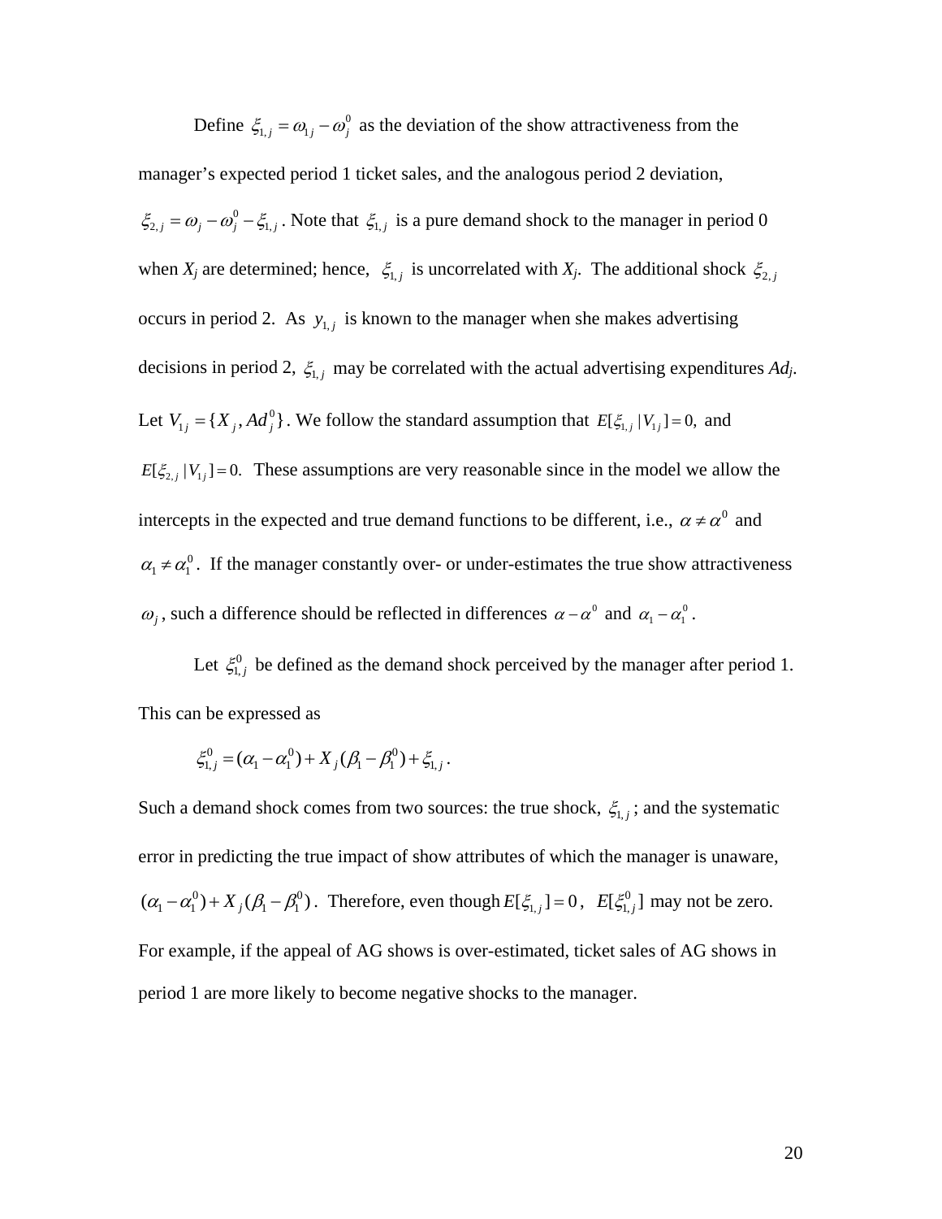Define $\xi_{1,j} = \omega_{1j} - \omega_j^0$ as the deviation of the show attractiveness from the manager's expected period 1 ticket sales, and the analogous period 2 deviation, $\xi_{2,j} = \omega_j - \omega_j^0 - \xi_{1,j}$. Note that $\xi_{1,j}$ is a pure demand shock to the manager in period 0 when $X_j$ are determined; hence, $\xi_{1,j}$ is uncorrelated with $X_j$. The additional shock $\xi_{2,j}$ occurs in period 2. As $y_{1,j}$ is known to the manager when she makes advertising decisions in period 2, $\xi_{1,j}$ may be correlated with the actual advertising expenditures $Ad_j$. Let $V_{1j} = \{X_j, Ad_j^0\}$. We follow the standard assumption that $E[\xi_{1,j} | V_{1j}] = 0,$ and $E[\xi_{2,j} | V_{1j}] = 0.$ These assumptions are very reasonable since in the model we allow the intercepts in the expected and true demand functions to be different, i.e., $\alpha \neq \alpha^0$ and $\alpha_1 \neq \alpha_1^0$. If the manager constantly over- or under-estimates the true show attractiveness $\omega_j$, such a difference should be reflected in differences $\alpha - \alpha^0$ and $\alpha_1 - \alpha_1^0$.

Let $\xi_{1,j}^0$ be defined as the demand shock perceived by the manager after period 1. This can be expressed as

$$\xi_{1,j}^0 = (\alpha_1 - \alpha_1^0) + X_j(\beta_1 - \beta_1^0) + \xi_{1,j}.$$

Such a demand shock comes from two sources: the true shock, $\xi_{1,j}$; and the systematic error in predicting the true impact of show attributes of which the manager is unaware, $(\alpha_1 - \alpha_1^0) + X_j(\beta_1 - \beta_1^0)$. Therefore, even though $E[\xi_{1,j}] = 0$, $E[\xi_{1,j}^0]$ may not be zero. For example, if the appeal of AG shows is over-estimated, ticket sales of AG shows in period 1 are more likely to become negative shocks to the manager.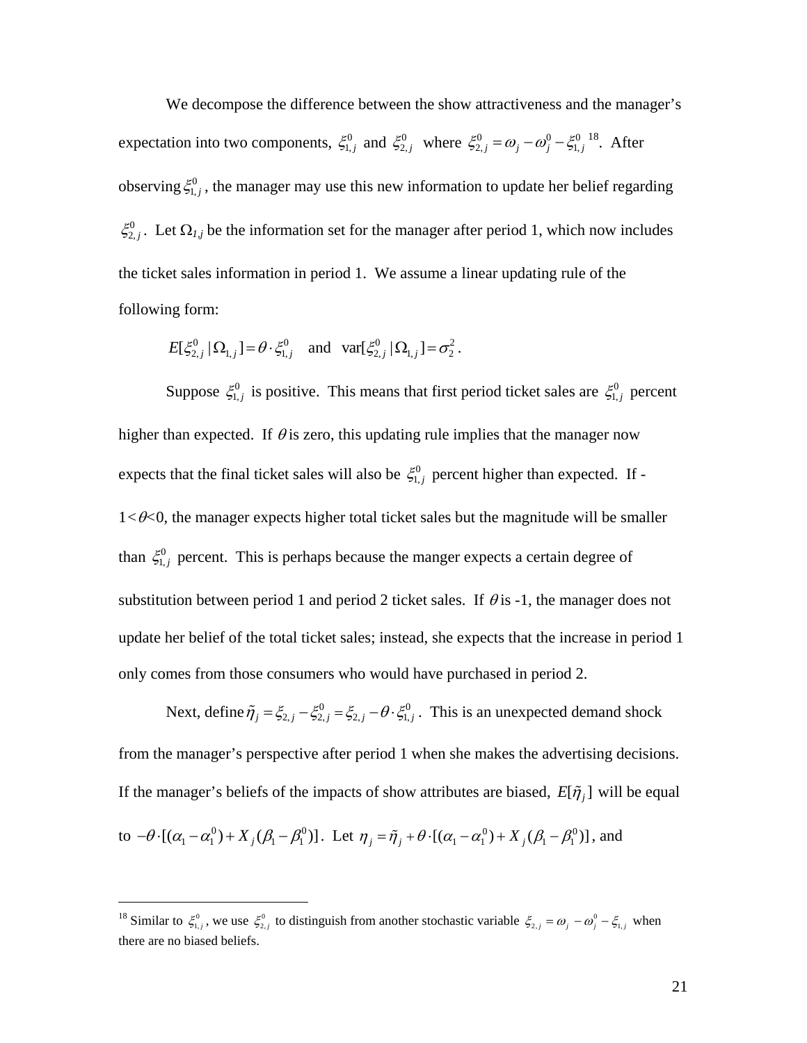We decompose the difference between the show attractiveness and the manager's expectation into two components, $\xi_{1,j}^0$ and $\xi_{2,j}^0$ where $\xi_{2,j}^0 = \omega_j - \omega_j^0 - \xi_{1,j}^0$ [18]. After observing $\xi_{1,j}^0$, the manager may use this new information to update her belief regarding $\xi_{2,j}^0$. Let $\Omega_{1,j}$ be the information set for the manager after period 1, which now includes the ticket sales information in period 1. We assume a linear updating rule of the following form:

$$E[\xi_{2,j}^0 \,|\, \Omega_{1,j}] = \theta \cdot \xi_{1,j}^0 \quad \text{and} \quad \text{var}[\xi_{2,j}^0 \,|\, \Omega_{1,j}] = \sigma_2^2 .$$

Suppose $\xi_{1,j}^0$ is positive. This means that first period ticket sales are $\xi_{1,j}^0$ percent higher than expected. If $\theta$ is zero, this updating rule implies that the manager now expects that the final ticket sales will also be $\xi_{1,j}^0$ percent higher than expected. If $-1<\theta<0$, the manager expects higher total ticket sales but the magnitude will be smaller than $\xi_{1,j}^0$ percent. This is perhaps because the manger expects a certain degree of substitution between period 1 and period 2 ticket sales. If $\theta$ is -1, the manager does not update her belief of the total ticket sales; instead, she expects that the increase in period 1 only comes from those consumers who would have purchased in period 2.

Next, define $\tilde{\eta}_j = \xi_{2,j} - \xi_{2,j}^0 = \xi_{2,j} - \theta \cdot \xi_{1,j}^0$. This is an unexpected demand shock from the manager's perspective after period 1 when she makes the advertising decisions. If the manager's beliefs of the impacts of show attributes are biased, $E[\tilde{\eta}_j]$ will be equal to $-\theta \cdot [(\alpha_1 - \alpha_1^0) + X_j(\beta_1 - \beta_1^0)]$. Let $\eta_j = \tilde{\eta}_j + \theta \cdot [(\alpha_1 - \alpha_1^0) + X_j(\beta_1 - \beta_1^0)]$, and

[18] Similar to $\xi_{1,j}^0$, we use $\xi_{2,j}^0$ to distinguish from another stochastic variable $\xi_{2,j} = \omega_j - \omega_j^0 - \xi_{1,j}$ when there are no biased beliefs.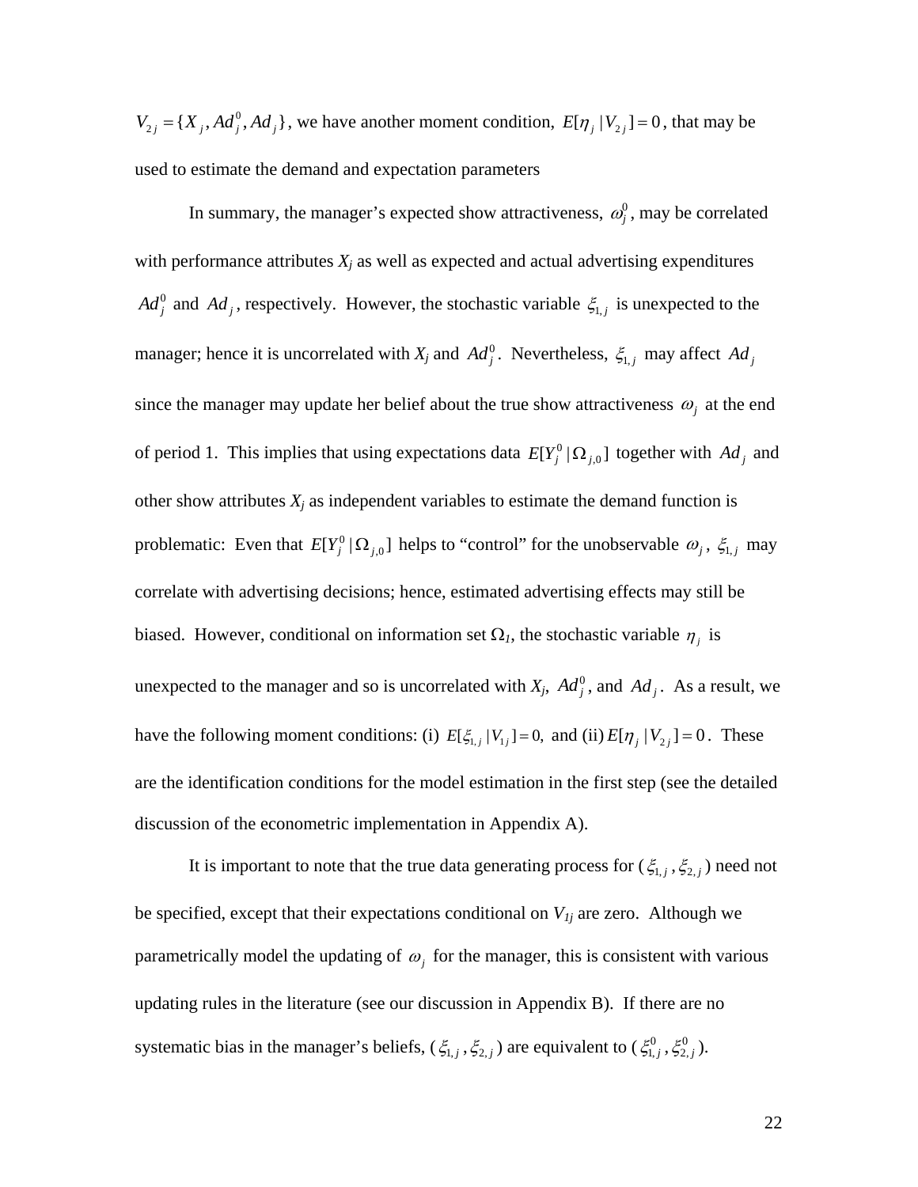$V_{2j} = \{X_j, Ad_j^0, Ad_j\}$, we have another moment condition, $E[\eta_j | V_{2j}] = 0$, that may be used to estimate the demand and expectation parameters

In summary, the manager's expected show attractiveness, $\omega_j^0$, may be correlated with performance attributes $X_j$ as well as expected and actual advertising expenditures $Ad_j^0$ and $Ad_j$, respectively. However, the stochastic variable $\xi_{1,j}$ is unexpected to the manager; hence it is uncorrelated with $X_j$ and $Ad_j^0$. Nevertheless, $\xi_{1,j}$ may affect $Ad_j$ since the manager may update her belief about the true show attractiveness $\omega_j$ at the end of period 1. This implies that using expectations data $E[Y_j^0 | \Omega_{j,0}]$ together with $Ad_j$ and other show attributes $X_j$ as independent variables to estimate the demand function is problematic: Even that $E[Y_j^0 | \Omega_{j,0}]$ helps to "control" for the unobservable $\omega_j$, $\xi_{1,j}$ may correlate with advertising decisions; hence, estimated advertising effects may still be biased. However, conditional on information set $\Omega_1$, the stochastic variable $\eta_j$ is unexpected to the manager and so is uncorrelated with $X_j$, $Ad_j^0$, and $Ad_j$. As a result, we have the following moment conditions: (i) $E[\xi_{1,j} | V_{1j}] = 0,$ and (ii) $E[\eta_j | V_{2j}] = 0$. These are the identification conditions for the model estimation in the first step (see the detailed discussion of the econometric implementation in Appendix A).

It is important to note that the true data generating process for ($\xi_{1,j}, \xi_{2,j}$) need not be specified, except that their expectations conditional on $V_{1j}$ are zero. Although we parametrically model the updating of $\omega_j$ for the manager, this is consistent with various updating rules in the literature (see our discussion in Appendix B). If there are no systematic bias in the manager's beliefs, ($\xi_{1,j}, \xi_{2,j}$) are equivalent to ($\xi_{1,j}^0, \xi_{2,j}^0$).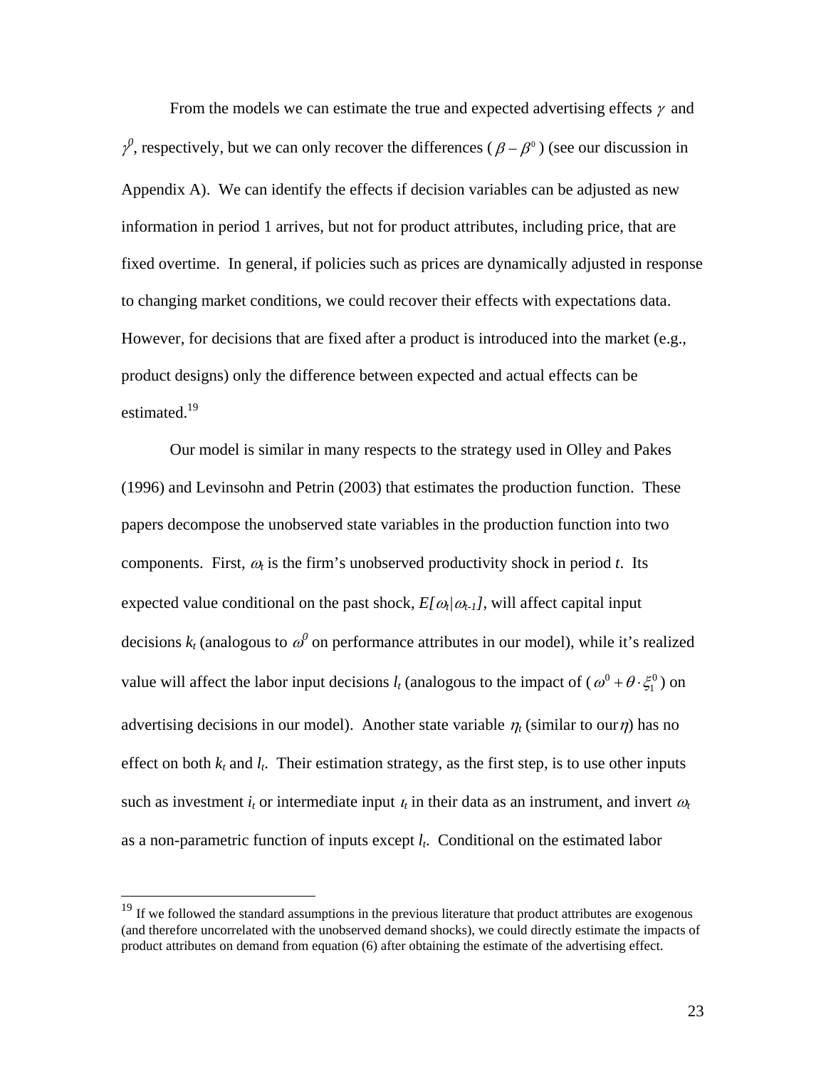From the models we can estimate the true and expected advertising effects $\gamma$ and $\gamma^0$, respectively, but we can only recover the differences ( $\beta - \beta^0$ ) (see our discussion in Appendix A). We can identify the effects if decision variables can be adjusted as new information in period 1 arrives, but not for product attributes, including price, that are fixed overtime. In general, if policies such as prices are dynamically adjusted in response to changing market conditions, we could recover their effects with expectations data. However, for decisions that are fixed after a product is introduced into the market (e.g., product designs) only the difference between expected and actual effects can be estimated.[19]

Our model is similar in many respects to the strategy used in Olley and Pakes (1996) and Levinsohn and Petrin (2003) that estimates the production function. These papers decompose the unobserved state variables in the production function into two components. First, $\omega_t$ is the firm's unobserved productivity shock in period *t*. Its expected value conditional on the past shock, $E[\omega_t|\omega_{t-1}]$, will affect capital input decisions $k_t$ (analogous to $\omega^0$ on performance attributes in our model), while it's realized value will affect the labor input decisions $l_t$ (analogous to the impact of ( $\omega^0 + \theta \cdot \xi_1^0$ ) on advertising decisions in our model). Another state variable $\eta_t$ (similar to our $\eta$) has no effect on both $k_t$ and $l_t$. Their estimation strategy, as the first step, is to use other inputs such as investment $i_t$ or intermediate input $\iota_t$ in their data as an instrument, and invert $\omega_t$ as a non-parametric function of inputs except $l_t$. Conditional on the estimated labor

---

[19] If we followed the standard assumptions in the previous literature that product attributes are exogenous (and therefore uncorrelated with the unobserved demand shocks), we could directly estimate the impacts of product attributes on demand from equation (6) after obtaining the estimate of the advertising effect.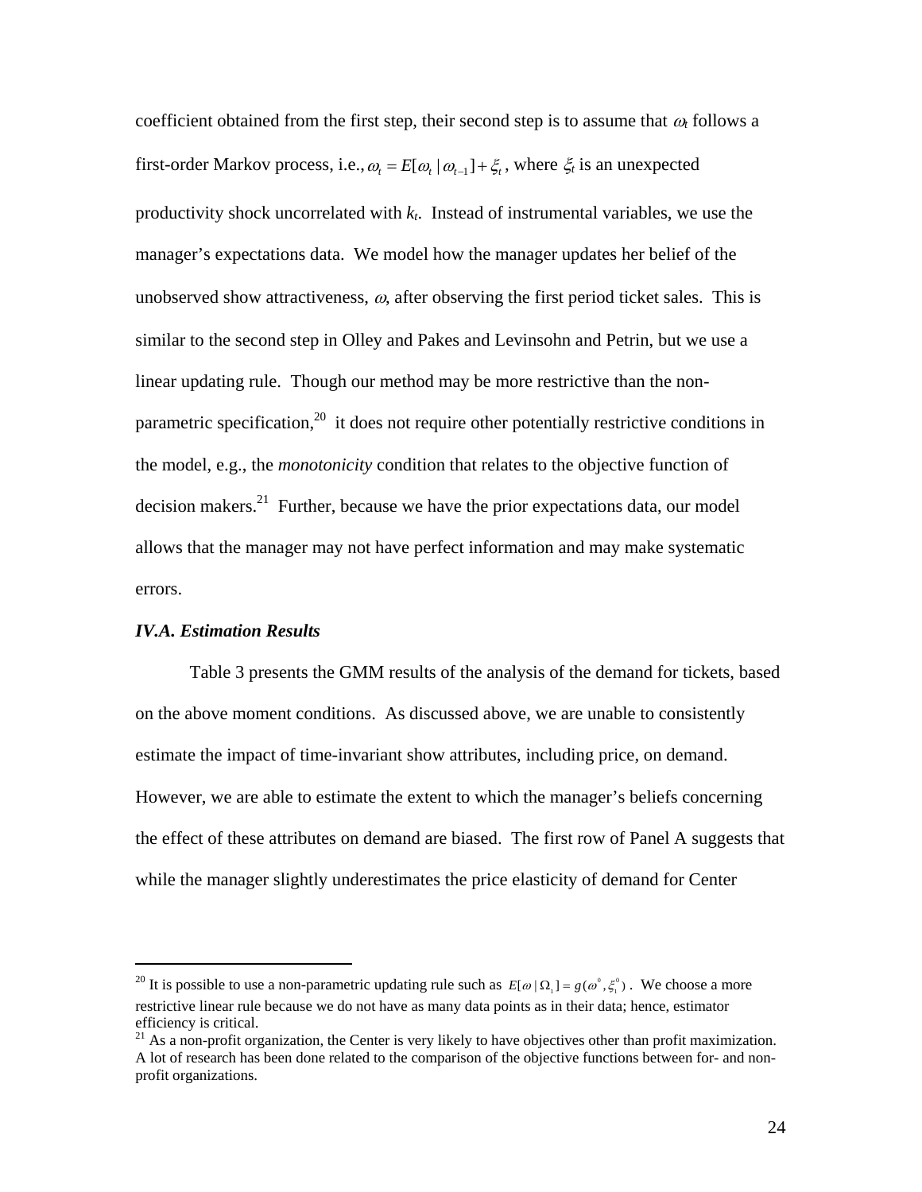coefficient obtained from the first step, their second step is to assume that $\omega_t$ follows a first-order Markov process, i.e., $\omega_t = E[\omega_t \mid \omega_{t-1}] + \xi_t$, where $\xi_t$ is an unexpected productivity shock uncorrelated with $k_t$. Instead of instrumental variables, we use the manager's expectations data. We model how the manager updates her belief of the unobserved show attractiveness, $\omega$, after observing the first period ticket sales. This is similar to the second step in Olley and Pakes and Levinsohn and Petrin, but we use a linear updating rule. Though our method may be more restrictive than the non-parametric specification,[20] it does not require other potentially restrictive conditions in the model, e.g., the *monotonicity* condition that relates to the objective function of decision makers.[21] Further, because we have the prior expectations data, our model allows that the manager may not have perfect information and may make systematic errors.

### *IV.A. Estimation Results*

Table 3 presents the GMM results of the analysis of the demand for tickets, based on the above moment conditions. As discussed above, we are unable to consistently estimate the impact of time-invariant show attributes, including price, on demand. However, we are able to estimate the extent to which the manager's beliefs concerning the effect of these attributes on demand are biased. The first row of Panel A suggests that while the manager slightly underestimates the price elasticity of demand for Center

---

[20] It is possible to use a non-parametric updating rule such as $E[\omega \mid \Omega_1] = g(\omega^0, \xi_1^0)$. We choose a more restrictive linear rule because we do not have as many data points as in their data; hence, estimator efficiency is critical.

[21] As a non-profit organization, the Center is very likely to have objectives other than profit maximization. A lot of research has been done related to the comparison of the objective functions between for- and non-profit organizations.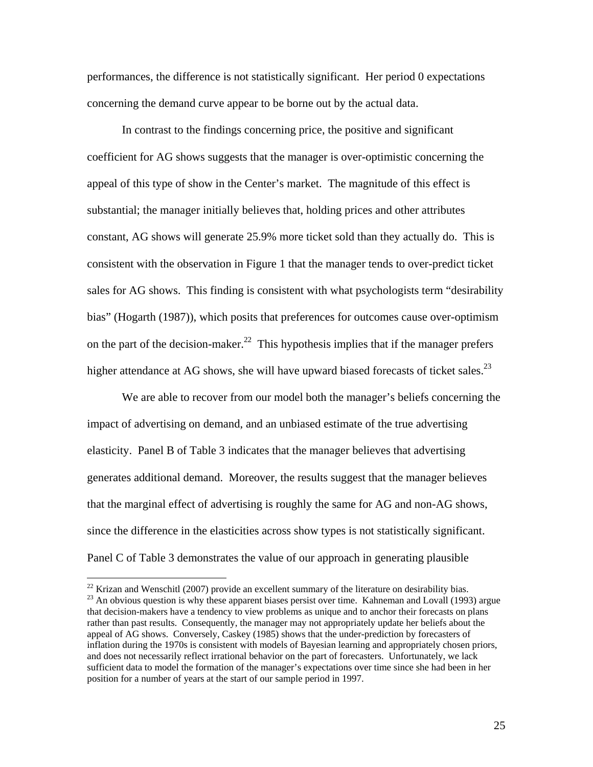performances, the difference is not statistically significant. Her period 0 expectations concerning the demand curve appear to be borne out by the actual data.

In contrast to the findings concerning price, the positive and significant coefficient for AG shows suggests that the manager is over-optimistic concerning the appeal of this type of show in the Center's market. The magnitude of this effect is substantial; the manager initially believes that, holding prices and other attributes constant, AG shows will generate 25.9% more ticket sold than they actually do. This is consistent with the observation in Figure 1 that the manager tends to over-predict ticket sales for AG shows. This finding is consistent with what psychologists term "desirability bias" (Hogarth (1987)), which posits that preferences for outcomes cause over-optimism on the part of the decision-maker.[22] This hypothesis implies that if the manager prefers higher attendance at AG shows, she will have upward biased forecasts of ticket sales.[23]

We are able to recover from our model both the manager's beliefs concerning the impact of advertising on demand, and an unbiased estimate of the true advertising elasticity. Panel B of Table 3 indicates that the manager believes that advertising generates additional demand. Moreover, the results suggest that the manager believes that the marginal effect of advertising is roughly the same for AG and non-AG shows, since the difference in the elasticities across show types is not statistically significant. Panel C of Table 3 demonstrates the value of our approach in generating plausible

[22] Krizan and Wenschitl (2007) provide an excellent summary of the literature on desirability bias.

[23] An obvious question is why these apparent biases persist over time. Kahneman and Lovall (1993) argue that decision-makers have a tendency to view problems as unique and to anchor their forecasts on plans rather than past results. Consequently, the manager may not appropriately update her beliefs about the appeal of AG shows. Conversely, Caskey (1985) shows that the under-prediction by forecasters of inflation during the 1970s is consistent with models of Bayesian learning and appropriately chosen priors, and does not necessarily reflect irrational behavior on the part of forecasters. Unfortunately, we lack sufficient data to model the formation of the manager's expectations over time since she had been in her position for a number of years at the start of our sample period in 1997.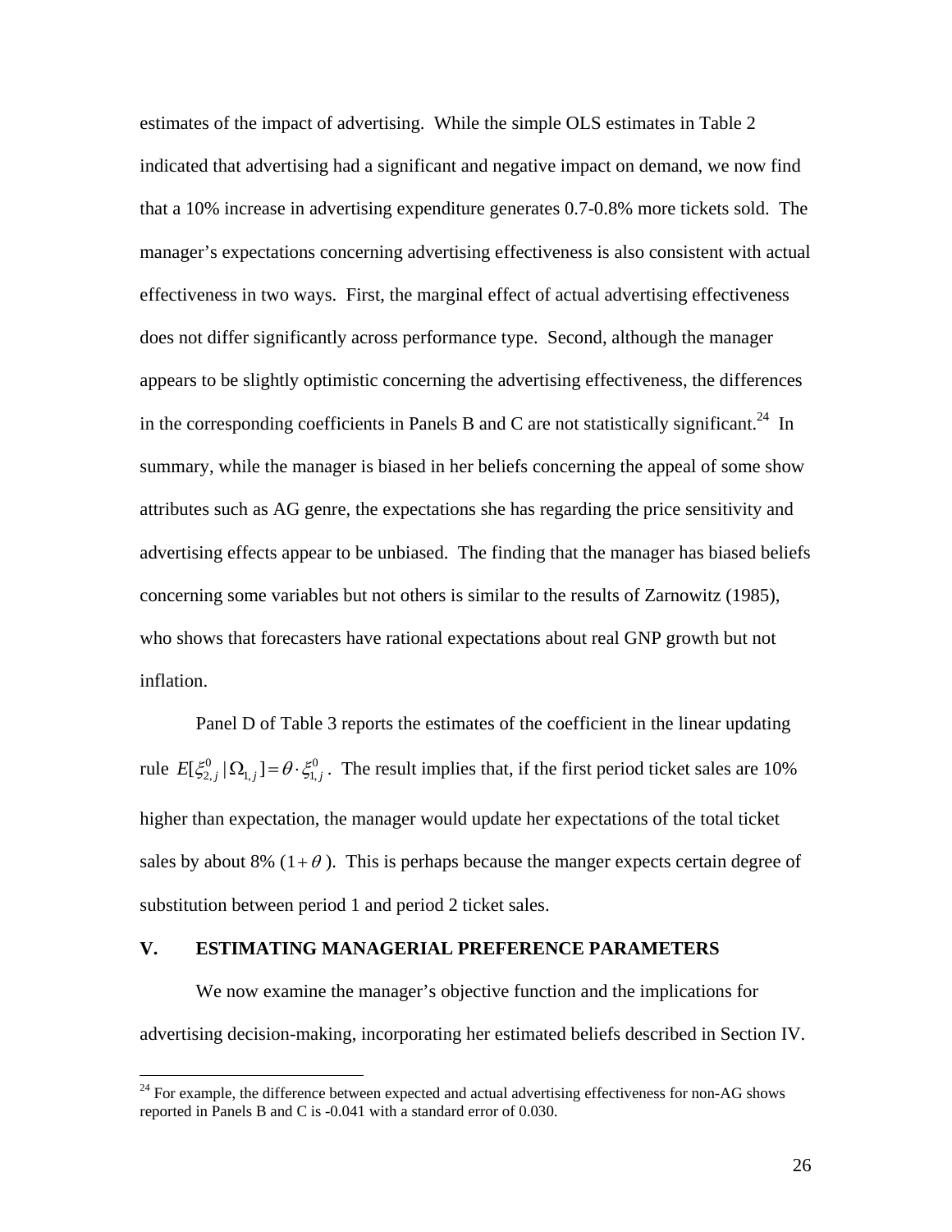estimates of the impact of advertising. While the simple OLS estimates in Table 2 indicated that advertising had a significant and negative impact on demand, we now find that a 10% increase in advertising expenditure generates 0.7-0.8% more tickets sold. The manager's expectations concerning advertising effectiveness is also consistent with actual effectiveness in two ways. First, the marginal effect of actual advertising effectiveness does not differ significantly across performance type. Second, although the manager appears to be slightly optimistic concerning the advertising effectiveness, the differences in the corresponding coefficients in Panels B and C are not statistically significant.[24] In summary, while the manager is biased in her beliefs concerning the appeal of some show attributes such as AG genre, the expectations she has regarding the price sensitivity and advertising effects appear to be unbiased. The finding that the manager has biased beliefs concerning some variables but not others is similar to the results of Zarnowitz (1985), who shows that forecasters have rational expectations about real GNP growth but not inflation.

Panel D of Table 3 reports the estimates of the coefficient in the linear updating rule $E[\xi^0_{2,j} \mid \Omega_{1,j}] = \theta \cdot \xi^0_{1,j}$. The result implies that, if the first period ticket sales are 10% higher than expectation, the manager would update her expectations of the total ticket sales by about 8% ($1+\theta$). This is perhaps because the manger expects certain degree of substitution between period 1 and period 2 ticket sales.

## V. ESTIMATING MANAGERIAL PREFERENCE PARAMETERS

We now examine the manager's objective function and the implications for advertising decision-making, incorporating her estimated beliefs described in Section IV.

---

[24] For example, the difference between expected and actual advertising effectiveness for non-AG shows reported in Panels B and C is -0.041 with a standard error of 0.030.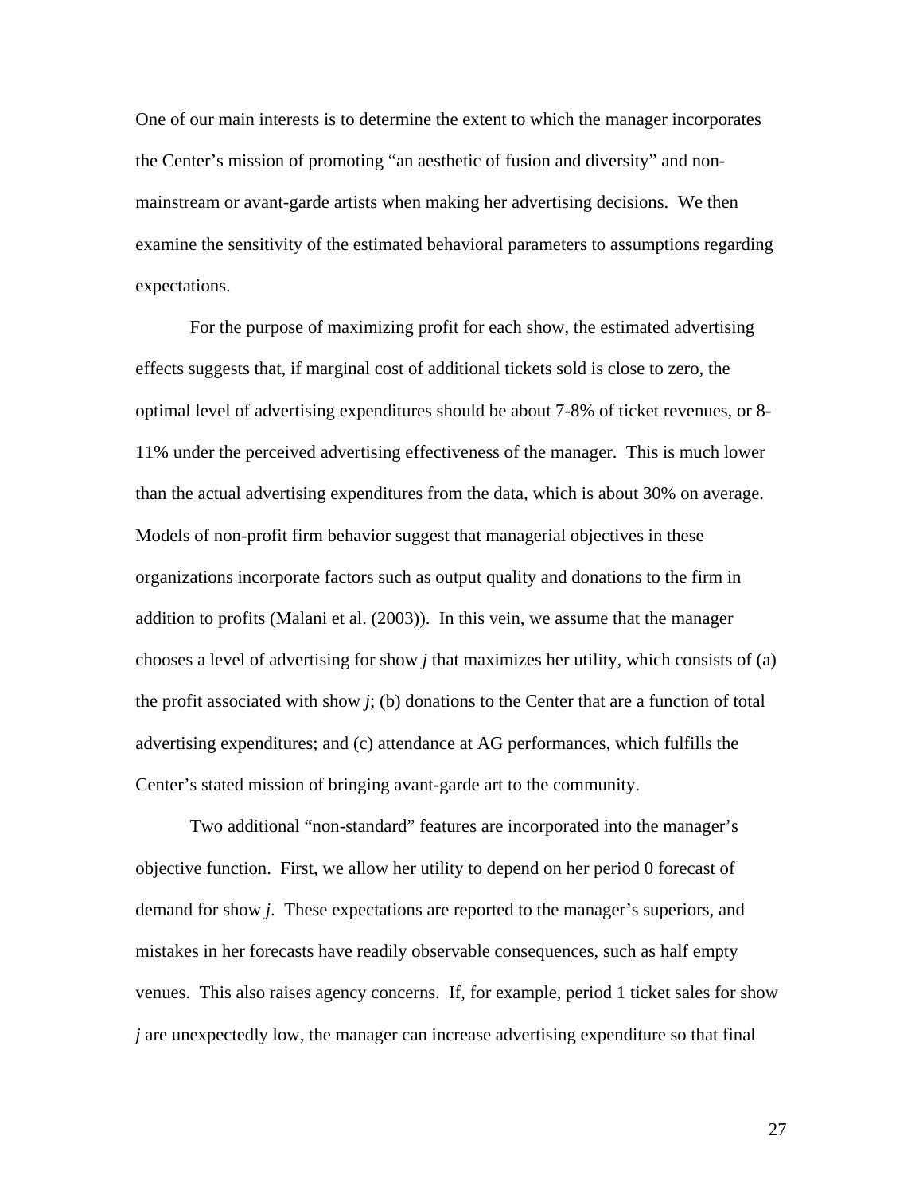One of our main interests is to determine the extent to which the manager incorporates the Center's mission of promoting "an aesthetic of fusion and diversity" and non-mainstream or avant-garde artists when making her advertising decisions. We then examine the sensitivity of the estimated behavioral parameters to assumptions regarding expectations.

For the purpose of maximizing profit for each show, the estimated advertising effects suggests that, if marginal cost of additional tickets sold is close to zero, the optimal level of advertising expenditures should be about 7-8% of ticket revenues, or 8-11% under the perceived advertising effectiveness of the manager. This is much lower than the actual advertising expenditures from the data, which is about 30% on average. Models of non-profit firm behavior suggest that managerial objectives in these organizations incorporate factors such as output quality and donations to the firm in addition to profits (Malani et al. (2003)). In this vein, we assume that the manager chooses a level of advertising for show $j$ that maximizes her utility, which consists of (a) the profit associated with show $j$; (b) donations to the Center that are a function of total advertising expenditures; and (c) attendance at AG performances, which fulfills the Center's stated mission of bringing avant-garde art to the community.

Two additional "non-standard" features are incorporated into the manager's objective function. First, we allow her utility to depend on her period 0 forecast of demand for show $j$. These expectations are reported to the manager's superiors, and mistakes in her forecasts have readily observable consequences, such as half empty venues. This also raises agency concerns. If, for example, period 1 ticket sales for show $j$ are unexpectedly low, the manager can increase advertising expenditure so that final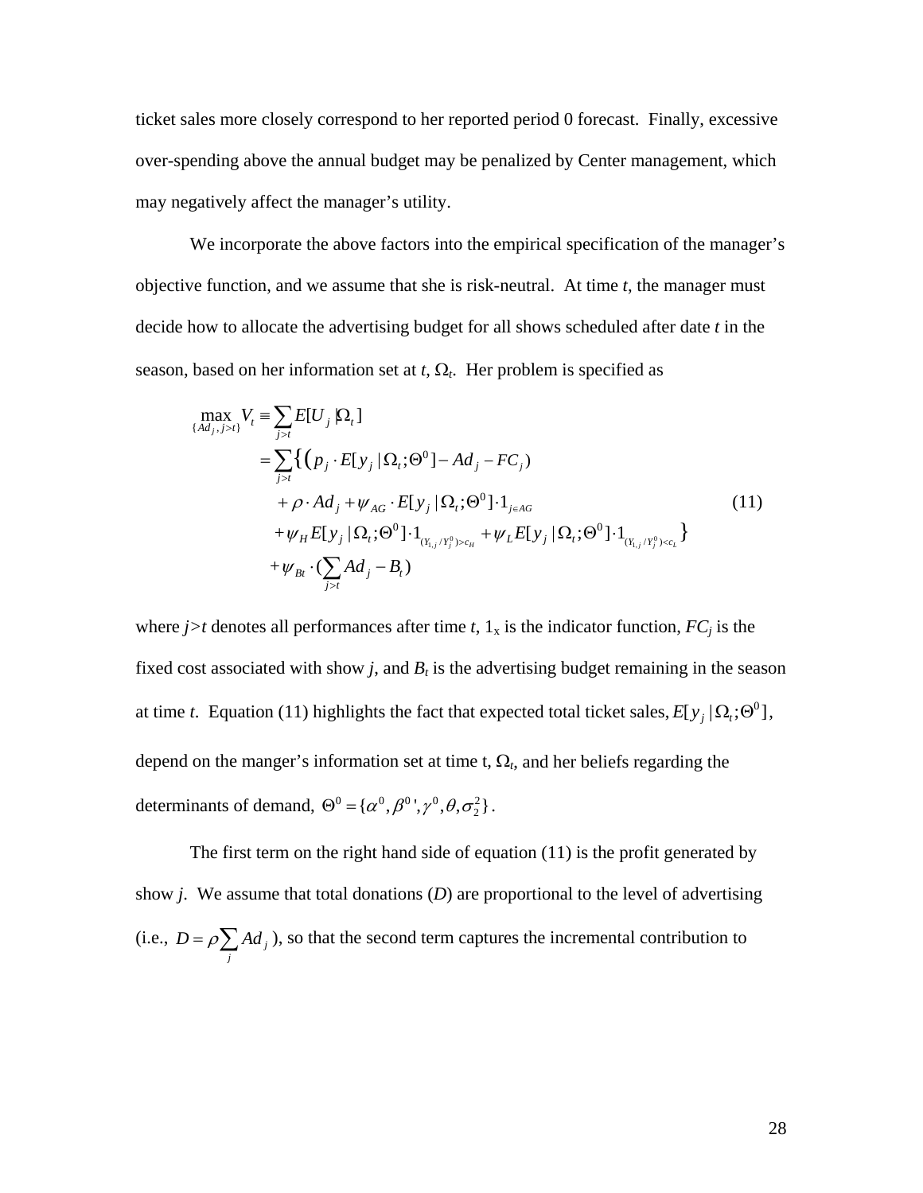ticket sales more closely correspond to her reported period 0 forecast. Finally, excessive over-spending above the annual budget may be penalized by Center management, which may negatively affect the manager's utility.

We incorporate the above factors into the empirical specification of the manager's objective function, and we assume that she is risk-neutral. At time *t*, the manager must decide how to allocate the advertising budget for all shows scheduled after date *t* in the season, based on her information set at *t*, $\Omega_t$. Her problem is specified as

$$
\begin{aligned}
\max_{\{Ad_j, j>t\}} V_t &\equiv \sum_{j>t} E[U_j | \Omega_t] \\
&= \sum_{j>t} \Big\{ \big( p_j \cdot E[y_j | \Omega_t; \Theta^0] - Ad_j - FC_j \big) \\
&\quad + \rho \cdot Ad_j + \psi_{AG} \cdot E[y_j | \Omega_t; \Theta^0] \cdot 1_{j \in AG} \\
&\quad + \psi_H E[y_j | \Omega_t; \Theta^0] \cdot 1_{(Y_{1,j}/Y_j^0) > c_H} + \psi_L E[y_j | \Omega_t; \Theta^0] \cdot 1_{(Y_{1,j}/Y_j^0) < c_L} \Big\} \\
&\quad + \psi_{Bt} \cdot \big( \sum_{j>t} Ad_j - B_t \big)
\end{aligned}
\tag{11}
$$

where *j>t* denotes all performances after time *t*, $1_x$ is the indicator function, $FC_j$ is the fixed cost associated with show *j*, and $B_t$ is the advertising budget remaining in the season at time *t*. Equation (11) highlights the fact that expected total ticket sales, $E[y_j | \Omega_t; \Theta^0]$, depend on the manger's information set at time t, $\Omega_t$, and her beliefs regarding the determinants of demand, $\Theta^0 = \{\alpha^0, \beta^0{}', \gamma^0, \theta, \sigma_2^2\}$.

The first term on the right hand side of equation (11) is the profit generated by show *j*. We assume that total donations (*D*) are proportional to the level of advertising (i.e., $D = \rho \sum_j Ad_j$), so that the second term captures the incremental contribution to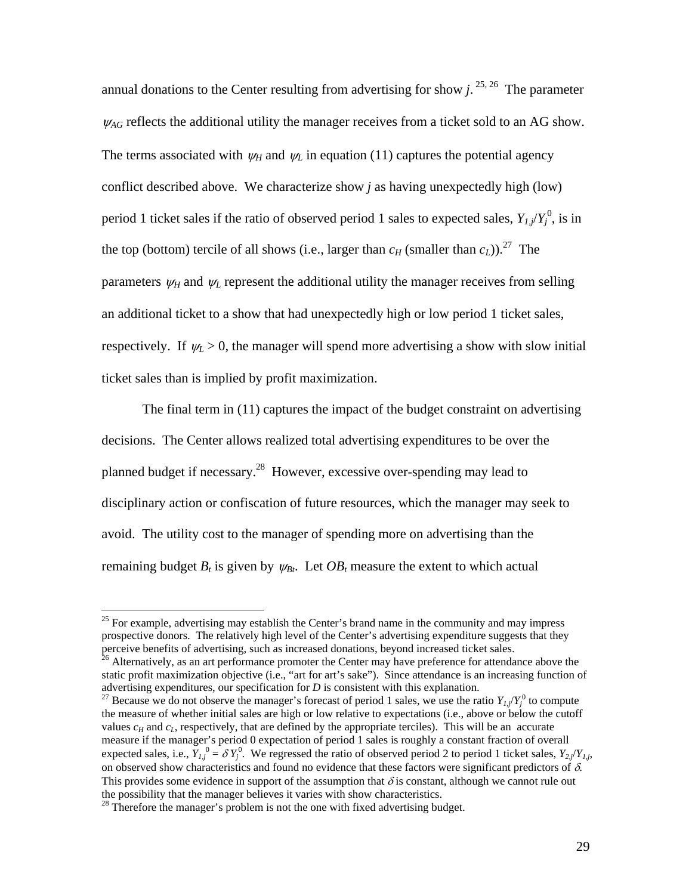annual donations to the Center resulting from advertising for show $j$.[25, 26] The parameter $\psi_{AG}$ reflects the additional utility the manager receives from a ticket sold to an AG show. The terms associated with $\psi_H$ and $\psi_L$ in equation (11) captures the potential agency conflict described above. We characterize show $j$ as having unexpectedly high (low) period 1 ticket sales if the ratio of observed period 1 sales to expected sales, $Y_{1,j}/Y_j^0$, is in the top (bottom) tercile of all shows (i.e., larger than $c_H$ (smaller than $c_L$)).[27] The parameters $\psi_H$ and $\psi_L$ represent the additional utility the manager receives from selling an additional ticket to a show that had unexpectedly high or low period 1 ticket sales, respectively. If $\psi_L > 0$, the manager will spend more advertising a show with slow initial ticket sales than is implied by profit maximization.

The final term in (11) captures the impact of the budget constraint on advertising decisions. The Center allows realized total advertising expenditures to be over the planned budget if necessary.[28] However, excessive over-spending may lead to disciplinary action or confiscation of future resources, which the manager may seek to avoid. The utility cost to the manager of spending more on advertising than the remaining budget $B_t$ is given by $\psi_{Bt}$. Let $OB_t$ measure the extent to which actual

---

[25] For example, advertising may establish the Center's brand name in the community and may impress prospective donors. The relatively high level of the Center's advertising expenditure suggests that they perceive benefits of advertising, such as increased donations, beyond increased ticket sales.

[26] Alternatively, as an art performance promoter the Center may have preference for attendance above the static profit maximization objective (i.e., "art for art's sake"). Since attendance is an increasing function of advertising expenditures, our specification for $D$ is consistent with this explanation.

[27] Because we do not observe the manager's forecast of period 1 sales, we use the ratio $Y_{1,j}/Y_j^0$ to compute the measure of whether initial sales are high or low relative to expectations (i.e., above or below the cutoff values $c_H$ and $c_L$, respectively, that are defined by the appropriate terciles). This will be an accurate measure if the manager's period 0 expectation of period 1 sales is roughly a constant fraction of overall expected sales, i.e., $Y_{1,j}^0 = \delta Y_j^0$. We regressed the ratio of observed period 2 to period 1 ticket sales, $Y_{2,j}/Y_{1,j}$, on observed show characteristics and found no evidence that these factors were significant predictors of $\delta$. This provides some evidence in support of the assumption that $\delta$ is constant, although we cannot rule out the possibility that the manager believes it varies with show characteristics.

[28] Therefore the manager's problem is not the one with fixed advertising budget.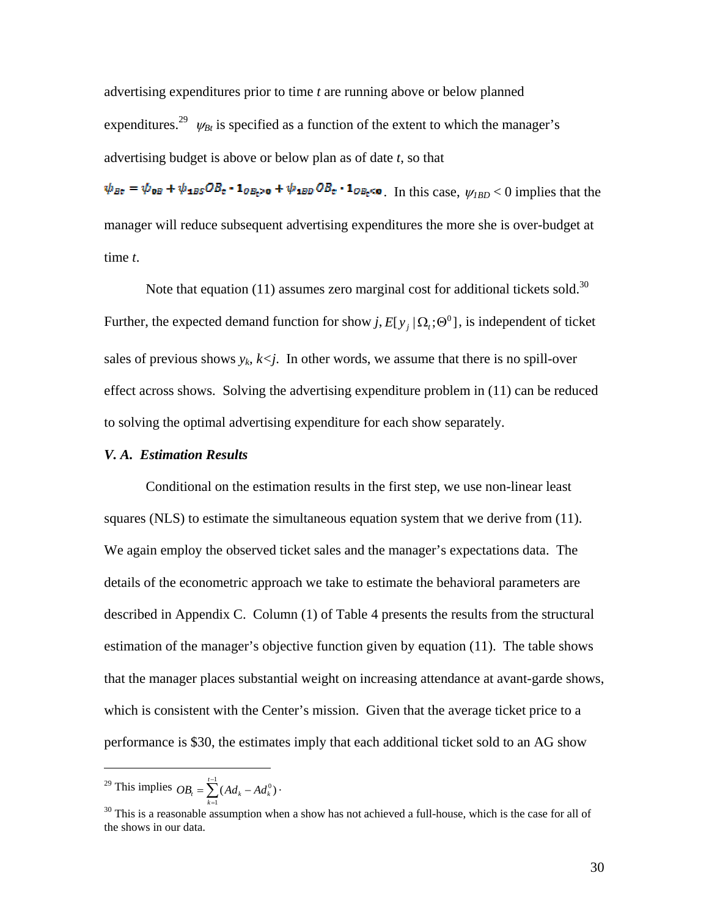advertising expenditures prior to time $t$ are running above or below planned expenditures.[29] $\psi_{Bt}$ is specified as a function of the extent to which the manager's advertising budget is above or below plan as of date $t$, so that $\psi_{Bt} = \psi_{0B} + \psi_{1BS} OB_t \cdot \mathbf{1}_{OB_t > 0} + \psi_{1BD} OB_t \cdot \mathbf{1}_{OB_t < 0}$. In this case, $\psi_{1BD} < 0$ implies that the manager will reduce subsequent advertising expenditures the more she is over-budget at time $t$.

Note that equation (11) assumes zero marginal cost for additional tickets sold.[30] Further, the expected demand function for show $j$, $E[y_j \mid \Omega_t; \Theta^0]$, is independent of ticket sales of previous shows $y_k$, $k<j$. In other words, we assume that there is no spill-over effect across shows. Solving the advertising expenditure problem in (11) can be reduced to solving the optimal advertising expenditure for each show separately.

### *V. A. Estimation Results*

Conditional on the estimation results in the first step, we use non-linear least squares (NLS) to estimate the simultaneous equation system that we derive from (11). We again employ the observed ticket sales and the manager's expectations data. The details of the econometric approach we take to estimate the behavioral parameters are described in Appendix C. Column (1) of Table 4 presents the results from the structural estimation of the manager's objective function given by equation (11). The table shows that the manager places substantial weight on increasing attendance at avant-garde shows, which is consistent with the Center's mission. Given that the average ticket price to a performance is \$30, the estimates imply that each additional ticket sold to an AG show

---

[29] This implies $OB_t = \sum_{k=1}^{t-1} (Ad_k - Ad_k^0)$.

[30] This is a reasonable assumption when a show has not achieved a full-house, which is the case for all of the shows in our data.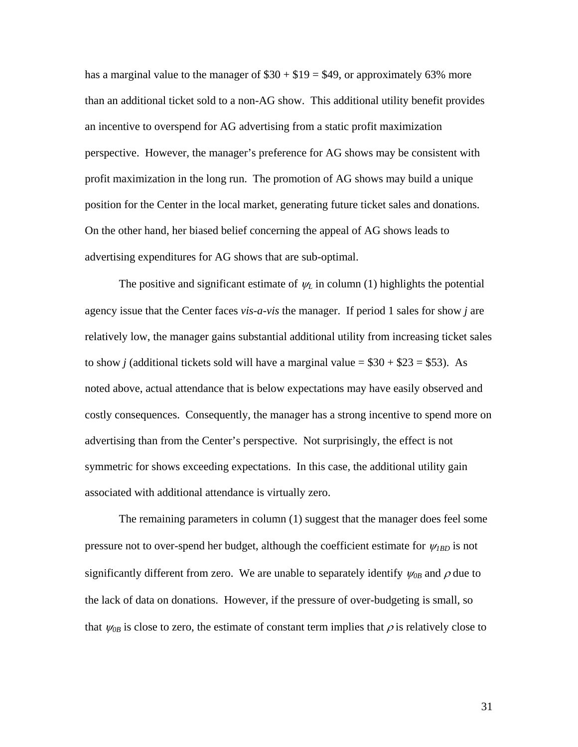has a marginal value to the manager of $30 + $19 = $49, or approximately 63% more than an additional ticket sold to a non-AG show. This additional utility benefit provides an incentive to overspend for AG advertising from a static profit maximization perspective. However, the manager's preference for AG shows may be consistent with profit maximization in the long run. The promotion of AG shows may build a unique position for the Center in the local market, generating future ticket sales and donations. On the other hand, her biased belief concerning the appeal of AG shows leads to advertising expenditures for AG shows that are sub-optimal.

The positive and significant estimate of $\psi_L$ in column (1) highlights the potential agency issue that the Center faces *vis-a-vis* the manager. If period 1 sales for show *j* are relatively low, the manager gains substantial additional utility from increasing ticket sales to show *j* (additional tickets sold will have a marginal value = $30 + $23 = $53). As noted above, actual attendance that is below expectations may have easily observed and costly consequences. Consequently, the manager has a strong incentive to spend more on advertising than from the Center's perspective. Not surprisingly, the effect is not symmetric for shows exceeding expectations. In this case, the additional utility gain associated with additional attendance is virtually zero.

The remaining parameters in column (1) suggest that the manager does feel some pressure not to over-spend her budget, although the coefficient estimate for $\psi_{1BD}$ is not significantly different from zero. We are unable to separately identify $\psi_{0B}$ and $\rho$ due to the lack of data on donations. However, if the pressure of over-budgeting is small, so that $\psi_{0B}$ is close to zero, the estimate of constant term implies that $\rho$ is relatively close to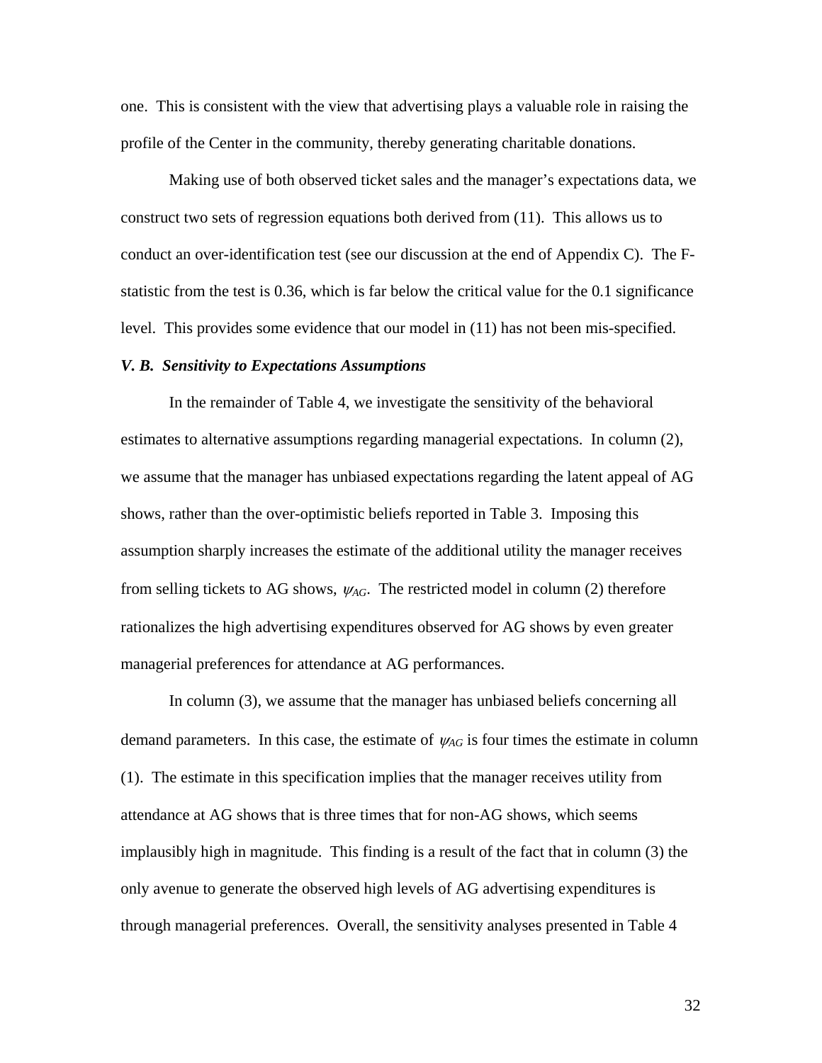one. This is consistent with the view that advertising plays a valuable role in raising the profile of the Center in the community, thereby generating charitable donations.

Making use of both observed ticket sales and the manager's expectations data, we construct two sets of regression equations both derived from (11). This allows us to conduct an over-identification test (see our discussion at the end of Appendix C). The F-statistic from the test is 0.36, which is far below the critical value for the 0.1 significance level. This provides some evidence that our model in (11) has not been mis-specified.

### *V. B. Sensitivity to Expectations Assumptions*

In the remainder of Table 4, we investigate the sensitivity of the behavioral estimates to alternative assumptions regarding managerial expectations. In column (2), we assume that the manager has unbiased expectations regarding the latent appeal of AG shows, rather than the over-optimistic beliefs reported in Table 3. Imposing this assumption sharply increases the estimate of the additional utility the manager receives from selling tickets to AG shows, $\psi_{AG}$. The restricted model in column (2) therefore rationalizes the high advertising expenditures observed for AG shows by even greater managerial preferences for attendance at AG performances.

In column (3), we assume that the manager has unbiased beliefs concerning all demand parameters. In this case, the estimate of $\psi_{AG}$ is four times the estimate in column (1). The estimate in this specification implies that the manager receives utility from attendance at AG shows that is three times that for non-AG shows, which seems implausibly high in magnitude. This finding is a result of the fact that in column (3) the only avenue to generate the observed high levels of AG advertising expenditures is through managerial preferences. Overall, the sensitivity analyses presented in Table 4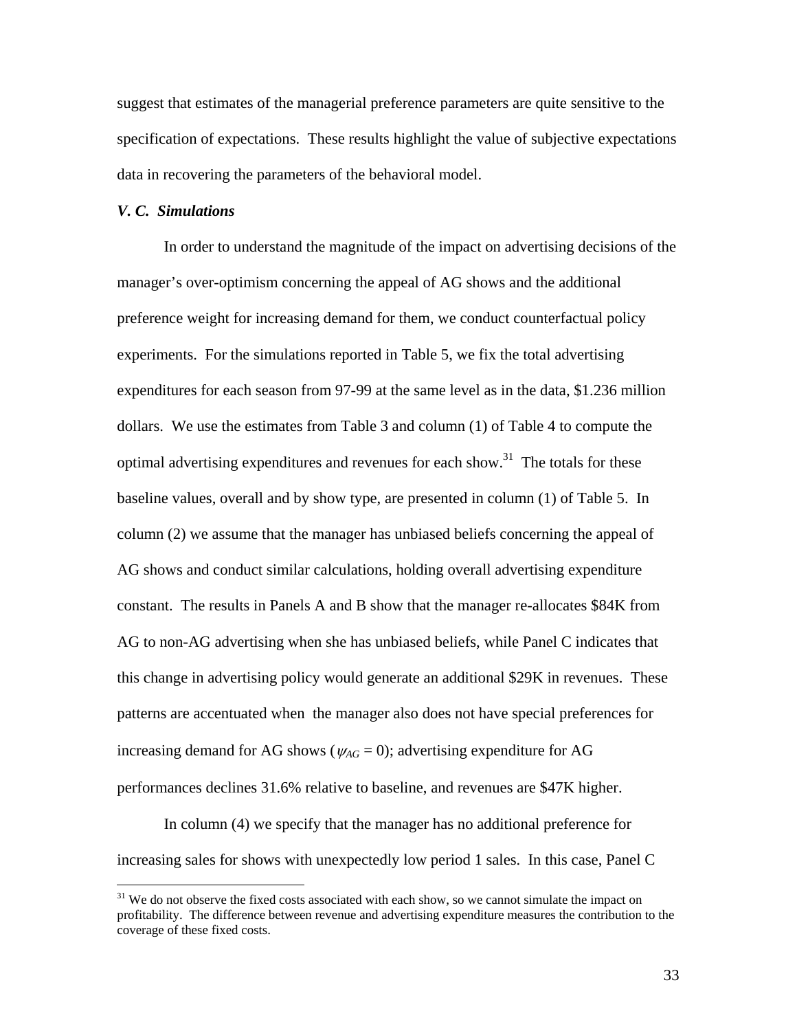suggest that estimates of the managerial preference parameters are quite sensitive to the specification of expectations. These results highlight the value of subjective expectations data in recovering the parameters of the behavioral model.

### *V. C. Simulations*

In order to understand the magnitude of the impact on advertising decisions of the manager's over-optimism concerning the appeal of AG shows and the additional preference weight for increasing demand for them, we conduct counterfactual policy experiments. For the simulations reported in Table 5, we fix the total advertising expenditures for each season from 97-99 at the same level as in the data, \$1.236 million dollars. We use the estimates from Table 3 and column (1) of Table 4 to compute the optimal advertising expenditures and revenues for each show.[31] The totals for these baseline values, overall and by show type, are presented in column (1) of Table 5. In column (2) we assume that the manager has unbiased beliefs concerning the appeal of AG shows and conduct similar calculations, holding overall advertising expenditure constant. The results in Panels A and B show that the manager re-allocates \$84K from AG to non-AG advertising when she has unbiased beliefs, while Panel C indicates that this change in advertising policy would generate an additional \$29K in revenues. These patterns are accentuated when the manager also does not have special preferences for increasing demand for AG shows ($\psi_{AG} = 0$); advertising expenditure for AG performances declines 31.6% relative to baseline, and revenues are \$47K higher.

In column (4) we specify that the manager has no additional preference for increasing sales for shows with unexpectedly low period 1 sales. In this case, Panel C

[31] We do not observe the fixed costs associated with each show, so we cannot simulate the impact on profitability. The difference between revenue and advertising expenditure measures the contribution to the coverage of these fixed costs.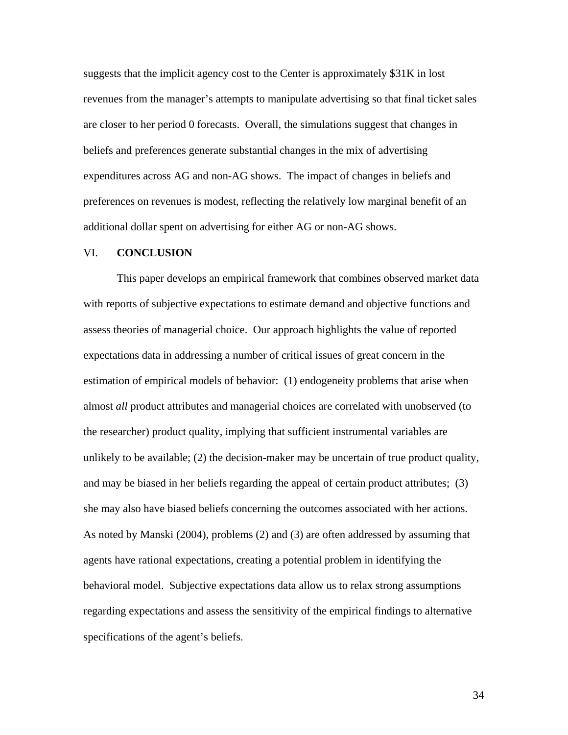suggests that the implicit agency cost to the Center is approximately $31K in lost revenues from the manager's attempts to manipulate advertising so that final ticket sales are closer to her period 0 forecasts. Overall, the simulations suggest that changes in beliefs and preferences generate substantial changes in the mix of advertising expenditures across AG and non-AG shows. The impact of changes in beliefs and preferences on revenues is modest, reflecting the relatively low marginal benefit of an additional dollar spent on advertising for either AG or non-AG shows.

## VI. CONCLUSION

This paper develops an empirical framework that combines observed market data with reports of subjective expectations to estimate demand and objective functions and assess theories of managerial choice. Our approach highlights the value of reported expectations data in addressing a number of critical issues of great concern in the estimation of empirical models of behavior: (1) endogeneity problems that arise when almost *all* product attributes and managerial choices are correlated with unobserved (to the researcher) product quality, implying that sufficient instrumental variables are unlikely to be available; (2) the decision-maker may be uncertain of true product quality, and may be biased in her beliefs regarding the appeal of certain product attributes; (3) she may also have biased beliefs concerning the outcomes associated with her actions. As noted by Manski (2004), problems (2) and (3) are often addressed by assuming that agents have rational expectations, creating a potential problem in identifying the behavioral model. Subjective expectations data allow us to relax strong assumptions regarding expectations and assess the sensitivity of the empirical findings to alternative specifications of the agent's beliefs.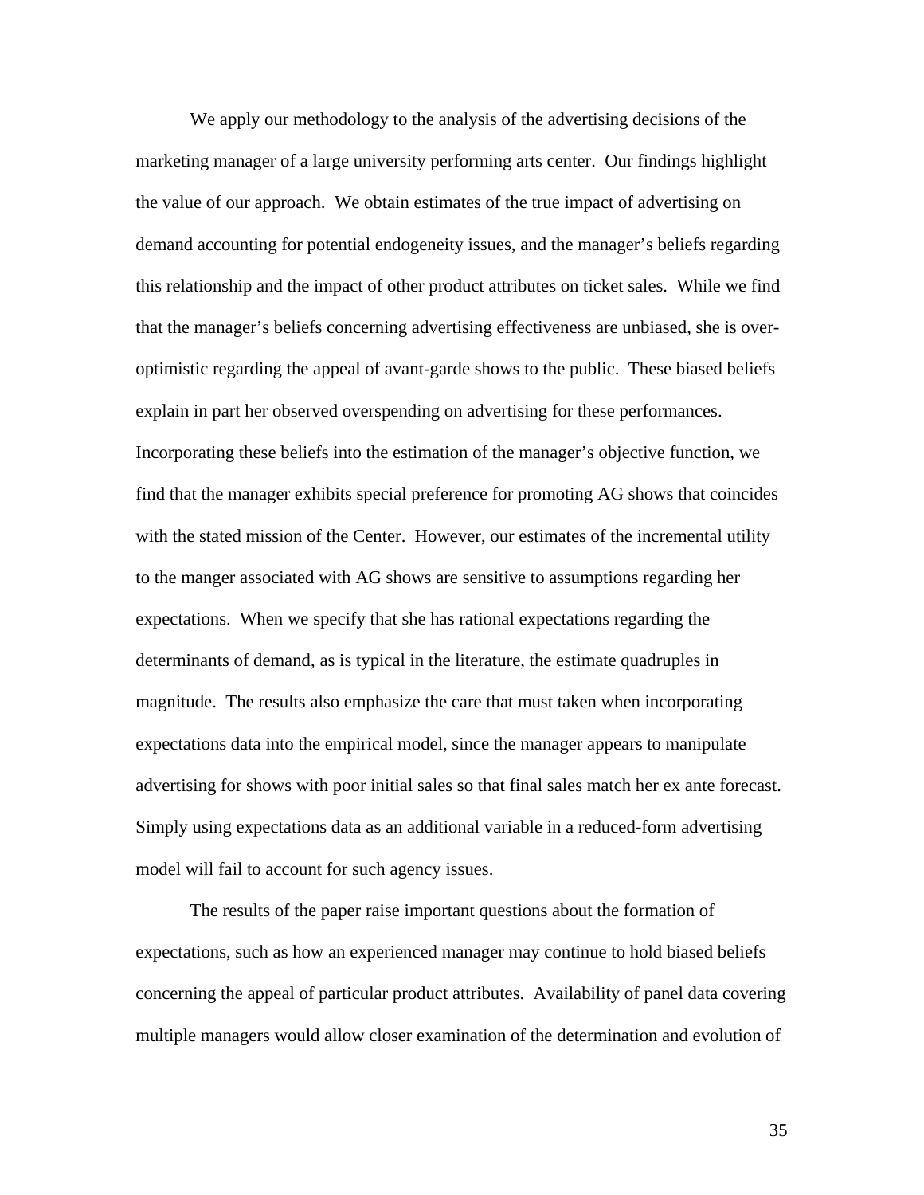We apply our methodology to the analysis of the advertising decisions of the marketing manager of a large university performing arts center. Our findings highlight the value of our approach. We obtain estimates of the true impact of advertising on demand accounting for potential endogeneity issues, and the manager's beliefs regarding this relationship and the impact of other product attributes on ticket sales. While we find that the manager's beliefs concerning advertising effectiveness are unbiased, she is over-optimistic regarding the appeal of avant-garde shows to the public. These biased beliefs explain in part her observed overspending on advertising for these performances. Incorporating these beliefs into the estimation of the manager's objective function, we find that the manager exhibits special preference for promoting AG shows that coincides with the stated mission of the Center. However, our estimates of the incremental utility to the manger associated with AG shows are sensitive to assumptions regarding her expectations. When we specify that she has rational expectations regarding the determinants of demand, as is typical in the literature, the estimate quadruples in magnitude. The results also emphasize the care that must taken when incorporating expectations data into the empirical model, since the manager appears to manipulate advertising for shows with poor initial sales so that final sales match her ex ante forecast. Simply using expectations data as an additional variable in a reduced-form advertising model will fail to account for such agency issues.

The results of the paper raise important questions about the formation of expectations, such as how an experienced manager may continue to hold biased beliefs concerning the appeal of particular product attributes. Availability of panel data covering multiple managers would allow closer examination of the determination and evolution of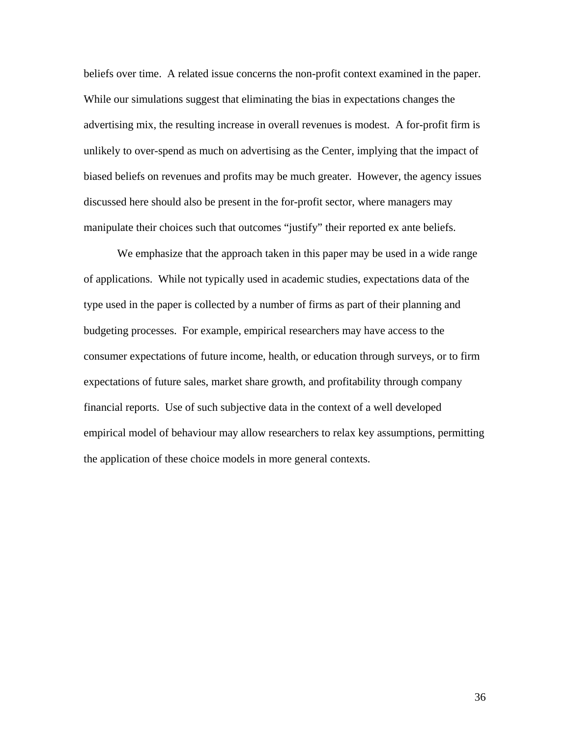beliefs over time. A related issue concerns the non-profit context examined in the paper. While our simulations suggest that eliminating the bias in expectations changes the advertising mix, the resulting increase in overall revenues is modest. A for-profit firm is unlikely to over-spend as much on advertising as the Center, implying that the impact of biased beliefs on revenues and profits may be much greater. However, the agency issues discussed here should also be present in the for-profit sector, where managers may manipulate their choices such that outcomes "justify" their reported ex ante beliefs.

We emphasize that the approach taken in this paper may be used in a wide range of applications. While not typically used in academic studies, expectations data of the type used in the paper is collected by a number of firms as part of their planning and budgeting processes. For example, empirical researchers may have access to the consumer expectations of future income, health, or education through surveys, or to firm expectations of future sales, market share growth, and profitability through company financial reports. Use of such subjective data in the context of a well developed empirical model of behaviour may allow researchers to relax key assumptions, permitting the application of these choice models in more general contexts.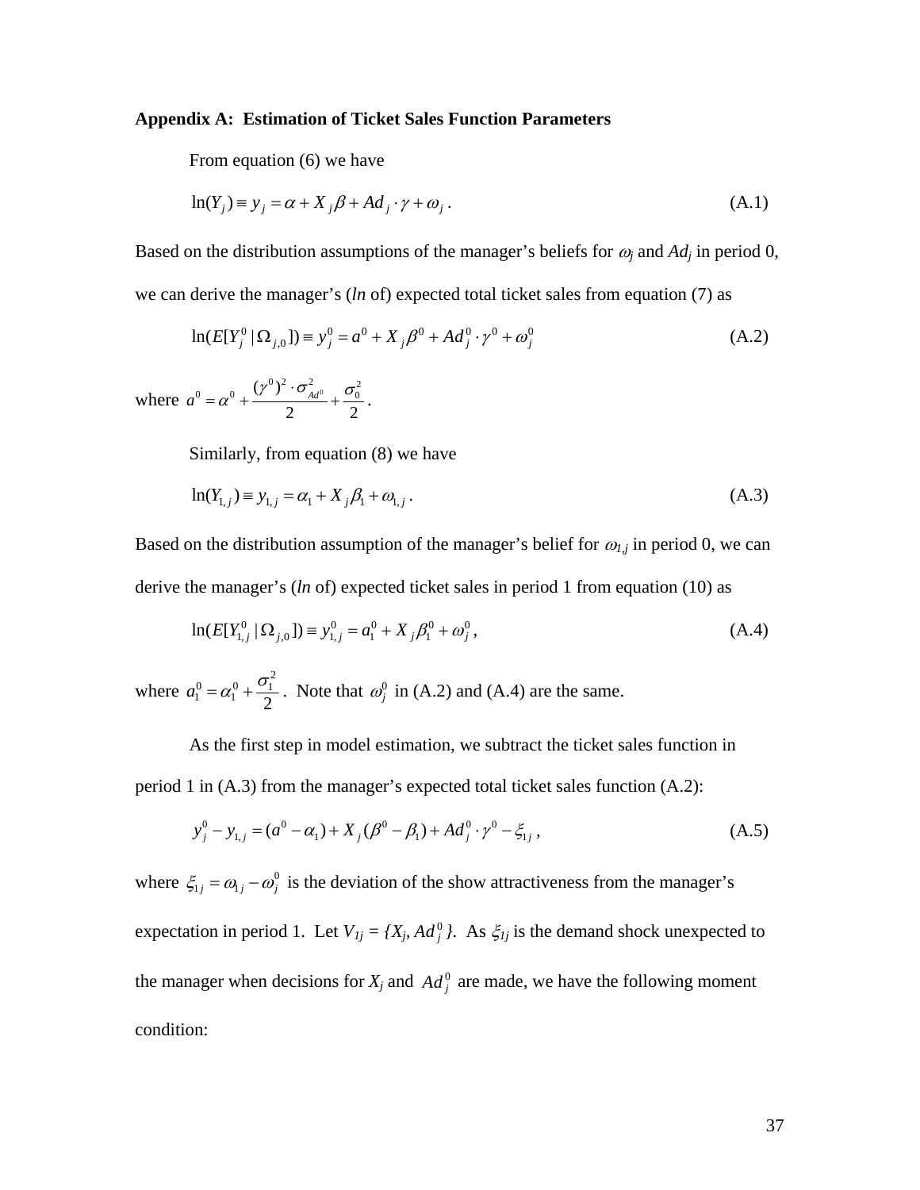**Appendix A: Estimation of Ticket Sales Function Parameters**

From equation (6) we have

$$\ln(Y_j) \equiv y_j = \alpha + X_j\beta + Ad_j \cdot \gamma + \omega_j \,. \tag{A.1}$$

Based on the distribution assumptions of the manager's beliefs for $\omega_j$ and $Ad_j$ in period 0, we can derive the manager's (*ln* of) expected total ticket sales from equation (7) as

$$\ln(E[Y_j^0 \mid \Omega_{j,0}]) \equiv y_j^0 = a^0 + X_j\beta^0 + Ad_j^0 \cdot \gamma^0 + \omega_j^0 \tag{A.2}$$

where $a^0 = \alpha^0 + \dfrac{(\gamma^0)^2 \cdot \sigma_{Ad^0}^2}{2} + \dfrac{\sigma_0^2}{2}$.

Similarly, from equation (8) we have

$$\ln(Y_{1,j}) \equiv y_{1,j} = \alpha_1 + X_j\beta_1 + \omega_{1,j} \,. \tag{A.3}$$

Based on the distribution assumption of the manager's belief for $\omega_{1,j}$ in period 0, we can derive the manager's (*ln* of) expected ticket sales in period 1 from equation (10) as

$$\ln(E[Y_{1,j}^0 \mid \Omega_{j,0}]) \equiv y_{1,j}^0 = a_1^0 + X_j\beta_1^0 + \omega_j^0 \,, \tag{A.4}$$

where $a_1^0 = \alpha_1^0 + \dfrac{\sigma_1^2}{2}$. Note that $\omega_j^0$ in (A.2) and (A.4) are the same.

As the first step in model estimation, we subtract the ticket sales function in period 1 in (A.3) from the manager's expected total ticket sales function (A.2):

$$y_j^0 - y_{1,j} = (a^0 - \alpha_1) + X_j(\beta^0 - \beta_1) + Ad_j^0 \cdot \gamma^0 - \xi_{1j} \,, \tag{A.5}$$

where $\xi_{1j} = \omega_{1j} - \omega_j^0$ is the deviation of the show attractiveness from the manager's expectation in period 1. Let $V_{1j} = \{X_j, Ad_j^0\}$. As $\xi_{1j}$ is the demand shock unexpected to the manager when decisions for $X_j$ and $Ad_j^0$ are made, we have the following moment condition: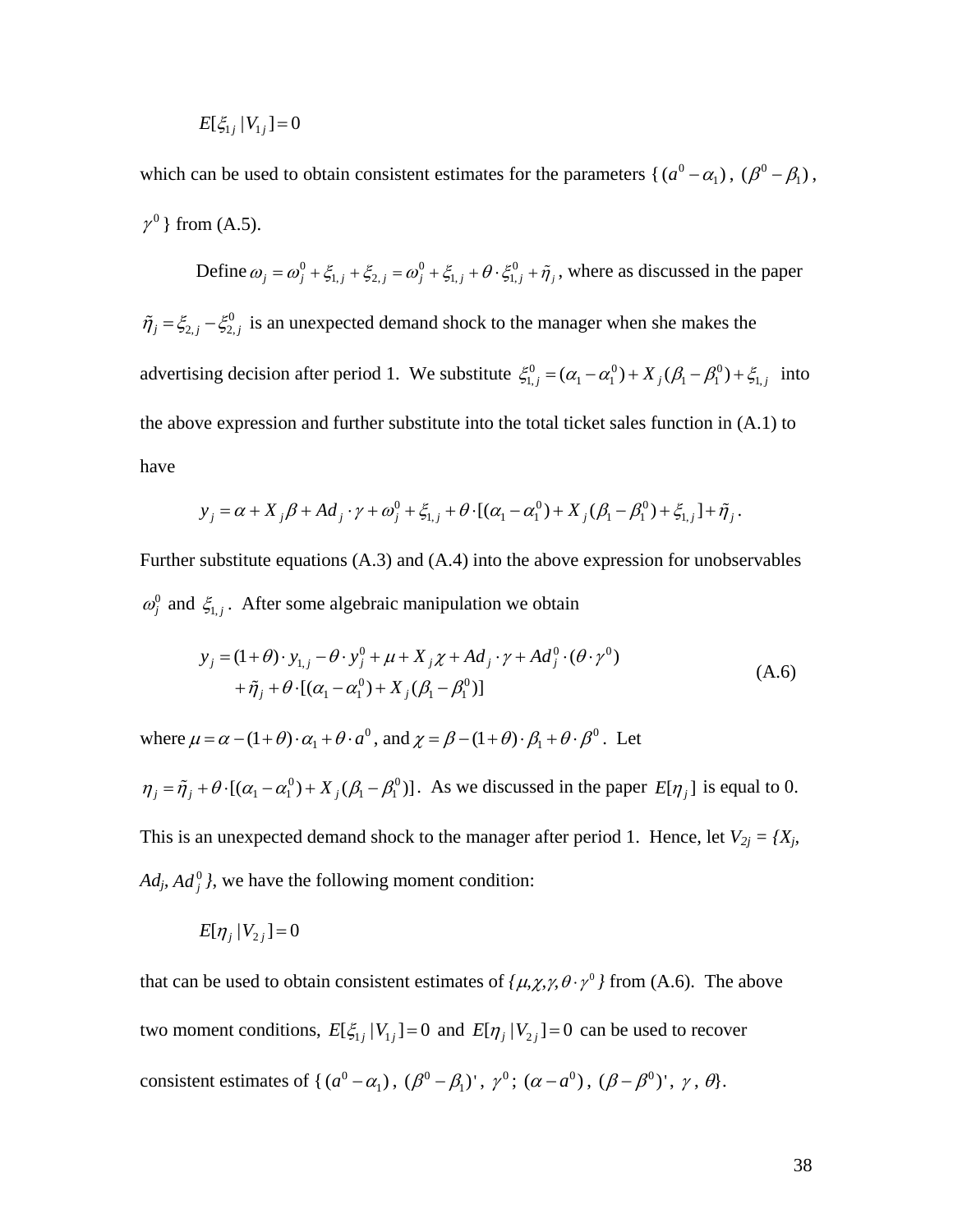$$E[\xi_{1j} \mid V_{1j}] = 0$$

which can be used to obtain consistent estimates for the parameters { $(a^0 - \alpha_1)$ , $(\beta^0 - \beta_1)$ , $\gamma^0$ } from (A.5).

Define $\omega_j = \omega_j^0 + \xi_{1,j} + \xi_{2,j} = \omega_j^0 + \xi_{1,j} + \theta \cdot \xi_{1,j}^0 + \tilde{\eta}_j$ , where as discussed in the paper $\tilde{\eta}_j = \xi_{2,j} - \xi_{2,j}^0$ is an unexpected demand shock to the manager when she makes the advertising decision after period 1. We substitute $\xi_{1,j}^0 = (\alpha_1 - \alpha_1^0) + X_j(\beta_1 - \beta_1^0) + \xi_{1,j}$ into the above expression and further substitute into the total ticket sales function in (A.1) to have

$$y_j = \alpha + X_j\beta + Ad_j \cdot \gamma + \omega_j^0 + \xi_{1,j} + \theta \cdot [(\alpha_1 - \alpha_1^0) + X_j(\beta_1 - \beta_1^0) + \xi_{1,j}] + \tilde{\eta}_j .$$

Further substitute equations (A.3) and (A.4) into the above expression for unobservables $\omega_j^0$ and $\xi_{1,j}$ . After some algebraic manipulation we obtain

$$\begin{aligned} y_j &= (1+\theta) \cdot y_{1,j} - \theta \cdot y_j^0 + \mu + X_j\chi + Ad_j \cdot \gamma + Ad_j^0 \cdot (\theta \cdot \gamma^0) \\ &\quad + \tilde{\eta}_j + \theta \cdot [(\alpha_1 - \alpha_1^0) + X_j(\beta_1 - \beta_1^0)] \end{aligned} \tag{A.6}$$

where $\mu = \alpha - (1+\theta) \cdot \alpha_1 + \theta \cdot a^0$ , and $\chi = \beta - (1+\theta) \cdot \beta_1 + \theta \cdot \beta^0$ . Let $\eta_j = \tilde{\eta}_j + \theta \cdot [(\alpha_1 - \alpha_1^0) + X_j(\beta_1 - \beta_1^0)]$ . As we discussed in the paper $E[\eta_j]$ is equal to 0. This is an unexpected demand shock to the manager after period 1. Hence, let $V_{2j} = \{X_j, Ad_j, Ad_j^0\}$, we have the following moment condition:

$$E[\eta_j \mid V_{2j}] = 0$$

that can be used to obtain consistent estimates of $\{\mu, \chi, \gamma, \theta \cdot \gamma^0\}$ from (A.6). The above two moment conditions, $E[\xi_{1j} \mid V_{1j}] = 0$ and $E[\eta_j \mid V_{2j}] = 0$ can be used to recover consistent estimates of { $(a^0 - \alpha_1)$ , $(\beta^0 - \beta_1)'$ , $\gamma^0$ ; $(\alpha - a^0)$ , $(\beta - \beta^0)'$ , $\gamma$ , $\theta$}.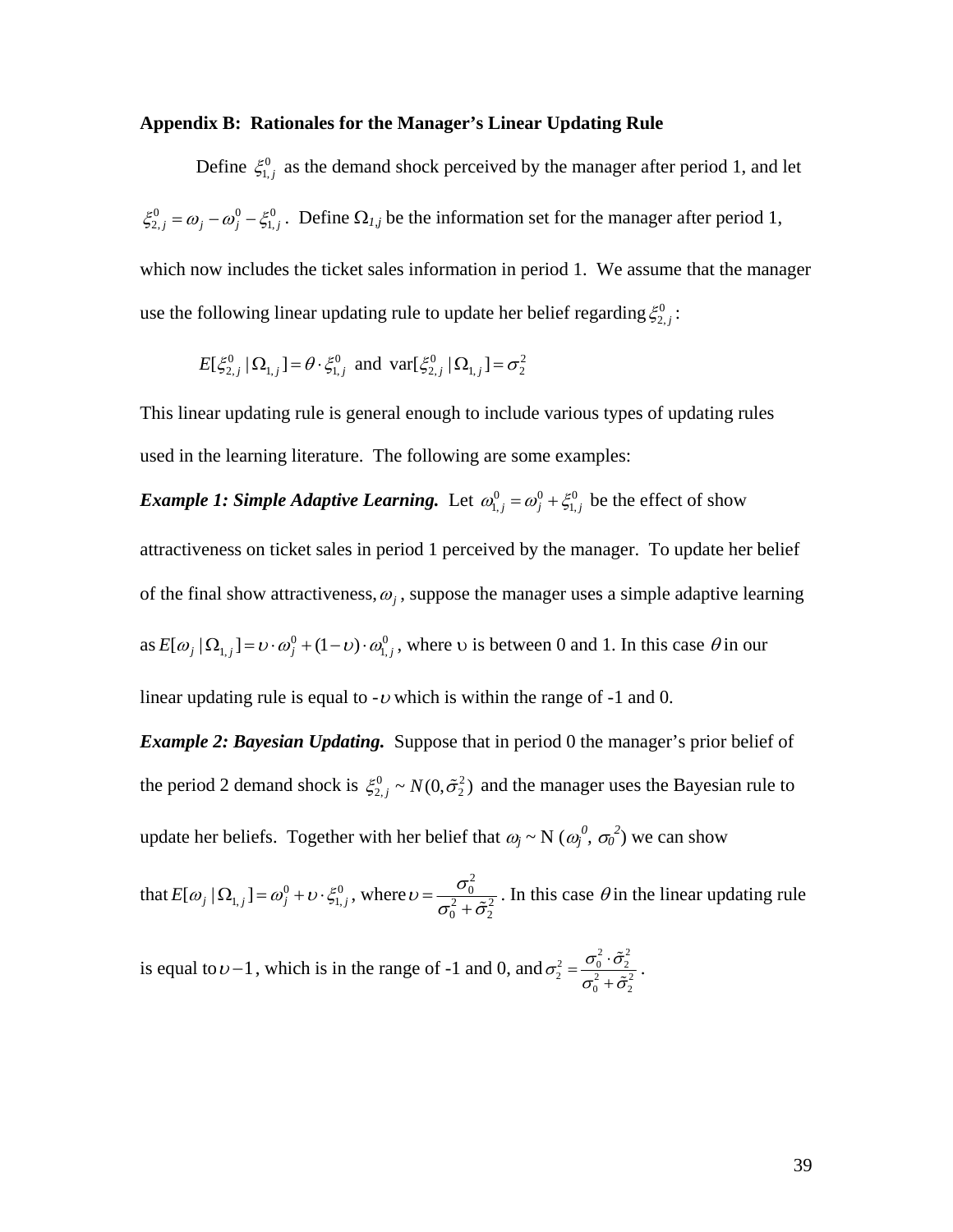**Appendix B: Rationales for the Manager's Linear Updating Rule**

Define $\xi_{1,j}^0$ as the demand shock perceived by the manager after period 1, and let $\xi_{2,j}^0 = \omega_j - \omega_j^0 - \xi_{1,j}^0$. Define $\Omega_{1,j}$ be the information set for the manager after period 1, which now includes the ticket sales information in period 1. We assume that the manager use the following linear updating rule to update her belief regarding $\xi_{2,j}^0$:

$$E[\xi_{2,j}^0 \mid \Omega_{1,j}] = \theta \cdot \xi_{1,j}^0 \text{ and } \text{var}[\xi_{2,j}^0 \mid \Omega_{1,j}] = \sigma_2^2$$

This linear updating rule is general enough to include various types of updating rules used in the learning literature. The following are some examples:

***Example 1: Simple Adaptive Learning.*** Let $\omega_{1,j}^0 = \omega_j^0 + \xi_{1,j}^0$ be the effect of show attractiveness on ticket sales in period 1 perceived by the manager. To update her belief of the final show attractiveness, $\omega_j$, suppose the manager uses a simple adaptive learning as $E[\omega_j \mid \Omega_{1,j}] = \upsilon \cdot \omega_j^0 + (1-\upsilon) \cdot \omega_{1,j}^0$, where $\upsilon$ is between 0 and 1. In this case $\theta$ in our linear updating rule is equal to $-\upsilon$ which is within the range of -1 and 0.

***Example 2: Bayesian Updating.*** Suppose that in period 0 the manager's prior belief of the period 2 demand shock is $\xi_{2,j}^0 \sim N(0, \tilde{\sigma}_2^2)$ and the manager uses the Bayesian rule to update her beliefs. Together with her belief that $\omega_j \sim N(\omega_j^0, \sigma_0^2)$ we can show that $E[\omega_j \mid \Omega_{1,j}] = \omega_j^0 + \upsilon \cdot \xi_{1,j}^0$, where $\upsilon = \dfrac{\sigma_0^2}{\sigma_0^2 + \tilde{\sigma}_2^2}$. In this case $\theta$ in the linear updating rule is equal to $\upsilon - 1$, which is in the range of -1 and 0, and $\sigma_2^2 = \dfrac{\sigma_0^2 \cdot \tilde{\sigma}_2^2}{\sigma_0^2 + \tilde{\sigma}_2^2}$.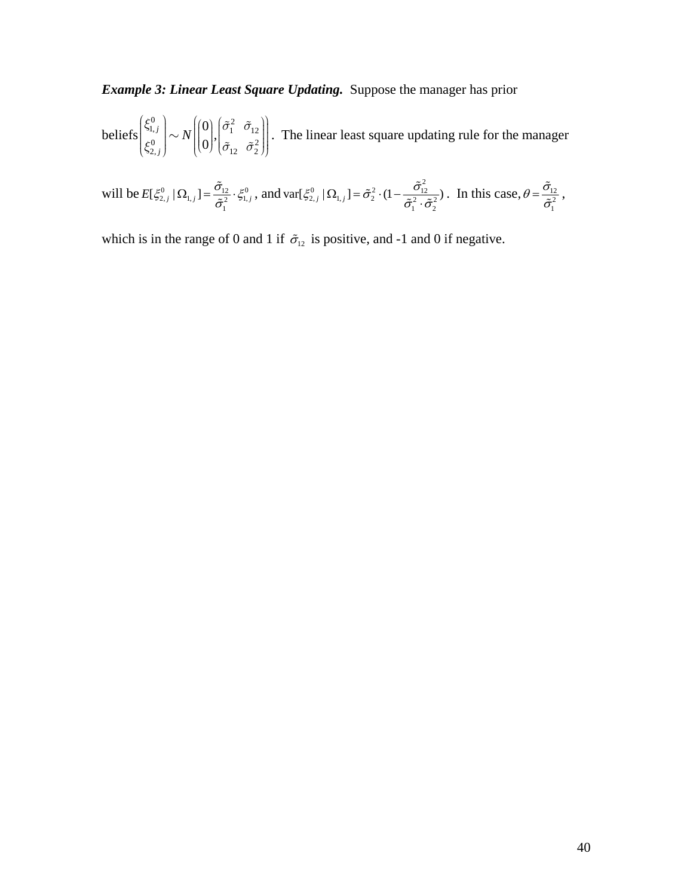***Example 3: Linear Least Square Updating.*** Suppose the manager has prior beliefs $\begin{pmatrix} \xi_{1,j}^0 \\ \xi_{2,j}^0 \end{pmatrix} \sim N\left( \begin{pmatrix} 0 \\ 0 \end{pmatrix}, \begin{pmatrix} \tilde{\sigma}_1^2 & \tilde{\sigma}_{12} \\ \tilde{\sigma}_{12} & \tilde{\sigma}_2^2 \end{pmatrix} \right)$. The linear least square updating rule for the manager will be $E[\xi_{2,j}^0 \mid \Omega_{1,j}] = \frac{\tilde{\sigma}_{12}}{\tilde{\sigma}_1^2} \cdot \xi_{1,j}^0$, and $\text{var}[\xi_{2,j}^0 \mid \Omega_{1,j}] = \tilde{\sigma}_2^2 \cdot (1 - \frac{\tilde{\sigma}_{12}^2}{\tilde{\sigma}_1^2 \cdot \tilde{\sigma}_2^2})$. In this case, $\theta = \frac{\tilde{\sigma}_{12}}{\tilde{\sigma}_1^2}$, which is in the range of 0 and 1 if $\tilde{\sigma}_{12}$ is positive, and -1 and 0 if negative.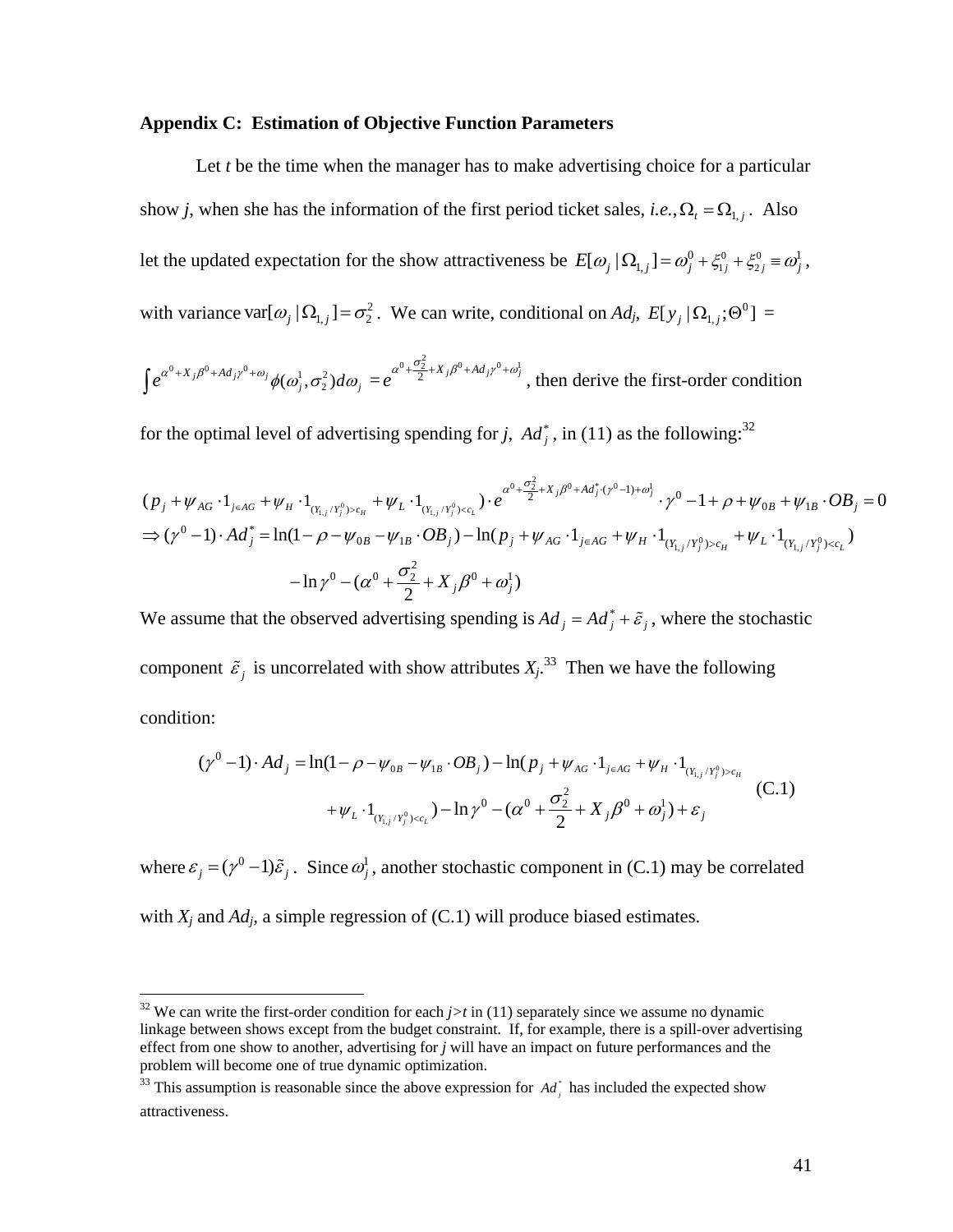**Appendix C: Estimation of Objective Function Parameters**

Let $t$ be the time when the manager has to make advertising choice for a particular show $j$, when she has the information of the first period ticket sales, *i.e.*, $\Omega_t = \Omega_{1,j}$. Also let the updated expectation for the show attractiveness be $E[\omega_j \mid \Omega_{1,j}] = \omega_j^0 + \xi_{1j}^0 + \xi_{2j}^0 \equiv \omega_j^1$, with variance $\text{var}[\omega_j \mid \Omega_{1,j}] = \sigma_2^2$. We can write, conditional on $Ad_j$, $E[y_j \mid \Omega_{1,j}; \Theta^0]$ =

$$\int e^{\alpha^0 + X_j \beta^0 + Ad_j \gamma^0 + \omega_j} \phi(\omega_j^1, \sigma_2^2) d\omega_j = e^{\alpha^0 + \frac{\sigma_2^2}{2} + X_j \beta^0 + Ad_j \gamma^0 + \omega_j^1}$$

, then derive the first-order condition for the optimal level of advertising spending for $j$, $Ad_j^*$, in (11) as the following:[32]

$$
\begin{aligned}
&(p_j + \psi_{AG} \cdot 1_{j \in AG} + \psi_H \cdot 1_{(Y_{1,j}/Y_j^0) > c_H} + \psi_L \cdot 1_{(Y_{1,j}/Y_j^0) < c_L}) \cdot e^{\alpha^0 + \frac{\sigma_2^2}{2} + X_j \beta^0 + Ad_j^* \cdot (\gamma^0 - 1) + \omega_j^1} \cdot \gamma^0 - 1 + \rho + \psi_{0B} + \psi_{1B} \cdot OB_j = 0 \\
&\Rightarrow (\gamma^0 - 1) \cdot Ad_j^* = \ln(1 - \rho - \psi_{0B} - \psi_{1B} \cdot OB_j) - \ln(p_j + \psi_{AG} \cdot 1_{j \in AG} + \psi_H \cdot 1_{(Y_{1,j}/Y_j^0) > c_H} + \psi_L \cdot 1_{(Y_{1,j}/Y_j^0) < c_L}) \\
&\qquad - \ln \gamma^0 - (\alpha^0 + \frac{\sigma_2^2}{2} + X_j \beta^0 + \omega_j^1)
\end{aligned}
$$

We assume that the observed advertising spending is $Ad_j = Ad_j^* + \tilde{\varepsilon}_j$, where the stochastic component $\tilde{\varepsilon}_j$ is uncorrelated with show attributes $X_j$.[33] Then we have the following condition:

$$
\begin{aligned}
(\gamma^0 - 1) \cdot Ad_j = &\ln(1 - \rho - \psi_{0B} - \psi_{1B} \cdot OB_j) - \ln(p_j + \psi_{AG} \cdot 1_{j \in AG} + \psi_H \cdot 1_{(Y_{1,j}/Y_j^0) > c_H} \\
&+ \psi_L \cdot 1_{(Y_{1,j}/Y_j^0) < c_L}) - \ln \gamma^0 - (\alpha^0 + \frac{\sigma_2^2}{2} + X_j \beta^0 + \omega_j^1) + \varepsilon_j
\end{aligned}
\quad \text{(C.1)}
$$

where $\varepsilon_j = (\gamma^0 - 1)\tilde{\varepsilon}_j$. Since $\omega_j^1$, another stochastic component in (C.1) may be correlated with $X_j$ and $Ad_j$, a simple regression of (C.1) will produce biased estimates.

---

[32] We can write the first-order condition for each $j>t$ in (11) separately since we assume no dynamic linkage between shows except from the budget constraint. If, for example, there is a spill-over advertising effect from one show to another, advertising for $j$ will have an impact on future performances and the problem will become one of true dynamic optimization.

[33] This assumption is reasonable since the above expression for $Ad_j^*$ has included the expected show attractiveness.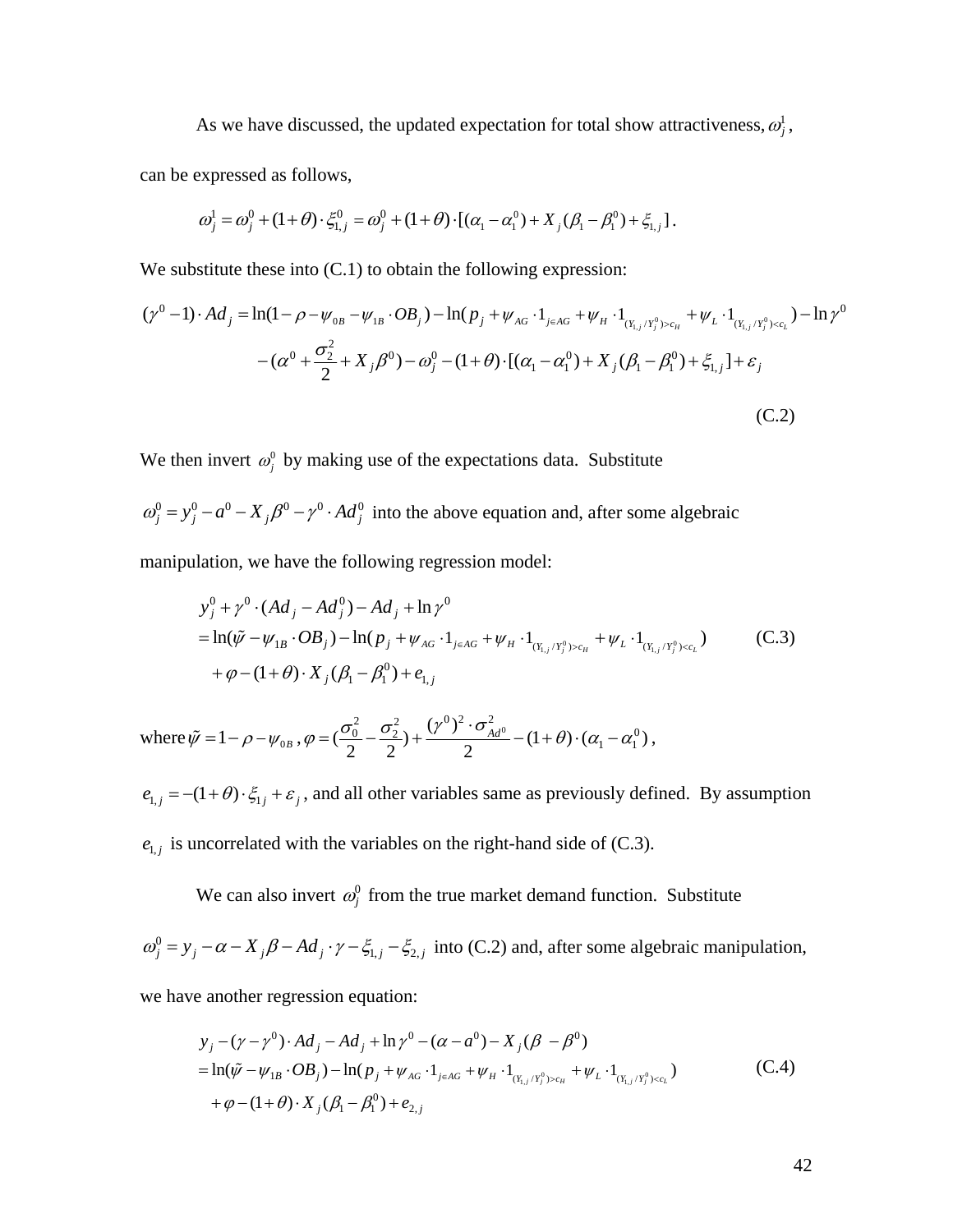As we have discussed, the updated expectation for total show attractiveness, $\omega_j^1$, can be expressed as follows,

$$\omega_j^1 = \omega_j^0 + (1+\theta)\cdot \xi_{1,j}^0 = \omega_j^0 + (1+\theta)\cdot[(\alpha_1 - \alpha_1^0) + X_j(\beta_1 - \beta_1^0) + \xi_{1,j}].$$

We substitute these into (C.1) to obtain the following expression:

$$\begin{aligned}(\gamma^0 - 1)\cdot Ad_j &= \ln(1-\rho-\psi_{0B}-\psi_{1B}\cdot OB_j) - \ln(p_j + \psi_{AG}\cdot 1_{j\in AG} + \psi_H \cdot 1_{(Y_{1,j}/Y_j^0)>c_H} + \psi_L \cdot 1_{(Y_{1,j}/Y_j^0)<c_L}) - \ln\gamma^0 \\ &\quad - (\alpha^0 + \frac{\sigma_2^2}{2} + X_j\beta^0) - \omega_j^0 - (1+\theta)\cdot[(\alpha_1 - \alpha_1^0) + X_j(\beta_1 - \beta_1^0) + \xi_{1,j}] + \varepsilon_j\end{aligned} \tag{C.2}$$

We then invert $\omega_j^0$ by making use of the expectations data. Substitute $\omega_j^0 = y_j^0 - a^0 - X_j\beta^0 - \gamma^0 \cdot Ad_j^0$ into the above equation and, after some algebraic manipulation, we have the following regression model:

$$\begin{aligned}& y_j^0 + \gamma^0 \cdot (Ad_j - Ad_j^0) - Ad_j + \ln\gamma^0 \\ &= \ln(\tilde{\psi} - \psi_{1B}\cdot OB_j) - \ln(p_j + \psi_{AG}\cdot 1_{j\in AG} + \psi_H \cdot 1_{(Y_{1,j}/Y_j^0)>c_H} + \psi_L \cdot 1_{(Y_{1,j}/Y_j^0)<c_L}) \\ &\quad + \varphi - (1+\theta)\cdot X_j(\beta_1 - \beta_1^0) + e_{1,j}\end{aligned} \tag{C.3}$$

where $\tilde{\psi} = 1-\rho-\psi_{0B}$, $\varphi = (\frac{\sigma_0^2}{2} - \frac{\sigma_2^2}{2}) + \frac{(\gamma^0)^2\cdot\sigma_{Ad^0}^2}{2} - (1+\theta)\cdot(\alpha_1 - \alpha_1^0)$,

$e_{1,j} = -(1+\theta)\cdot\xi_{1j} + \varepsilon_j$, and all other variables same as previously defined. By assumption $e_{1,j}$ is uncorrelated with the variables on the right-hand side of (C.3).

We can also invert $\omega_j^0$ from the true market demand function. Substitute $\omega_j^0 = y_j - \alpha - X_j\beta - Ad_j\cdot\gamma - \xi_{1,j} - \xi_{2,j}$ into (C.2) and, after some algebraic manipulation, we have another regression equation:

$$\begin{aligned}& y_j - (\gamma - \gamma^0)\cdot Ad_j - Ad_j + \ln\gamma^0 - (\alpha - a^0) - X_j(\beta - \beta^0) \\ &= \ln(\tilde{\psi} - \psi_{1B}\cdot OB_j) - \ln(p_j + \psi_{AG}\cdot 1_{j\in AG} + \psi_H \cdot 1_{(Y_{1,j}/Y_j^0)>c_H} + \psi_L \cdot 1_{(Y_{1,j}/Y_j^0)<c_L}) \\ &\quad + \varphi - (1+\theta)\cdot X_j(\beta_1 - \beta_1^0) + e_{2,j}\end{aligned} \tag{C.4}$$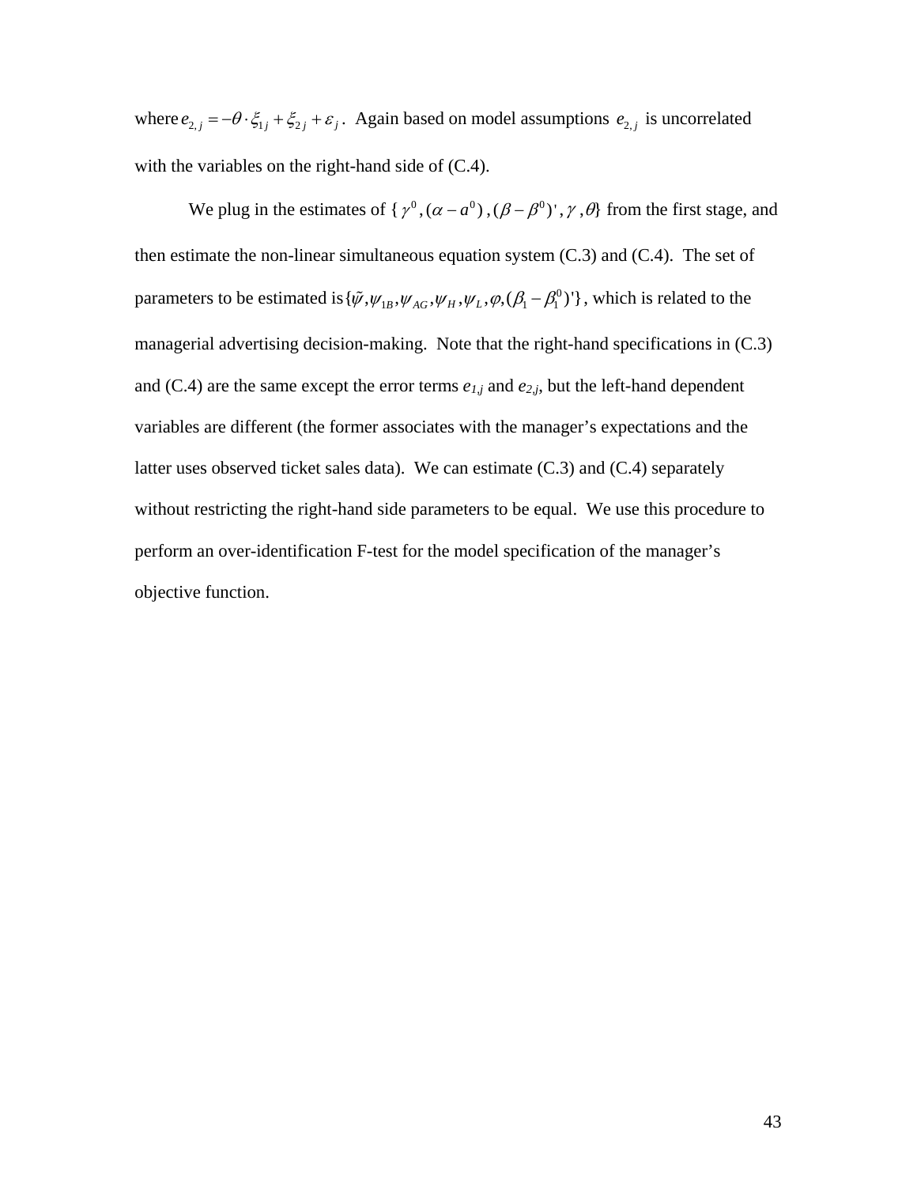where $e_{2,j} = -\theta \cdot \xi_{1j} + \xi_{2j} + \varepsilon_j$. Again based on model assumptions $e_{2,j}$ is uncorrelated with the variables on the right-hand side of (C.4).

We plug in the estimates of $\{\gamma^0, (\alpha - a^0), (\beta - \beta^0)', \gamma, \theta\}$ from the first stage, and then estimate the non-linear simultaneous equation system (C.3) and (C.4). The set of parameters to be estimated is $\{\tilde{\psi}, \psi_{1B}, \psi_{AG}, \psi_H, \psi_L, \varphi, (\beta_1 - \beta_1^0)'\}$, which is related to the managerial advertising decision-making. Note that the right-hand specifications in (C.3) and (C.4) are the same except the error terms $e_{1,j}$ and $e_{2,j}$, but the left-hand dependent variables are different (the former associates with the manager's expectations and the latter uses observed ticket sales data). We can estimate (C.3) and (C.4) separately without restricting the right-hand side parameters to be equal. We use this procedure to perform an over-identification F-test for the model specification of the manager's objective function.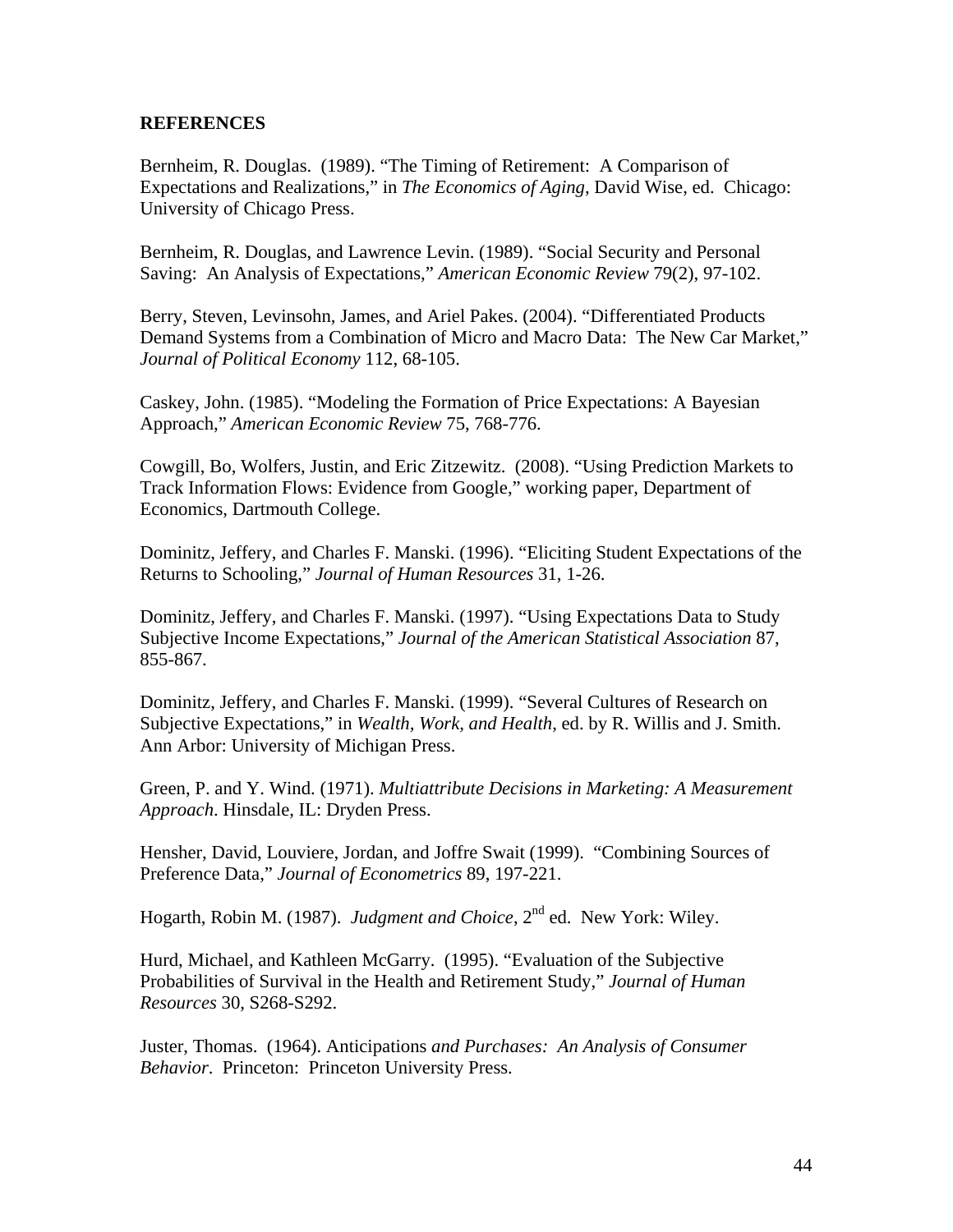**REFERENCES**

Bernheim, R. Douglas. (1989). "The Timing of Retirement: A Comparison of Expectations and Realizations," in *The Economics of Aging*, David Wise, ed. Chicago: University of Chicago Press.

Bernheim, R. Douglas, and Lawrence Levin. (1989). "Social Security and Personal Saving: An Analysis of Expectations," *American Economic Review* 79(2), 97-102.

Berry, Steven, Levinsohn, James, and Ariel Pakes. (2004). "Differentiated Products Demand Systems from a Combination of Micro and Macro Data: The New Car Market," *Journal of Political Economy* 112, 68-105.

Caskey, John. (1985). "Modeling the Formation of Price Expectations: A Bayesian Approach," *American Economic Review* 75, 768-776.

Cowgill, Bo, Wolfers, Justin, and Eric Zitzewitz. (2008). "Using Prediction Markets to Track Information Flows: Evidence from Google," working paper, Department of Economics, Dartmouth College.

Dominitz, Jeffery, and Charles F. Manski. (1996). "Eliciting Student Expectations of the Returns to Schooling," *Journal of Human Resources* 31, 1-26.

Dominitz, Jeffery, and Charles F. Manski. (1997). "Using Expectations Data to Study Subjective Income Expectations," *Journal of the American Statistical Association* 87, 855-867.

Dominitz, Jeffery, and Charles F. Manski. (1999). "Several Cultures of Research on Subjective Expectations," in *Wealth, Work, and Health*, ed. by R. Willis and J. Smith. Ann Arbor: University of Michigan Press.

Green, P. and Y. Wind. (1971). *Multiattribute Decisions in Marketing: A Measurement Approach*. Hinsdale, IL: Dryden Press.

Hensher, David, Louviere, Jordan, and Joffre Swait (1999). "Combining Sources of Preference Data," *Journal of Econometrics* 89, 197-221.

Hogarth, Robin M. (1987). *Judgment and Choice*, 2nd ed. New York: Wiley.

Hurd, Michael, and Kathleen McGarry. (1995). "Evaluation of the Subjective Probabilities of Survival in the Health and Retirement Study," *Journal of Human Resources* 30, S268-S292.

Juster, Thomas. (1964). Anticipations *and Purchases: An Analysis of Consumer Behavior*. Princeton: Princeton University Press.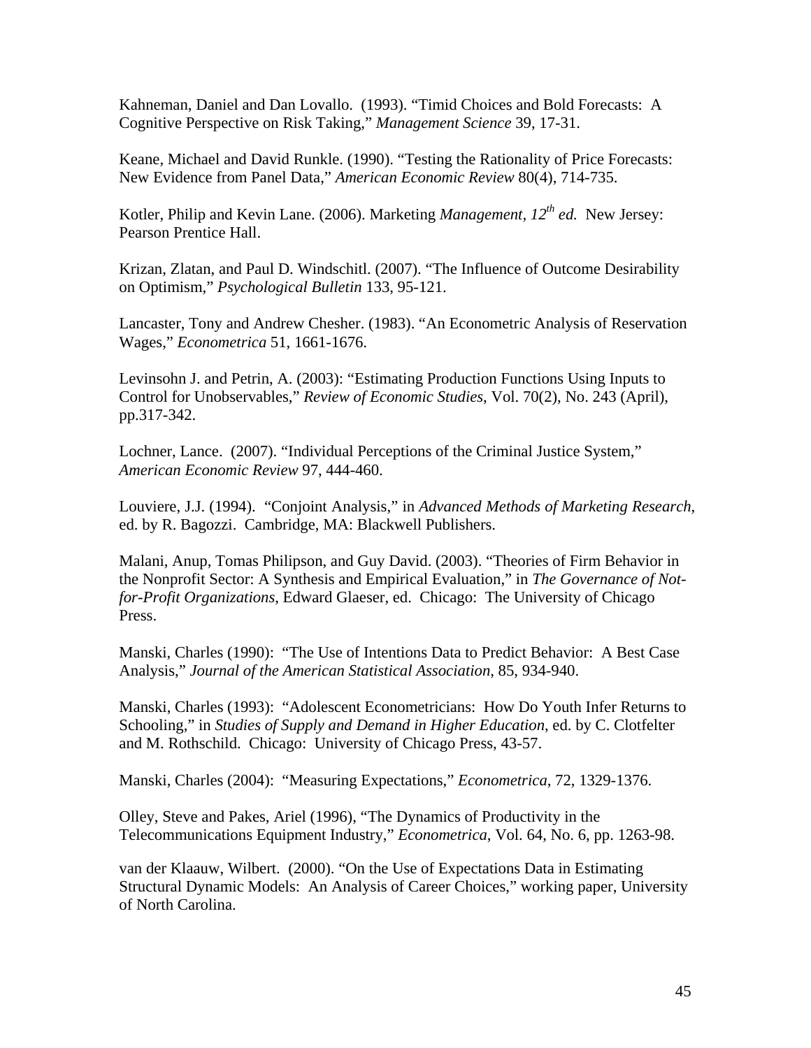Kahneman, Daniel and Dan Lovallo. (1993). "Timid Choices and Bold Forecasts: A Cognitive Perspective on Risk Taking," *Management Science* 39, 17-31.

Keane, Michael and David Runkle. (1990). "Testing the Rationality of Price Forecasts: New Evidence from Panel Data," *American Economic Review* 80(4), 714-735.

Kotler, Philip and Kevin Lane. (2006). Marketing *Management, 12th ed.* New Jersey: Pearson Prentice Hall.

Krizan, Zlatan, and Paul D. Windschitl. (2007). "The Influence of Outcome Desirability on Optimism," *Psychological Bulletin* 133, 95-121.

Lancaster, Tony and Andrew Chesher. (1983). "An Econometric Analysis of Reservation Wages," *Econometrica* 51, 1661-1676.

Levinsohn J. and Petrin, A. (2003): "Estimating Production Functions Using Inputs to Control for Unobservables," *Review of Economic Studies*, Vol. 70(2), No. 243 (April), pp.317-342.

Lochner, Lance. (2007). "Individual Perceptions of the Criminal Justice System," *American Economic Review* 97, 444-460.

Louviere, J.J. (1994). "Conjoint Analysis," in *Advanced Methods of Marketing Research*, ed. by R. Bagozzi. Cambridge, MA: Blackwell Publishers.

Malani, Anup, Tomas Philipson, and Guy David. (2003). "Theories of Firm Behavior in the Nonprofit Sector: A Synthesis and Empirical Evaluation," in *The Governance of Not-for-Profit Organizations*, Edward Glaeser, ed. Chicago: The University of Chicago Press.

Manski, Charles (1990): "The Use of Intentions Data to Predict Behavior: A Best Case Analysis," *Journal of the American Statistical Association*, 85, 934-940.

Manski, Charles (1993): "Adolescent Econometricians: How Do Youth Infer Returns to Schooling," in *Studies of Supply and Demand in Higher Education*, ed. by C. Clotfelter and M. Rothschild. Chicago: University of Chicago Press, 43-57.

Manski, Charles (2004): "Measuring Expectations," *Econometrica*, 72, 1329-1376.

Olley, Steve and Pakes, Ariel (1996), "The Dynamics of Productivity in the Telecommunications Equipment Industry," *Econometrica*, Vol. 64, No. 6, pp. 1263-98.

van der Klaauw, Wilbert. (2000). "On the Use of Expectations Data in Estimating Structural Dynamic Models: An Analysis of Career Choices," working paper, University of North Carolina.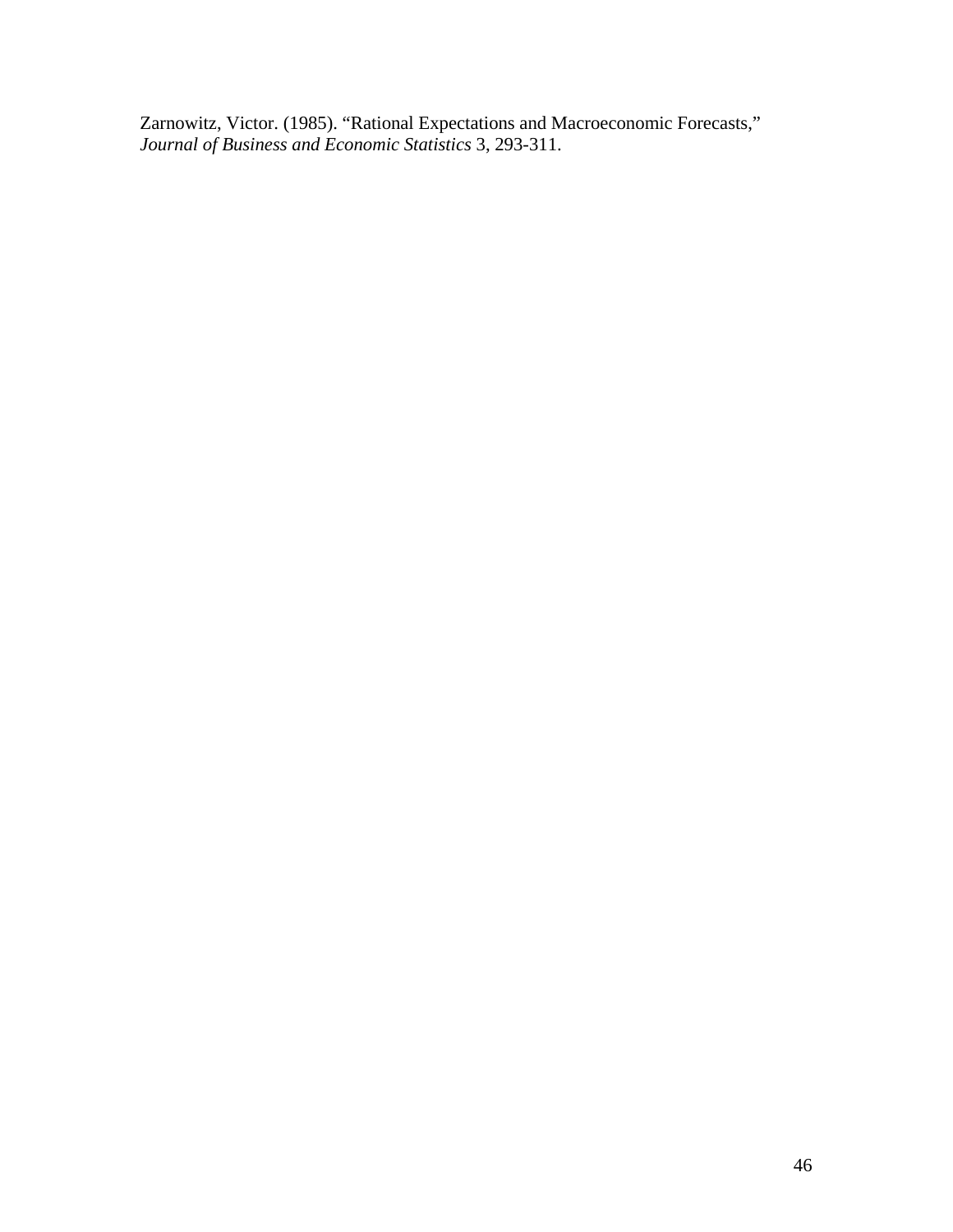Zarnowitz, Victor. (1985). “Rational Expectations and Macroeconomic Forecasts,” *Journal of Business and Economic Statistics* 3, 293-311.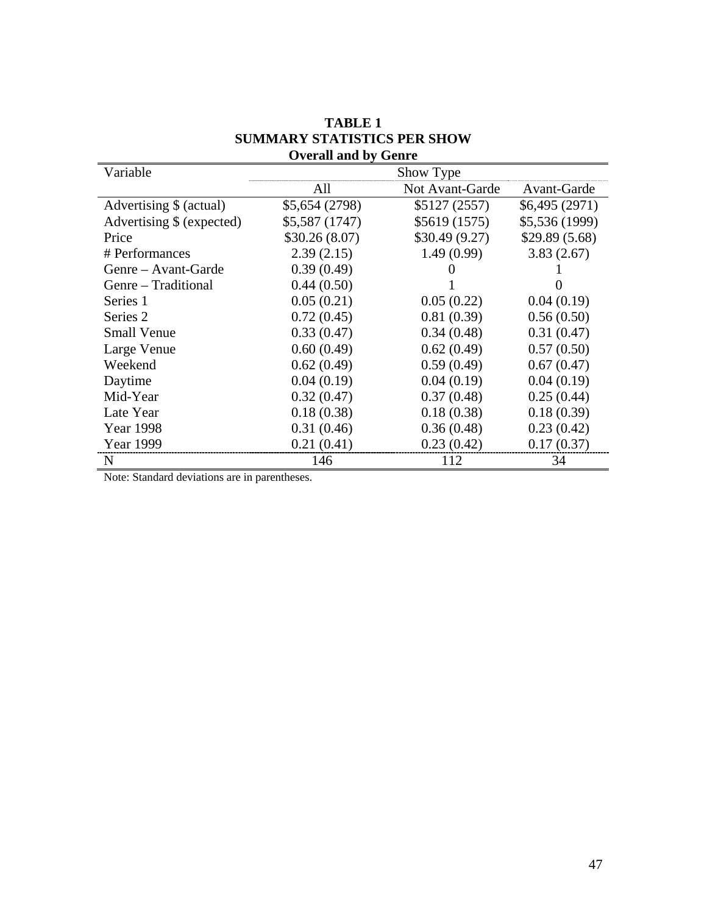**TABLE 1**
**SUMMARY STATISTICS PER SHOW**
**Overall and by Genre**

| Variable | Show Type | | |
|---|---|---|---|
| | All | Not Avant-Garde | Avant-Garde |
| Advertising $ (actual) | $5,654 (2798) | $5127 (2557) | $6,495 (2971) |
| Advertising $ (expected) | $5,587 (1747) | $5619 (1575) | $5,536 (1999) |
| Price | $30.26 (8.07) | $30.49 (9.27) | $29.89 (5.68) |
| # Performances | 2.39 (2.15) | 1.49 (0.99) | 3.83 (2.67) |
| Genre – Avant-Garde | 0.39 (0.49) | 0 | 1 |
| Genre – Traditional | 0.44 (0.50) | 1 | 0 |
| Series 1 | 0.05 (0.21) | 0.05 (0.22) | 0.04 (0.19) |
| Series 2 | 0.72 (0.45) | 0.81 (0.39) | 0.56 (0.50) |
| Small Venue | 0.33 (0.47) | 0.34 (0.48) | 0.31 (0.47) |
| Large Venue | 0.60 (0.49) | 0.62 (0.49) | 0.57 (0.50) |
| Weekend | 0.62 (0.49) | 0.59 (0.49) | 0.67 (0.47) |
| Daytime | 0.04 (0.19) | 0.04 (0.19) | 0.04 (0.19) |
| Mid-Year | 0.32 (0.47) | 0.37 (0.48) | 0.25 (0.44) |
| Late Year | 0.18 (0.38) | 0.18 (0.38) | 0.18 (0.39) |
| Year 1998 | 0.31 (0.46) | 0.36 (0.48) | 0.23 (0.42) |
| Year 1999 | 0.21 (0.41) | 0.23 (0.42) | 0.17 (0.37) |
| N | 146 | 112 | 34 |

Note: Standard deviations are in parentheses.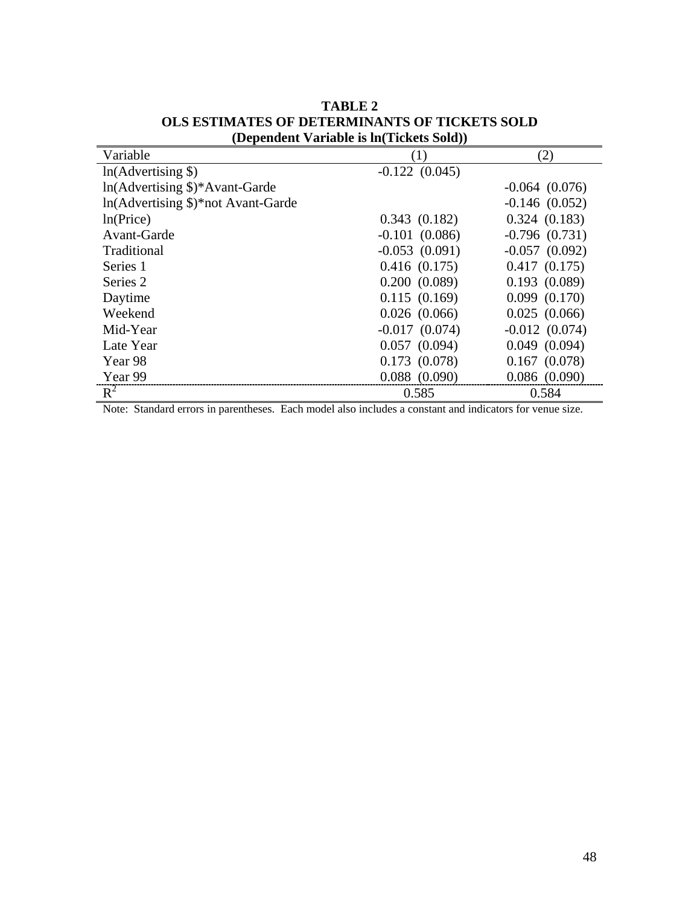**TABLE 2**
**OLS ESTIMATES OF DETERMINANTS OF TICKETS SOLD**
**(Dependent Variable is ln(Tickets Sold))**

| Variable | (1) | (2) |
|---|---|---|
| ln(Advertising $) | -0.122 (0.045) | |
| ln(Advertising $)*Avant-Garde | | -0.064 (0.076) |
| ln(Advertising $)*not Avant-Garde | | -0.146 (0.052) |
| ln(Price) | 0.343 (0.182) | 0.324 (0.183) |
| Avant-Garde | -0.101 (0.086) | -0.796 (0.731) |
| Traditional | -0.053 (0.091) | -0.057 (0.092) |
| Series 1 | 0.416 (0.175) | 0.417 (0.175) |
| Series 2 | 0.200 (0.089) | 0.193 (0.089) |
| Daytime | 0.115 (0.169) | 0.099 (0.170) |
| Weekend | 0.026 (0.066) | 0.025 (0.066) |
| Mid-Year | -0.017 (0.074) | -0.012 (0.074) |
| Late Year | 0.057 (0.094) | 0.049 (0.094) |
| Year 98 | 0.173 (0.078) | 0.167 (0.078) |
| Year 99 | 0.088 (0.090) | 0.086 (0.090) |
| $R^2$ | 0.585 | 0.584 |

Note: Standard errors in parentheses. Each model also includes a constant and indicators for venue size.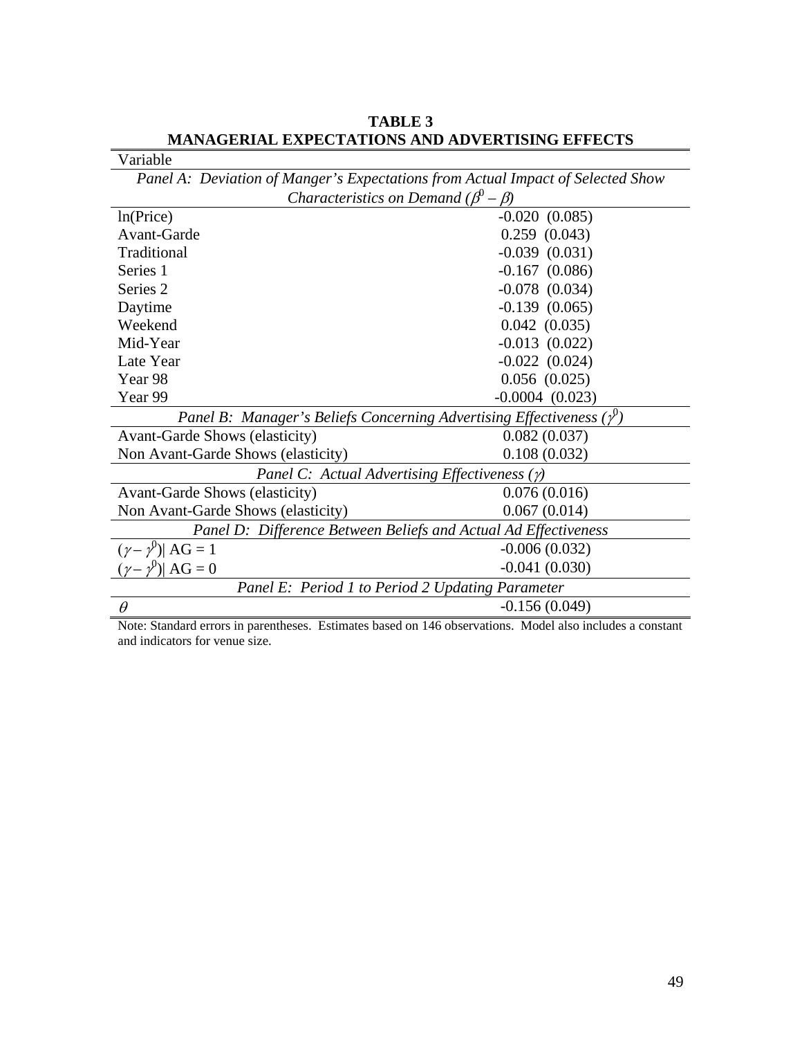**TABLE 3**
**MANAGERIAL EXPECTATIONS AND ADVERTISING EFFECTS**

| Variable | |
|---|---|
| *Panel A: Deviation of Manger's Expectations from Actual Impact of Selected Show Characteristics on Demand ($\beta^0 - \beta$)* | |
| ln(Price) | -0.020 (0.085) |
| Avant-Garde | 0.259 (0.043) |
| Traditional | -0.039 (0.031) |
| Series 1 | -0.167 (0.086) |
| Series 2 | -0.078 (0.034) |
| Daytime | -0.139 (0.065) |
| Weekend | 0.042 (0.035) |
| Mid-Year | -0.013 (0.022) |
| Late Year | -0.022 (0.024) |
| Year 98 | 0.056 (0.025) |
| Year 99 | -0.0004 (0.023) |
| *Panel B: Manager's Beliefs Concerning Advertising Effectiveness ($\gamma^0$)* | |
| Avant-Garde Shows (elasticity) | 0.082 (0.037) |
| Non Avant-Garde Shows (elasticity) | 0.108 (0.032) |
| *Panel C: Actual Advertising Effectiveness ($\gamma$)* | |
| Avant-Garde Shows (elasticity) | 0.076 (0.016) |
| Non Avant-Garde Shows (elasticity) | 0.067 (0.014) |
| *Panel D: Difference Between Beliefs and Actual Ad Effectiveness* | |
| $(\gamma - \gamma^0)$\| AG = 1 | -0.006 (0.032) |
| $(\gamma - \gamma^0)$\| AG = 0 | -0.041 (0.030) |
| *Panel E: Period 1 to Period 2 Updating Parameter* | |
| $\theta$ | -0.156 (0.049) |

Note: Standard errors in parentheses. Estimates based on 146 observations. Model also includes a constant and indicators for venue size.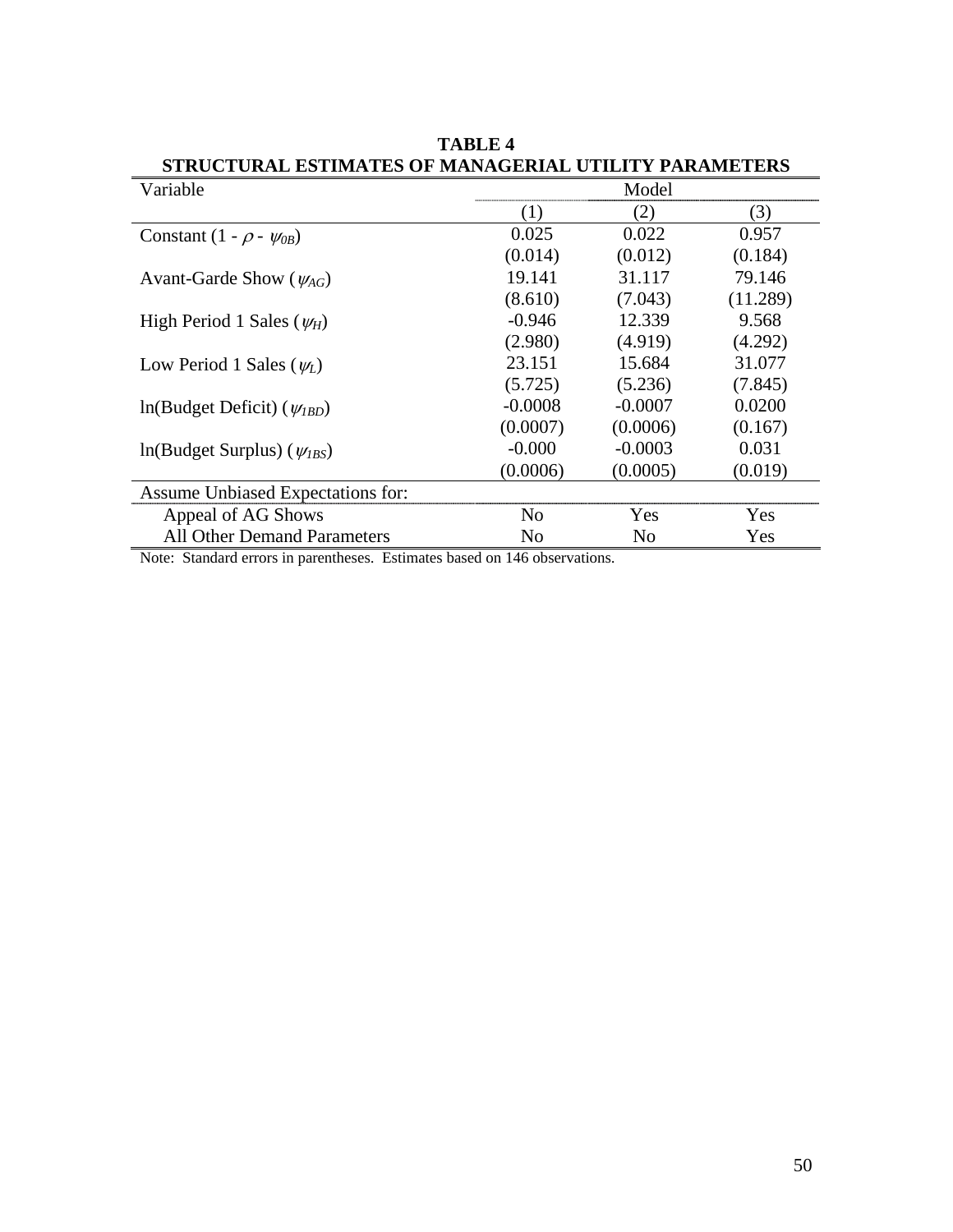**TABLE 4**
**STRUCTURAL ESTIMATES OF MANAGERIAL UTILITY PARAMETERS**

| Variable | Model | | |
|---|---|---|---|
| | (1) | (2) | (3) |
| Constant ($1 - \rho - \psi_{0B}$) | 0.025 | 0.022 | 0.957 |
| | (0.014) | (0.012) | (0.184) |
| Avant-Garde Show ($\psi_{AG}$) | 19.141 | 31.117 | 79.146 |
| | (8.610) | (7.043) | (11.289) |
| High Period 1 Sales ($\psi_H$) | -0.946 | 12.339 | 9.568 |
| | (2.980) | (4.919) | (4.292) |
| Low Period 1 Sales ($\psi_L$) | 23.151 | 15.684 | 31.077 |
| | (5.725) | (5.236) | (7.845) |
| ln(Budget Deficit) ($\psi_{1BD}$) | -0.0008 | -0.0007 | 0.0200 |
| | (0.0007) | (0.0006) | (0.167) |
| ln(Budget Surplus) ($\psi_{1BS}$) | -0.000 | -0.0003 | 0.031 |
| | (0.0006) | (0.0005) | (0.019) |
| Assume Unbiased Expectations for: | | | |
| Appeal of AG Shows | No | Yes | Yes |
| All Other Demand Parameters | No | No | Yes |

Note: Standard errors in parentheses. Estimates based on 146 observations.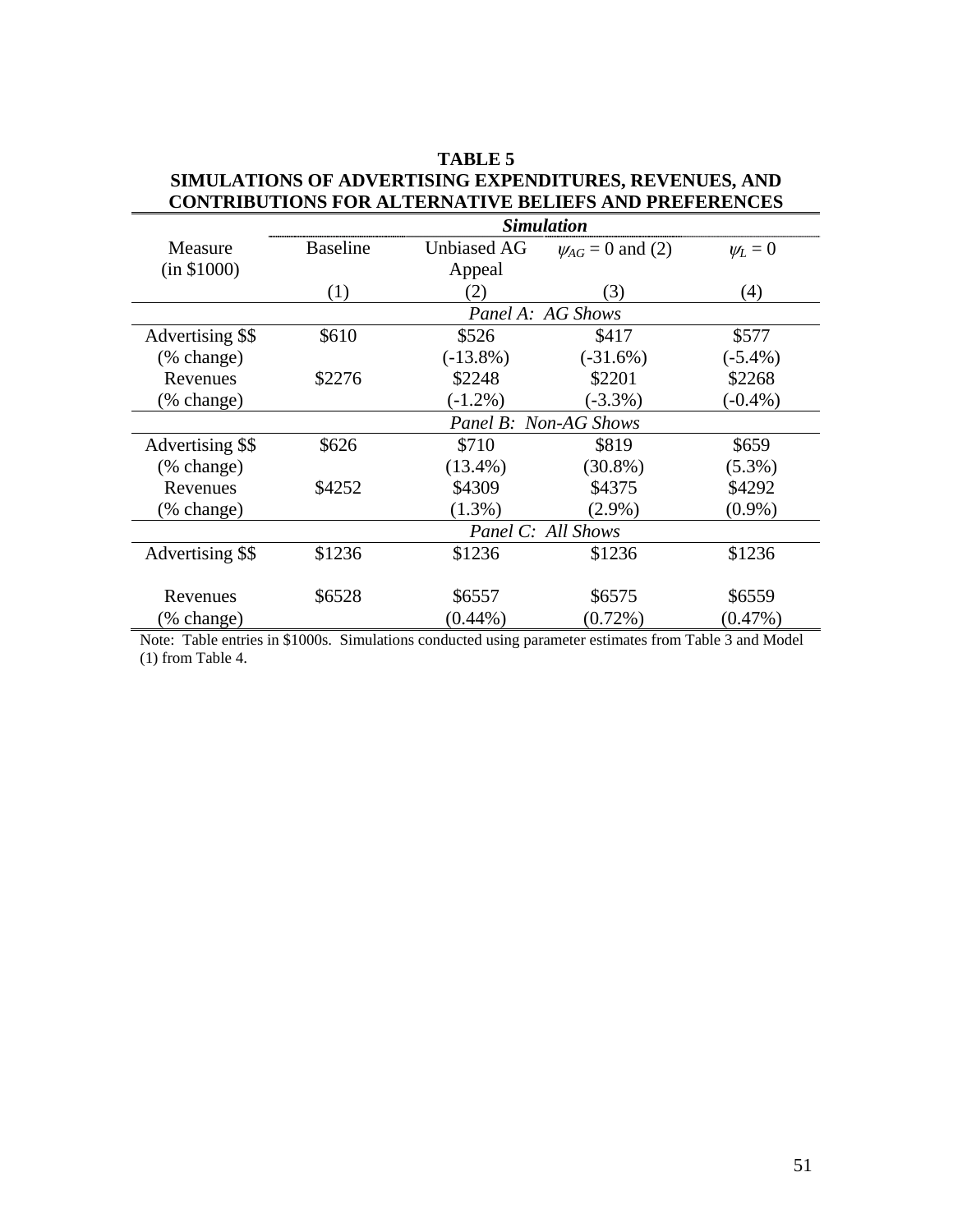**TABLE 5**
**SIMULATIONS OF ADVERTISING EXPENDITURES, REVENUES, AND CONTRIBUTIONS FOR ALTERNATIVE BELIEFS AND PREFERENCES**

| Measure (in \$1000) | *Simulation* | | | |
|---|---|---|---|---|
| | Baseline | Unbiased AG Appeal | $\psi_{AG} = 0$ and (2) | $\psi_L = 0$ |
| | (1) | (2) | (3) | (4) |
| | *Panel A: AG Shows* | | | |
| Advertising \$\$ | \$610 | \$526 | \$417 | \$577 |
| (% change) | | (-13.8%) | (-31.6%) | (-5.4%) |
| Revenues | \$2276 | \$2248 | \$2201 | \$2268 |
| (% change) | | (-1.2%) | (-3.3%) | (-0.4%) |
| | *Panel B: Non-AG Shows* | | | |
| Advertising \$\$ | \$626 | \$710 | \$819 | \$659 |
| (% change) | | (13.4%) | (30.8%) | (5.3%) |
| Revenues | \$4252 | \$4309 | \$4375 | \$4292 |
| (% change) | | (1.3%) | (2.9%) | (0.9%) |
| | *Panel C: All Shows* | | | |
| Advertising \$\$ | \$1236 | \$1236 | \$1236 | \$1236 |
| Revenues | \$6528 | \$6557 | \$6575 | \$6559 |
| (% change) | | (0.44%) | (0.72%) | (0.47%) |

Note: Table entries in \$1000s. Simulations conducted using parameter estimates from Table 3 and Model (1) from Table 4.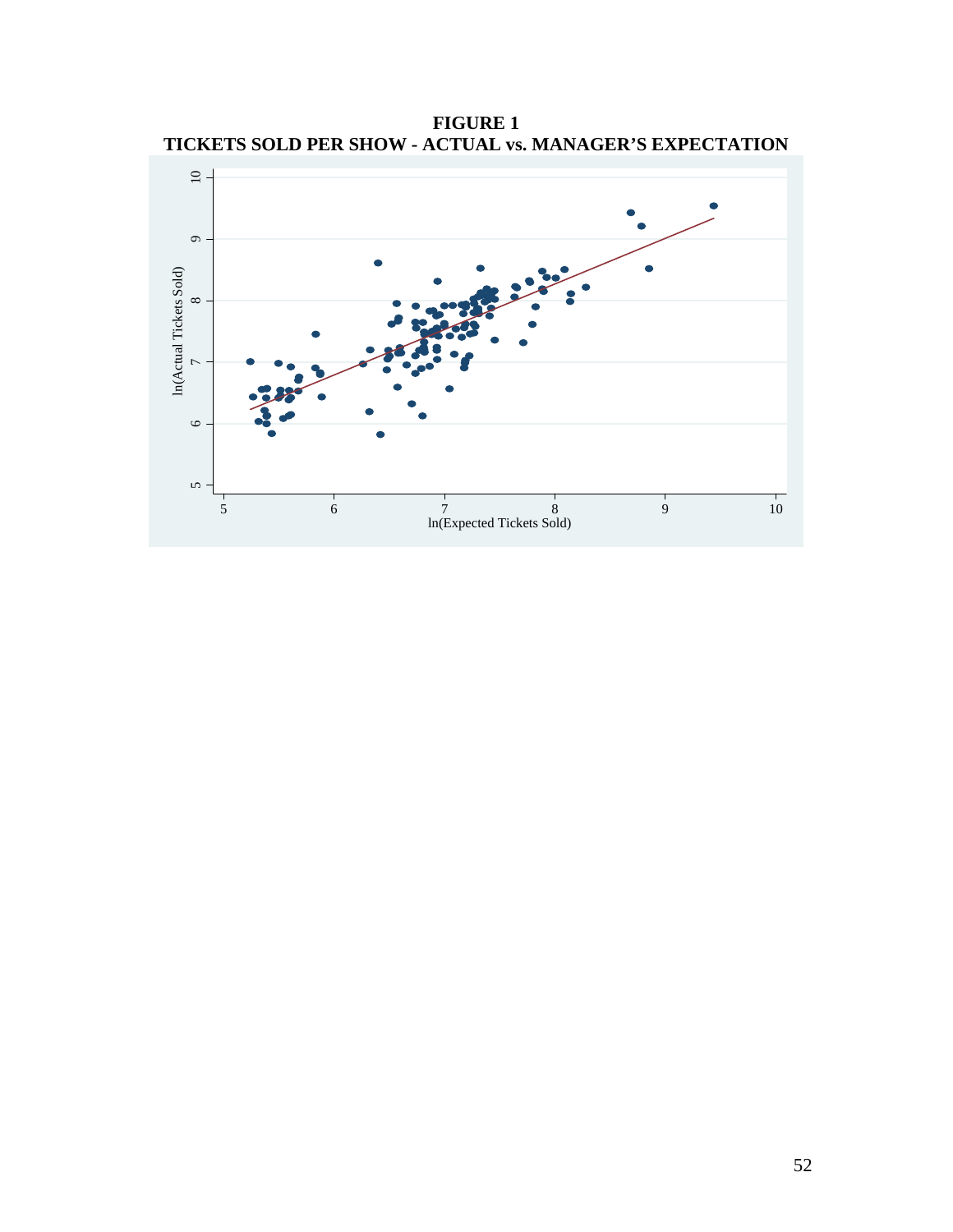**FIGURE 1**
**TICKETS SOLD PER SHOW - ACTUAL vs. MANAGER'S EXPECTATION**

ln(Actual Tickets Sold)

10
9
8
7
6
5

5
6
7
8
9
10

ln(Expected Tickets Sold)